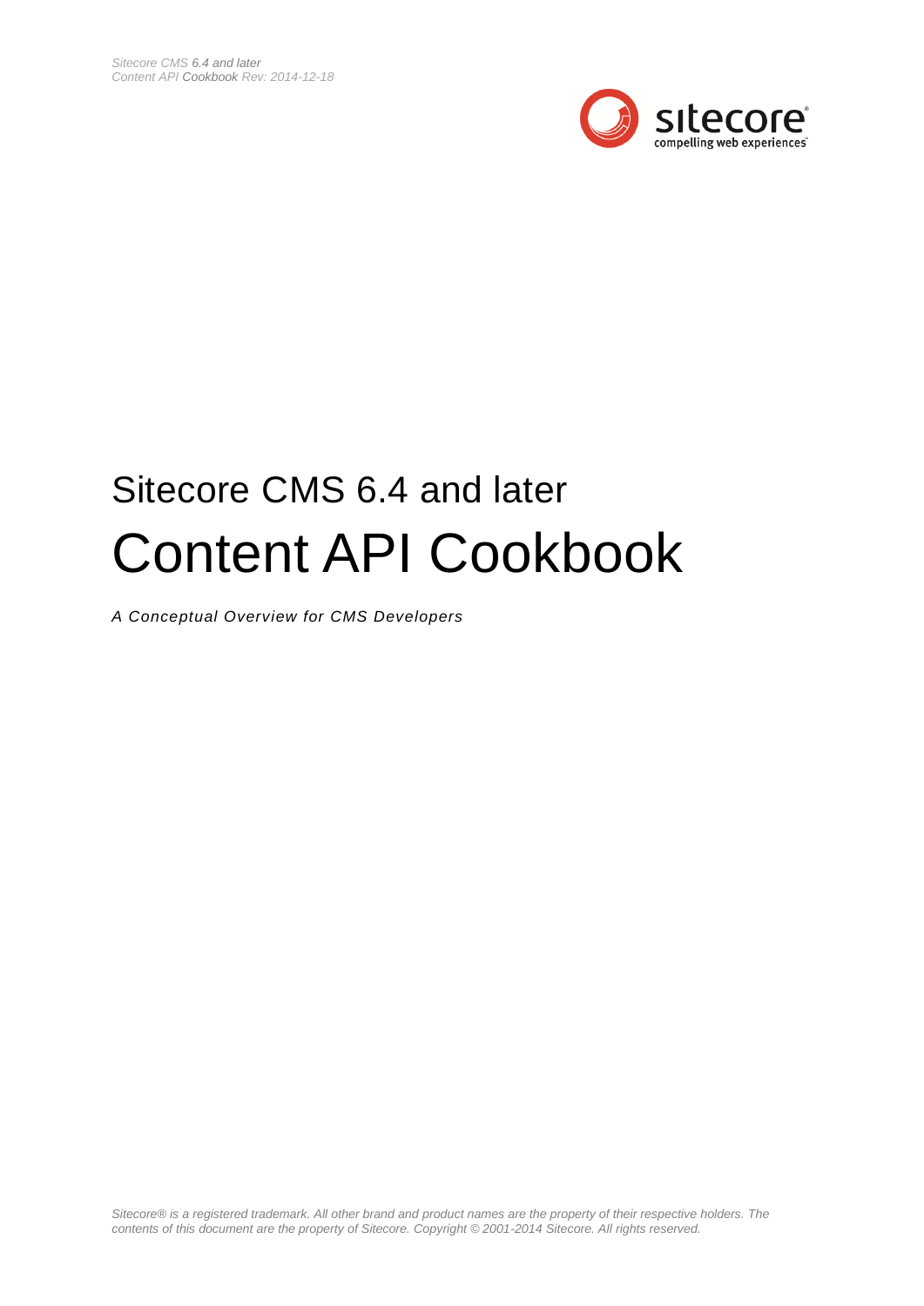# Sitecore CMS 6.4 and later

# Content API Cookbook

*A Conceptual Overview for CMS Developers*

*Sitecore® is a registered trademark. All other brand and product names are the property of their respective holders. The contents of this document are the property of Sitecore. Copyright © 2001-2014 Sitecore. All rights reserved.*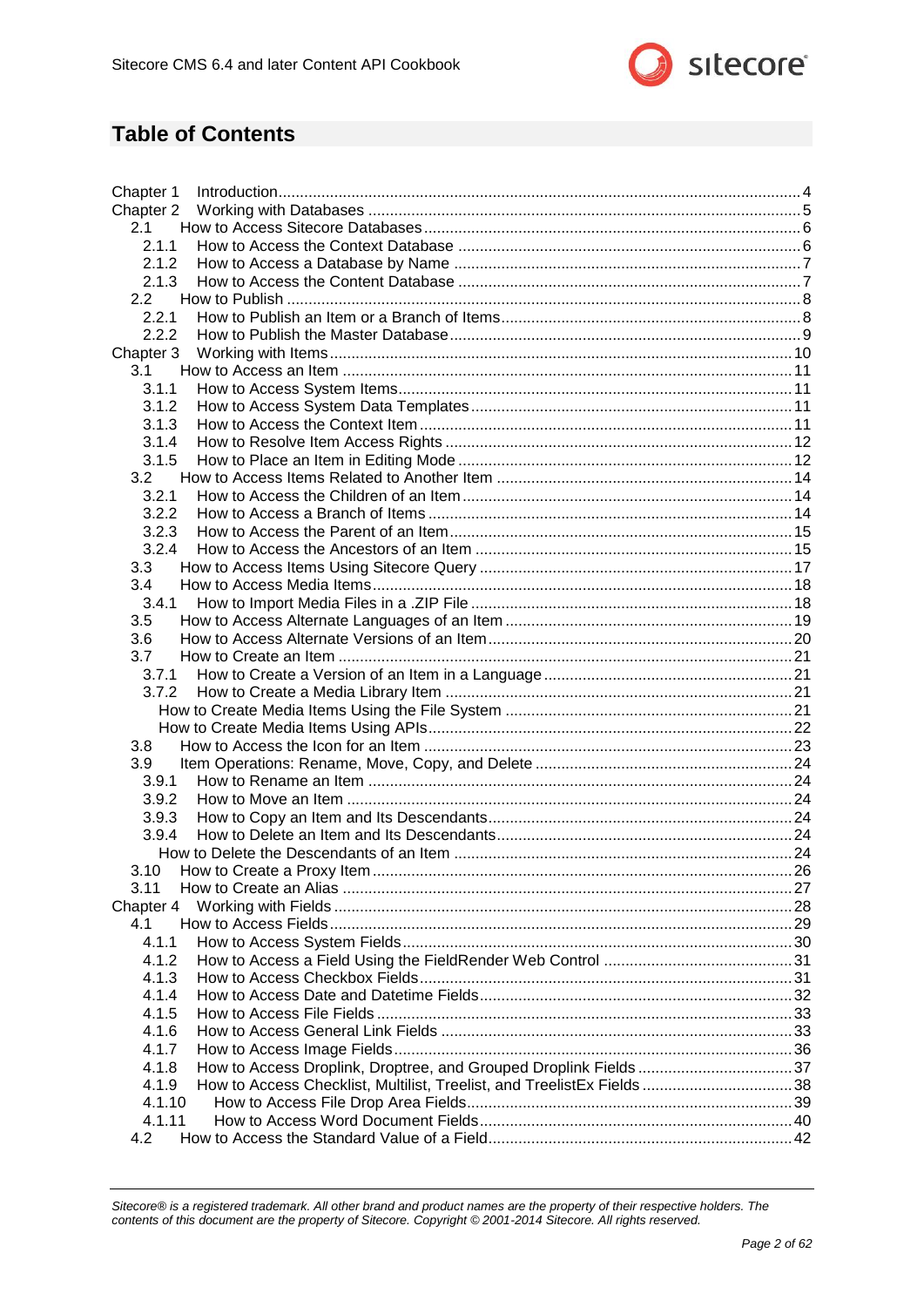# Table of Contents

Chapter 1 Introduction ........ 4
Chapter 2 Working with Databases ........ 5
- 2.1 How to Access Sitecore Databases ........ 6
  - 2.1.1 How to Access the Context Database ........ 6
  - 2.1.2 How to Access a Database by Name ........ 7
  - 2.1.3 How to Access the Content Database ........ 7
- 2.2 How to Publish ........ 8
  - 2.2.1 How to Publish an Item or a Branch of Items ........ 8
  - 2.2.2 How to Publish the Master Database ........ 9

Chapter 3 Working with Items ........ 10
- 3.1 How to Access an Item ........ 11
  - 3.1.1 How to Access System Items ........ 11
  - 3.1.2 How to Access System Data Templates ........ 11
  - 3.1.3 How to Access the Context Item ........ 11
  - 3.1.4 How to Resolve Item Access Rights ........ 12
  - 3.1.5 How to Place an Item in Editing Mode ........ 12
- 3.2 How to Access Items Related to Another Item ........ 14
  - 3.2.1 How to Access the Children of an Item ........ 14
  - 3.2.2 How to Access a Branch of Items ........ 14
  - 3.2.3 How to Access the Parent of an Item ........ 15
  - 3.2.4 How to Access the Ancestors of an Item ........ 15
- 3.3 How to Access Items Using Sitecore Query ........ 17
- 3.4 How to Access Media Items ........ 18
  - 3.4.1 How to Import Media Files in a .ZIP File ........ 18
- 3.5 How to Access Alternate Languages of an Item ........ 19
- 3.6 How to Access Alternate Versions of an Item ........ 20
- 3.7 How to Create an Item ........ 21
  - 3.7.1 How to Create a Version of an Item in a Language ........ 21
  - 3.7.2 How to Create a Media Library Item ........ 21
    - How to Create Media Items Using the File System ........ 21
    - How to Create Media Items Using APIs ........ 22
- 3.8 How to Access the Icon for an Item ........ 23
- 3.9 Item Operations: Rename, Move, Copy, and Delete ........ 24
  - 3.9.1 How to Rename an Item ........ 24
  - 3.9.2 How to Move an Item ........ 24
  - 3.9.3 How to Copy an Item and Its Descendants ........ 24
  - 3.9.4 How to Delete an Item and Its Descendants ........ 24
    - How to Delete the Descendants of an Item ........ 24
- 3.10 How to Create a Proxy Item ........ 26
- 3.11 How to Create an Alias ........ 27

Chapter 4 Working with Fields ........ 28
- 4.1 How to Access Fields ........ 29
  - 4.1.1 How to Access System Fields ........ 30
  - 4.1.2 How to Access a Field Using the FieldRender Web Control ........ 31
  - 4.1.3 How to Access Checkbox Fields ........ 31
  - 4.1.4 How to Access Date and Datetime Fields ........ 32
  - 4.1.5 How to Access File Fields ........ 33
  - 4.1.6 How to Access General Link Fields ........ 33
  - 4.1.7 How to Access Image Fields ........ 36
  - 4.1.8 How to Access Droplink, Droptree, and Grouped Droplink Fields ........ 37
  - 4.1.9 How to Access Checklist, Multilist, Treelist, and TreelistEx Fields ........ 38
  - 4.1.10 How to Access File Drop Area Fields ........ 39
  - 4.1.11 How to Access Word Document Fields ........ 40
- 4.2 How to Access the Standard Value of a Field ........ 42

*Sitecore® is a registered trademark. All other brand and product names are the property of their respective holders. The contents of this document are the property of Sitecore. Copyright © 2001-2014 Sitecore. All rights reserved.*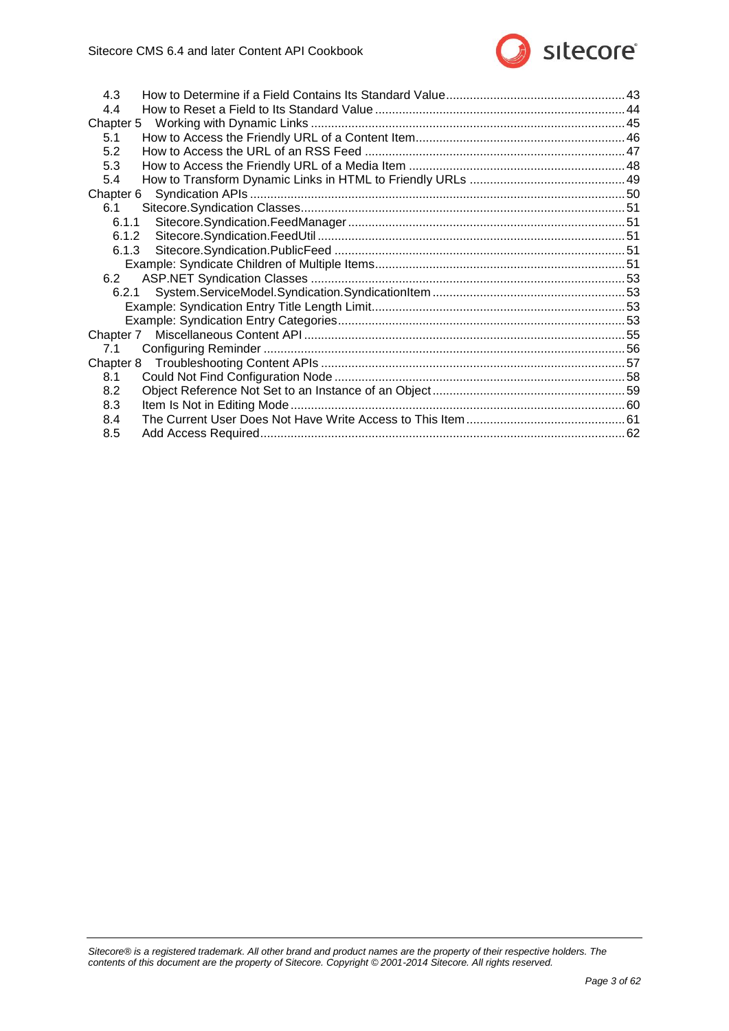4.3 How to Determine if a Field Contains Its Standard Value ..... 43
4.4 How to Reset a Field to Its Standard Value ..... 44

Chapter 5 Working with Dynamic Links ..... 45
5.1 How to Access the Friendly URL of a Content Item ..... 46
5.2 How to Access the URL of an RSS Feed ..... 47
5.3 How to Access the Friendly URL of a Media Item ..... 48
5.4 How to Transform Dynamic Links in HTML to Friendly URLs ..... 49

Chapter 6 Syndication APIs ..... 50
6.1 Sitecore.Syndication Classes ..... 51
6.1.1 Sitecore.Syndication.FeedManager ..... 51
6.1.2 Sitecore.Syndication.FeedUtil ..... 51
6.1.3 Sitecore.Syndication.PublicFeed ..... 51
Example: Syndicate Children of Multiple Items ..... 51
6.2 ASP.NET Syndication Classes ..... 53
6.2.1 System.ServiceModel.Syndication.SyndicationItem ..... 53
Example: Syndication Entry Title Length Limit ..... 53
Example: Syndication Entry Categories ..... 53

Chapter 7 Miscellaneous Content API ..... 55
7.1 Configuring Reminder ..... 56

Chapter 8 Troubleshooting Content APIs ..... 57
8.1 Could Not Find Configuration Node ..... 58
8.2 Object Reference Not Set to an Instance of an Object ..... 59
8.3 Item Is Not in Editing Mode ..... 60
8.4 The Current User Does Not Have Write Access to This Item ..... 61
8.5 Add Access Required ..... 62

*Sitecore® is a registered trademark. All other brand and product names are the property of their respective holders. The contents of this document are the property of Sitecore. Copyright © 2001-2014 Sitecore. All rights reserved.*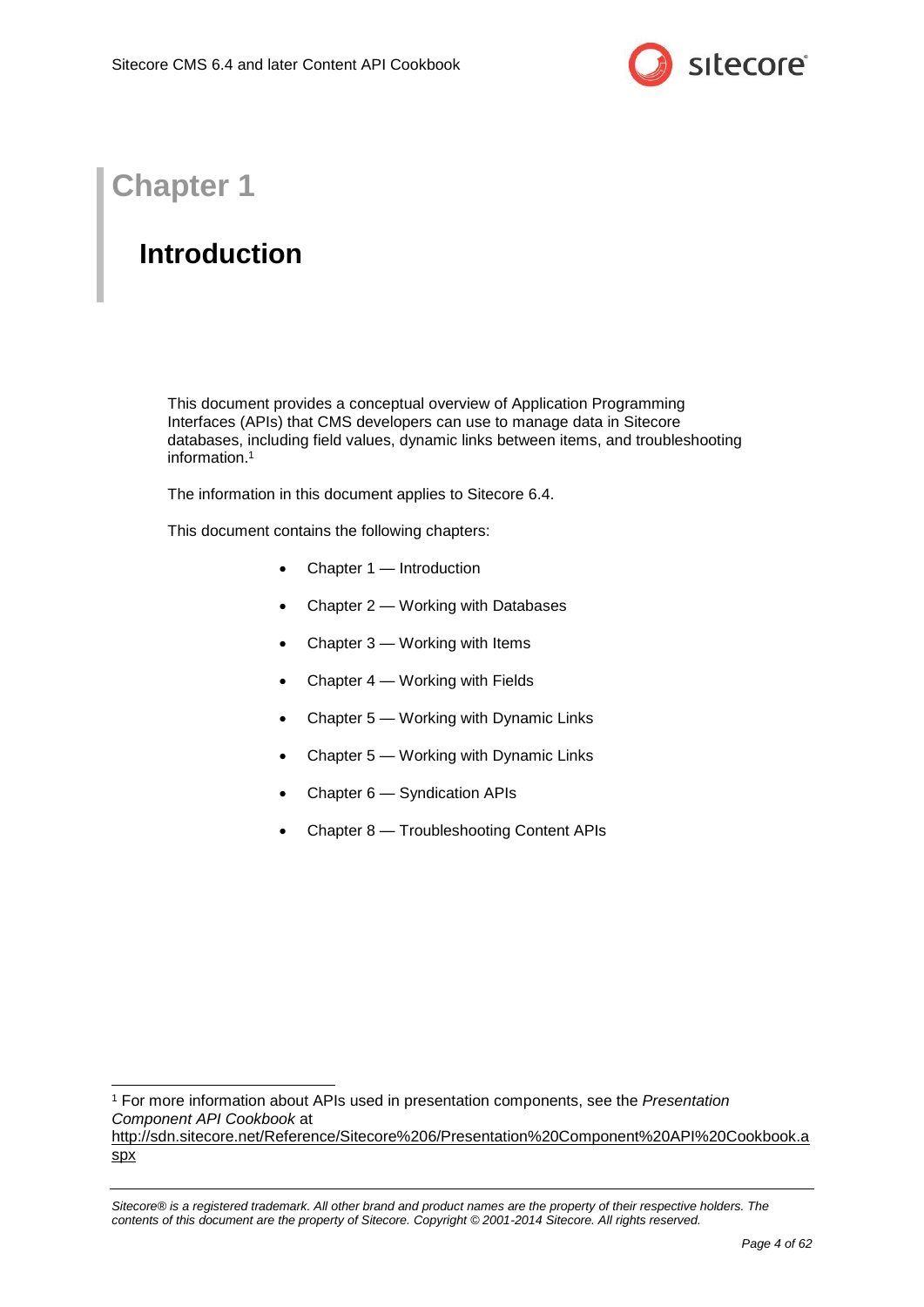# Chapter 1

## Introduction

This document provides a conceptual overview of Application Programming Interfaces (APIs) that CMS developers can use to manage data in Sitecore databases, including field values, dynamic links between items, and troubleshooting information.[1]

The information in this document applies to Sitecore 6.4.

This document contains the following chapters:

- Chapter 1 — Introduction
- Chapter 2 — Working with Databases
- Chapter 3 — Working with Items
- Chapter 4 — Working with Fields
- Chapter 5 — Working with Dynamic Links
- Chapter 5 — Working with Dynamic Links
- Chapter 6 — Syndication APIs
- Chapter 8 — Troubleshooting Content APIs

---

[1] For more information about APIs used in presentation components, see the *Presentation Component API Cookbook* at http://sdn.sitecore.net/Reference/Sitecore%206/Presentation%20Component%20API%20Cookbook.aspx

*Sitecore® is a registered trademark. All other brand and product names are the property of their respective holders. The contents of this document are the property of Sitecore. Copyright © 2001-2014 Sitecore. All rights reserved.*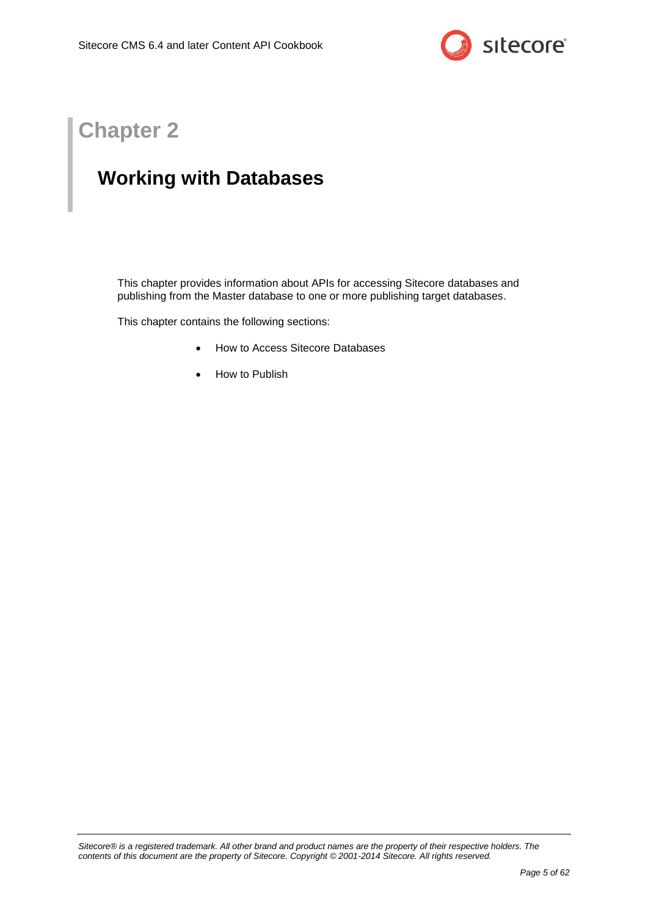# Chapter 2

## Working with Databases

This chapter provides information about APIs for accessing Sitecore databases and publishing from the Master database to one or more publishing target databases.

This chapter contains the following sections:

- How to Access Sitecore Databases
- How to Publish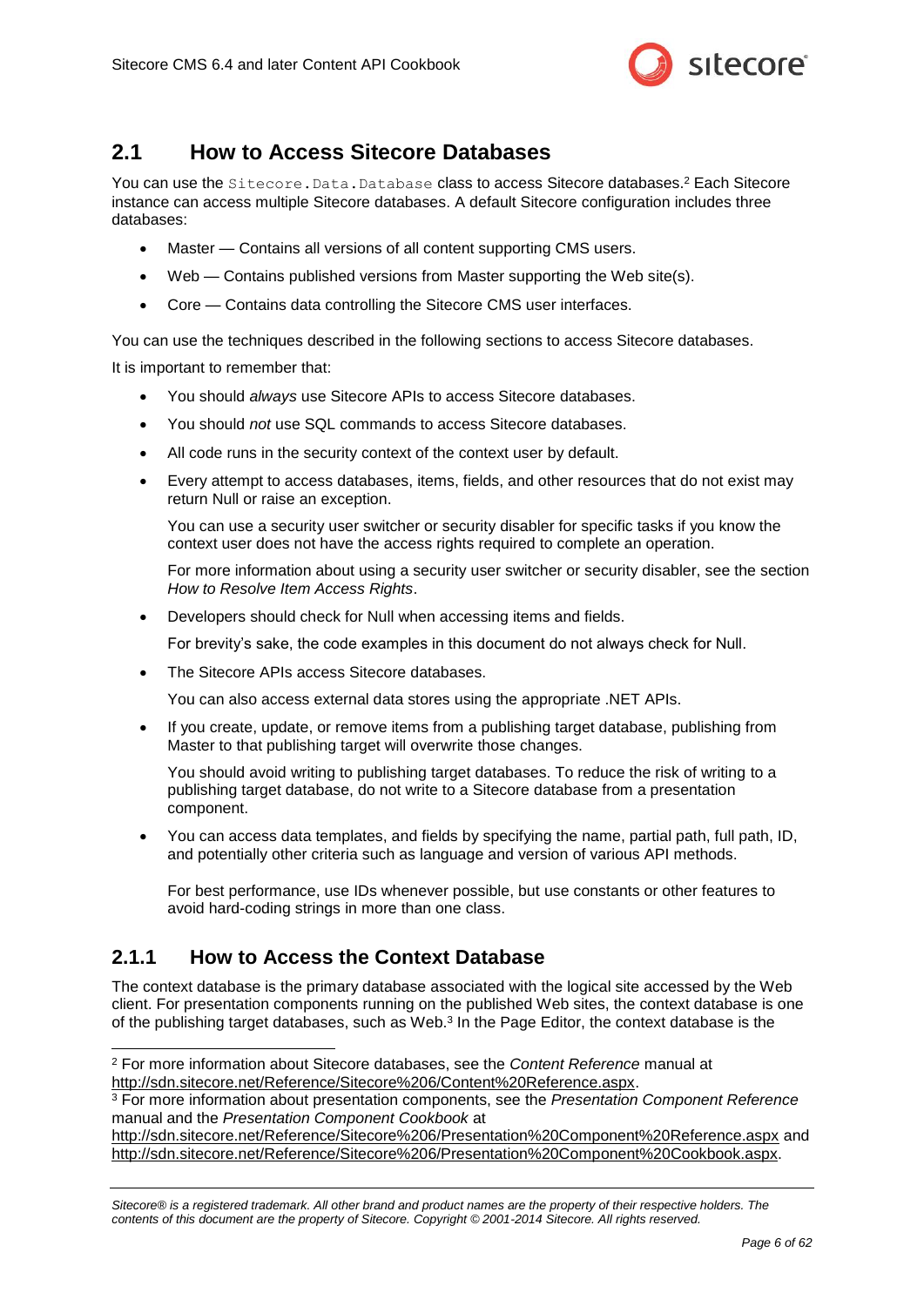## 2.1 How to Access Sitecore Databases

You can use the `Sitecore.Data.Database` class to access Sitecore databases.[2] Each Sitecore instance can access multiple Sitecore databases. A default Sitecore configuration includes three databases:

- Master — Contains all versions of all content supporting CMS users.
- Web — Contains published versions from Master supporting the Web site(s).
- Core — Contains data controlling the Sitecore CMS user interfaces.

You can use the techniques described in the following sections to access Sitecore databases.

It is important to remember that:

- You should *always* use Sitecore APIs to access Sitecore databases.
- You should *not* use SQL commands to access Sitecore databases.
- All code runs in the security context of the context user by default.
- Every attempt to access databases, items, fields, and other resources that do not exist may return Null or raise an exception.

  You can use a security user switcher or security disabler for specific tasks if you know the context user does not have the access rights required to complete an operation.

  For more information about using a security user switcher or security disabler, see the section *How to Resolve Item Access Rights*.

- Developers should check for Null when accessing items and fields.

  For brevity's sake, the code examples in this document do not always check for Null.

- The Sitecore APIs access Sitecore databases.

  You can also access external data stores using the appropriate .NET APIs.

- If you create, update, or remove items from a publishing target database, publishing from Master to that publishing target will overwrite those changes.

  You should avoid writing to publishing target databases. To reduce the risk of writing to a publishing target database, do not write to a Sitecore database from a presentation component.

- You can access data templates, and fields by specifying the name, partial path, full path, ID, and potentially other criteria such as language and version of various API methods.

  For best performance, use IDs whenever possible, but use constants or other features to avoid hard-coding strings in more than one class.

### 2.1.1 How to Access the Context Database

The context database is the primary database associated with the logical site accessed by the Web client. For presentation components running on the published Web sites, the context database is one of the publishing target databases, such as Web.[3] In the Page Editor, the context database is the

---

[2] For more information about Sitecore databases, see the *Content Reference* manual at http://sdn.sitecore.net/Reference/Sitecore%206/Content%20Reference.aspx.

[3] For more information about presentation components, see the *Presentation Component Reference* manual and the *Presentation Component Cookbook* at http://sdn.sitecore.net/Reference/Sitecore%206/Presentation%20Component%20Reference.aspx and http://sdn.sitecore.net/Reference/Sitecore%206/Presentation%20Component%20Cookbook.aspx.

*Sitecore® is a registered trademark. All other brand and product names are the property of their respective holders. The contents of this document are the property of Sitecore. Copyright © 2001-2014 Sitecore. All rights reserved.*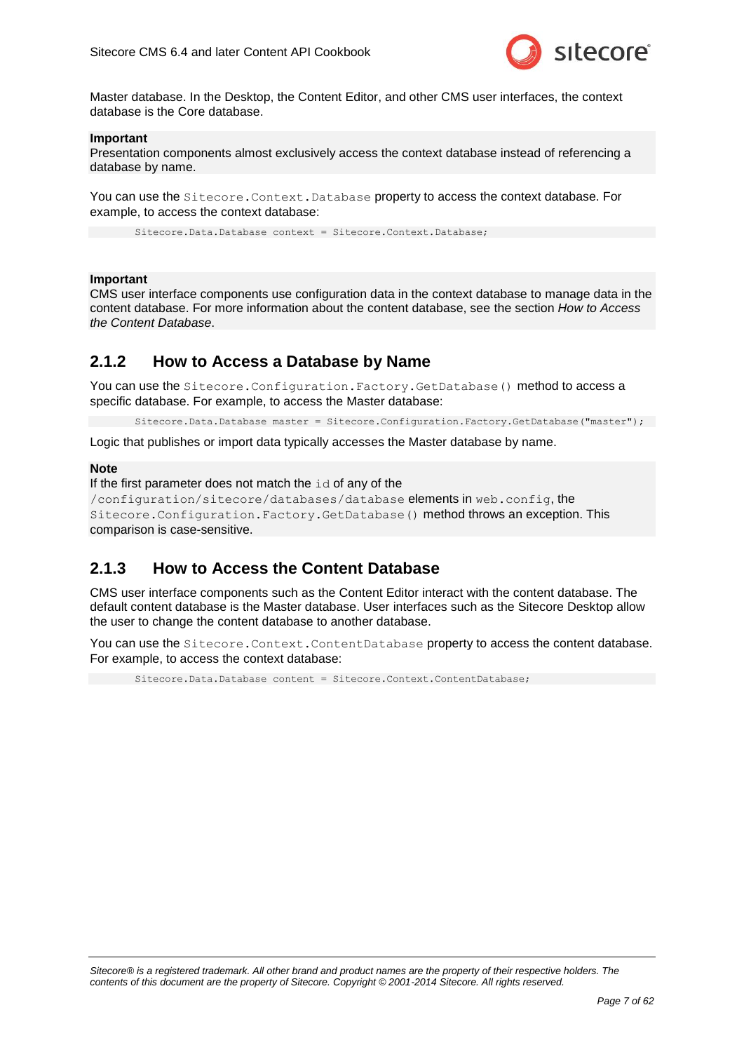Master database. In the Desktop, the Content Editor, and other CMS user interfaces, the context database is the Core database.

**Important**
Presentation components almost exclusively access the context database instead of referencing a database by name.

You can use the `Sitecore.Context.Database` property to access the context database. For example, to access the context database:

```
Sitecore.Data.Database context = Sitecore.Context.Database;
```

**Important**
CMS user interface components use configuration data in the context database to manage data in the content database. For more information about the content database, see the section *How to Access the Content Database*.

### 2.1.2 How to Access a Database by Name

You can use the `Sitecore.Configuration.Factory.GetDatabase()` method to access a specific database. For example, to access the Master database:

```
Sitecore.Data.Database master = Sitecore.Configuration.Factory.GetDatabase("master");
```

Logic that publishes or import data typically accesses the Master database by name.

**Note**
If the first parameter does not match the `id` of any of the `/configuration/sitecore/databases/database` elements in `web.config`, the `Sitecore.Configuration.Factory.GetDatabase()` method throws an exception. This comparison is case-sensitive.

### 2.1.3 How to Access the Content Database

CMS user interface components such as the Content Editor interact with the content database. The default content database is the Master database. User interfaces such as the Sitecore Desktop allow the user to change the content database to another database.

You can use the `Sitecore.Context.ContentDatabase` property to access the content database. For example, to access the context database:

```
Sitecore.Data.Database content = Sitecore.Context.ContentDatabase;
```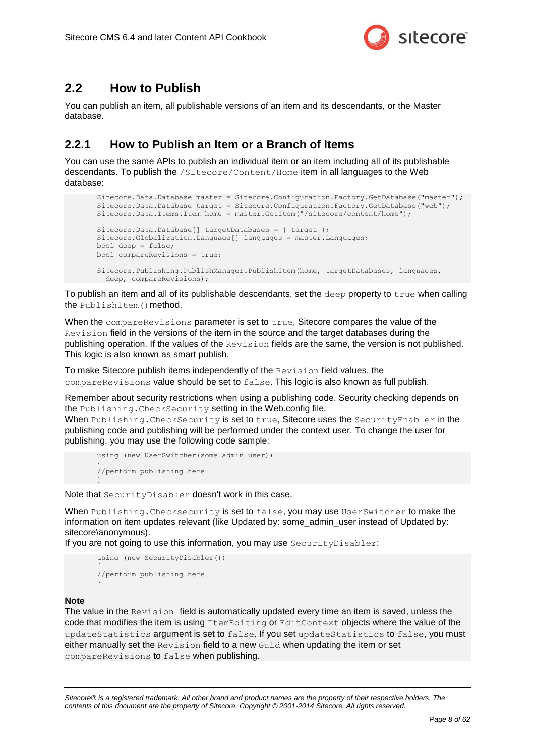## 2.2 How to Publish

You can publish an item, all publishable versions of an item and its descendants, or the Master database.

### 2.2.1 How to Publish an Item or a Branch of Items

You can use the same APIs to publish an individual item or an item including all of its publishable descendants. To publish the `/Sitecore/Content/Home` item in all languages to the Web database:

```
Sitecore.Data.Database master = Sitecore.Configuration.Factory.GetDatabase("master");
Sitecore.Data.Database target = Sitecore.Configuration.Factory.GetDatabase("web");
Sitecore.Data.Items.Item home = master.GetItem("/sitecore/content/home");

Sitecore.Data.Database[] targetDatabases = { target };
Sitecore.Globalization.Language[] languages = master.Languages;
bool deep = false;
bool compareRevisions = true;

Sitecore.Publishing.PublishManager.PublishItem(home, targetDatabases, languages,
  deep, compareRevisions);
```

To publish an item and all of its publishable descendants, set the `deep` property to `true` when calling the `PublishItem()` method.

When the `compareRevisions` parameter is set to `true`, Sitecore compares the value of the `Revision` field in the versions of the item in the source and the target databases during the publishing operation. If the values of the `Revision` fields are the same, the version is not published. This logic is also known as smart publish.

To make Sitecore publish items independently of the `Revision` field values, the `compareRevisions` value should be set to `false`. This logic is also known as full publish.

Remember about security restrictions when using a publishing code. Security checking depends on the `Publishing.CheckSecurity` setting in the Web.config file.
When `Publishing.CheckSecurity` is set to `true`, Sitecore uses the `SecurityEnabler` in the publishing code and publishing will be performed under the context user. To change the user for publishing, you may use the following code sample:

```
using (new UserSwitcher(some_admin_user))
{
//perform publishing here
}
```

Note that `SecurityDisabler` doesn't work in this case.

When `Publishing.Checksecurity` is set to `false`, you may use `UserSwitcher` to make the information on item updates relevant (like Updated by: some_admin_user instead of Updated by: sitecore\anonymous).
If you are not going to use this information, you may use `SecurityDisabler`:

```
using (new SecurityDisabler())
{
//perform publishing here
}
```

**Note**
The value in the `Revision` field is automatically updated every time an item is saved, unless the code that modifies the item is using `ItemEditing` or `EditContext` objects where the value of the `updateStatistics` argument is set to `false`. If you set `updateStatistics` to `false`, you must either manually set the `Revision` field to a new `Guid` when updating the item or set `compareRevisions` to `false` when publishing.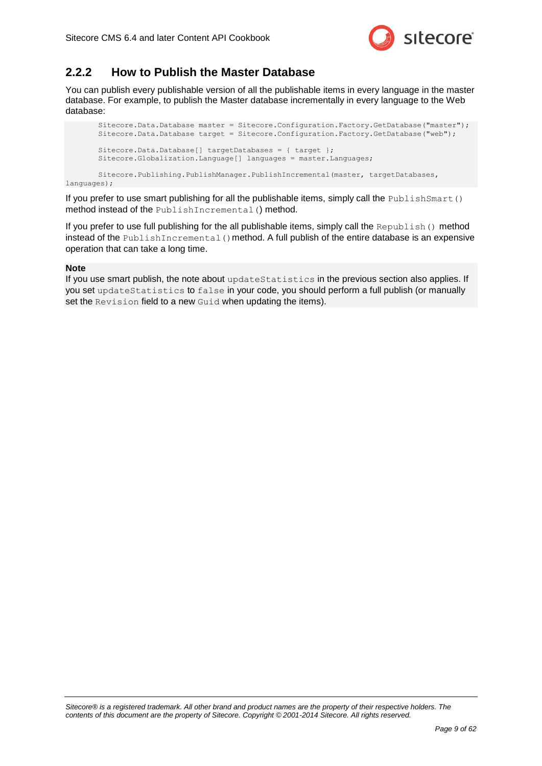## 2.2.2 How to Publish the Master Database

You can publish every publishable version of all the publishable items in every language in the master database. For example, to publish the Master database incrementally in every language to the Web database:

```
        Sitecore.Data.Database master = Sitecore.Configuration.Factory.GetDatabase("master");
        Sitecore.Data.Database target = Sitecore.Configuration.Factory.GetDatabase("web");

        Sitecore.Data.Database[] targetDatabases = { target };
        Sitecore.Globalization.Language[] languages = master.Languages;

        Sitecore.Publishing.PublishManager.PublishIncremental(master, targetDatabases, 
languages);
```

If you prefer to use smart publishing for all the publishable items, simply call the `PublishSmart()` method instead of the `PublishIncremental()` method.

If you prefer to use full publishing for the all publishable items, simply call the `Republish()` method instead of the `PublishIncremental()` method. A full publish of the entire database is an expensive operation that can take a long time.

**Note**

If you use smart publish, the note about `updateStatistics` in the previous section also applies. If you set `updateStatistics` to `false` in your code, you should perform a full publish (or manually set the `Revision` field to a new `Guid` when updating the items).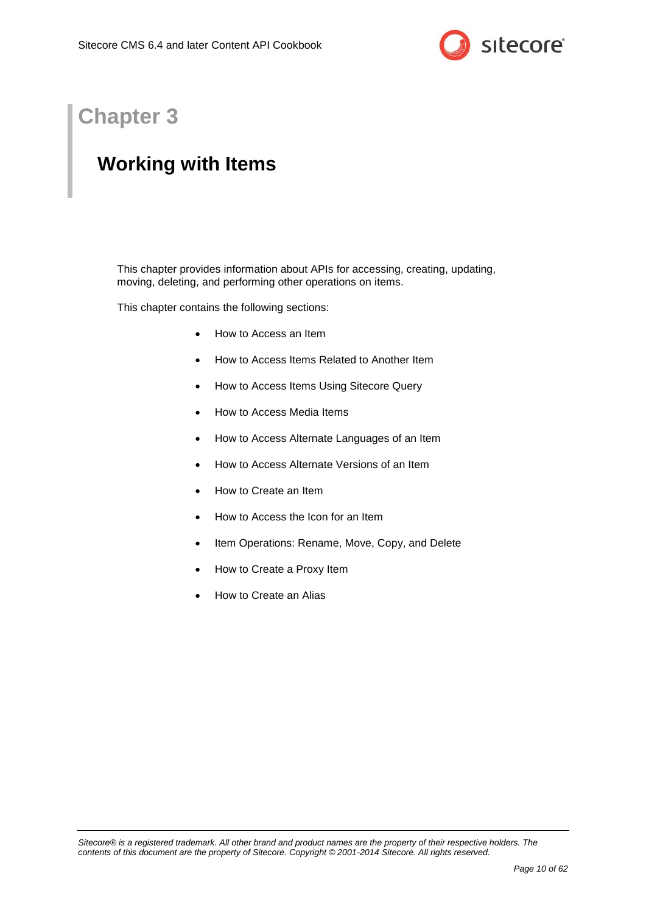# Chapter 3

## Working with Items

This chapter provides information about APIs for accessing, creating, updating, moving, deleting, and performing other operations on items.

This chapter contains the following sections:

- How to Access an Item
- How to Access Items Related to Another Item
- How to Access Items Using Sitecore Query
- How to Access Media Items
- How to Access Alternate Languages of an Item
- How to Access Alternate Versions of an Item
- How to Create an Item
- How to Access the Icon for an Item
- Item Operations: Rename, Move, Copy, and Delete
- How to Create a Proxy Item
- How to Create an Alias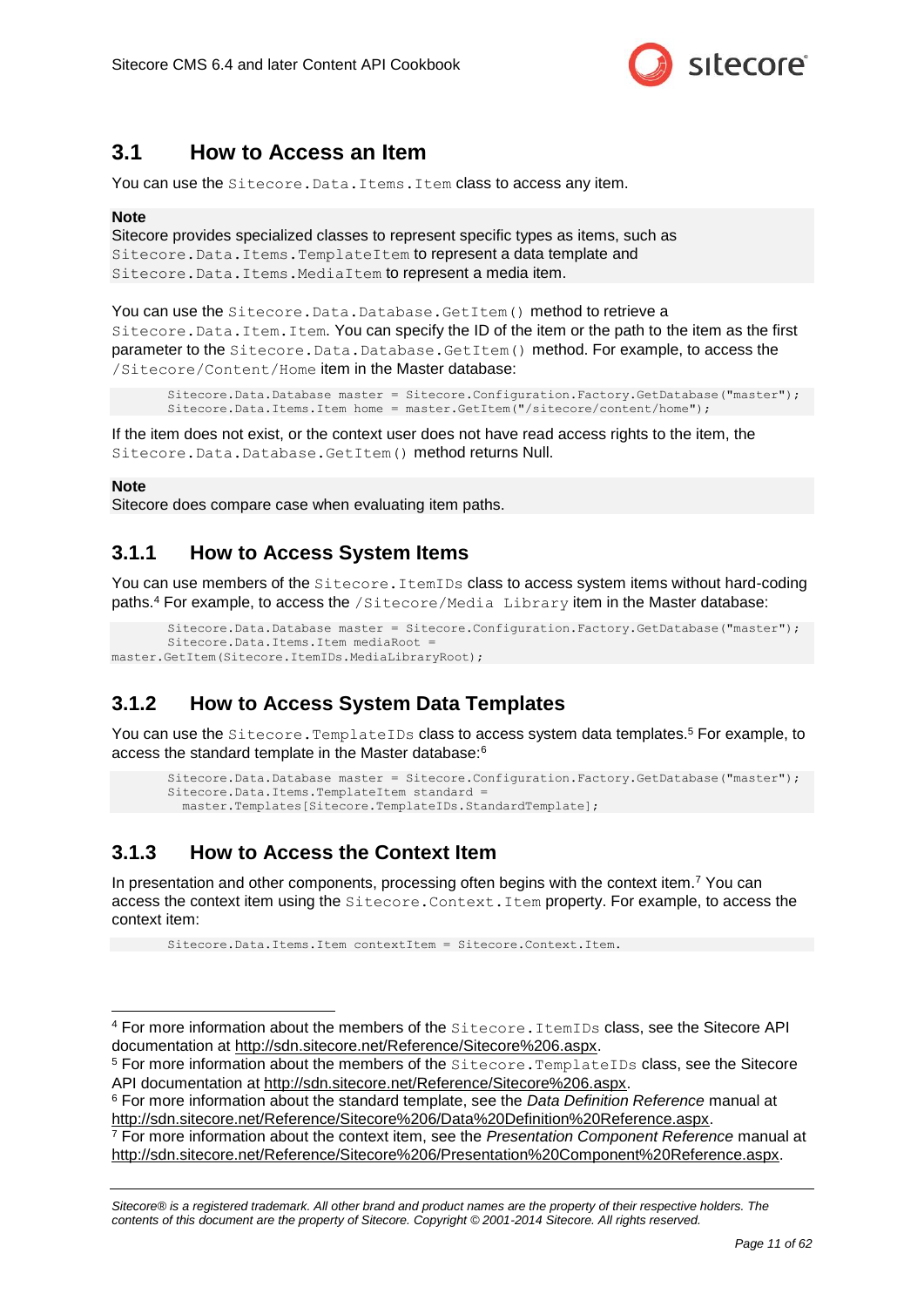## 3.1 How to Access an Item

You can use the `Sitecore.Data.Items.Item` class to access any item.

**Note**
Sitecore provides specialized classes to represent specific types as items, such as `Sitecore.Data.Items.TemplateItem` to represent a data template and `Sitecore.Data.Items.MediaItem` to represent a media item.

You can use the `Sitecore.Data.Database.GetItem()` method to retrieve a `Sitecore.Data.Item.Item`. You can specify the ID of the item or the path to the item as the first parameter to the `Sitecore.Data.Database.GetItem()` method. For example, to access the `/Sitecore/Content/Home` item in the Master database:

```
Sitecore.Data.Database master = Sitecore.Configuration.Factory.GetDatabase("master");
Sitecore.Data.Items.Item home = master.GetItem("/sitecore/content/home");
```

If the item does not exist, or the context user does not have read access rights to the item, the `Sitecore.Data.Database.GetItem()` method returns Null.

**Note**
Sitecore does compare case when evaluating item paths.

### 3.1.1 How to Access System Items

You can use members of the `Sitecore.ItemIDs` class to access system items without hard-coding paths.[4] For example, to access the `/Sitecore/Media Library` item in the Master database:

```
Sitecore.Data.Database master = Sitecore.Configuration.Factory.GetDatabase("master");
Sitecore.Data.Items.Item mediaRoot =
master.GetItem(Sitecore.ItemIDs.MediaLibraryRoot);
```

### 3.1.2 How to Access System Data Templates

You can use the `Sitecore.TemplateIDs` class to access system data templates.[5] For example, to access the standard template in the Master database:[6]

```
Sitecore.Data.Database master = Sitecore.Configuration.Factory.GetDatabase("master");
Sitecore.Data.Items.TemplateItem standard =
  master.Templates[Sitecore.TemplateIDs.StandardTemplate];
```

### 3.1.3 How to Access the Context Item

In presentation and other components, processing often begins with the context item.[7] You can access the context item using the `Sitecore.Context.Item` property. For example, to access the context item:

```
Sitecore.Data.Items.Item contextItem = Sitecore.Context.Item.
```

---

[4] For more information about the members of the `Sitecore.ItemIDs` class, see the Sitecore API documentation at http://sdn.sitecore.net/Reference/Sitecore%206.aspx.

[5] For more information about the members of the `Sitecore.TemplateIDs` class, see the Sitecore API documentation at http://sdn.sitecore.net/Reference/Sitecore%206.aspx.

[6] For more information about the standard template, see the *Data Definition Reference* manual at http://sdn.sitecore.net/Reference/Sitecore%206/Data%20Definition%20Reference.aspx.

[7] For more information about the context item, see the *Presentation Component Reference* manual at http://sdn.sitecore.net/Reference/Sitecore%206/Presentation%20Component%20Reference.aspx.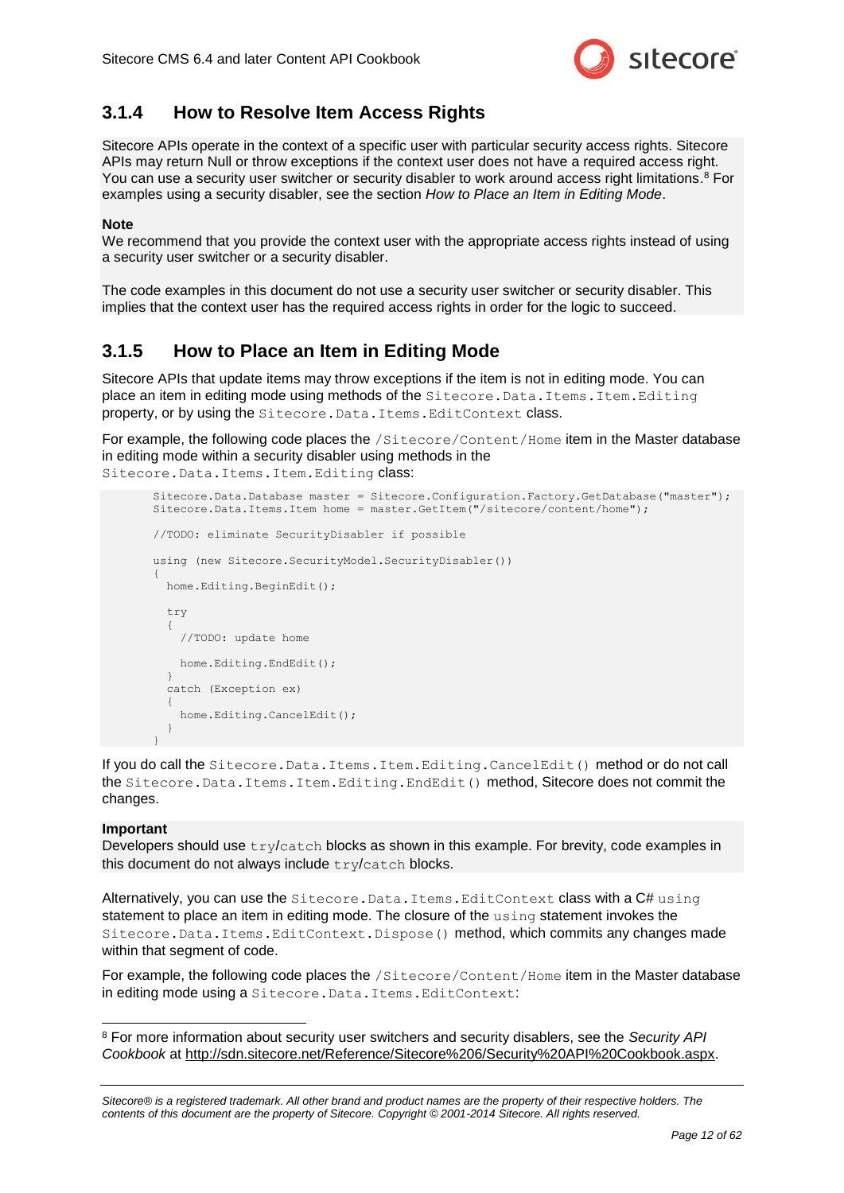### 3.1.4 How to Resolve Item Access Rights

Sitecore APIs operate in the context of a specific user with particular security access rights. Sitecore APIs may return Null or throw exceptions if the context user does not have a required access right. You can use a security user switcher or security disabler to work around access right limitations.[8] For examples using a security disabler, see the section *How to Place an Item in Editing Mode*.

**Note**
We recommend that you provide the context user with the appropriate access rights instead of using a security user switcher or a security disabler.

The code examples in this document do not use a security user switcher or security disabler. This implies that the context user has the required access rights in order for the logic to succeed.

### 3.1.5 How to Place an Item in Editing Mode

Sitecore APIs that update items may throw exceptions if the item is not in editing mode. You can place an item in editing mode using methods of the `Sitecore.Data.Items.Item.Editing` property, or by using the `Sitecore.Data.Items.EditContext` class.

For example, the following code places the `/Sitecore/Content/Home` item in the Master database in editing mode within a security disabler using methods in the `Sitecore.Data.Items.Item.Editing` class:

```
Sitecore.Data.Database master = Sitecore.Configuration.Factory.GetDatabase("master");
Sitecore.Data.Items.Item home = master.GetItem("/sitecore/content/home");

//TODO: eliminate SecurityDisabler if possible

using (new Sitecore.SecurityModel.SecurityDisabler())
{
  home.Editing.BeginEdit();

  try
  {
    //TODO: update home

    home.Editing.EndEdit();
  }
  catch (Exception ex)
  {
    home.Editing.CancelEdit();
  }
}
```

If you do call the `Sitecore.Data.Items.Item.Editing.CancelEdit()` method or do not call the `Sitecore.Data.Items.Item.Editing.EndEdit()` method, Sitecore does not commit the changes.

**Important**
Developers should use `try`/`catch` blocks as shown in this example. For brevity, code examples in this document do not always include `try`/`catch` blocks.

Alternatively, you can use the `Sitecore.Data.Items.EditContext` class with a C# `using` statement to place an item in editing mode. The closure of the `using` statement invokes the `Sitecore.Data.Items.EditContext.Dispose()` method, which commits any changes made within that segment of code.

For example, the following code places the `/Sitecore/Content/Home` item in the Master database in editing mode using a `Sitecore.Data.Items.EditContext`:

---

[8] For more information about security user switchers and security disablers, see the *Security API Cookbook* at http://sdn.sitecore.net/Reference/Sitecore%206/Security%20API%20Cookbook.aspx.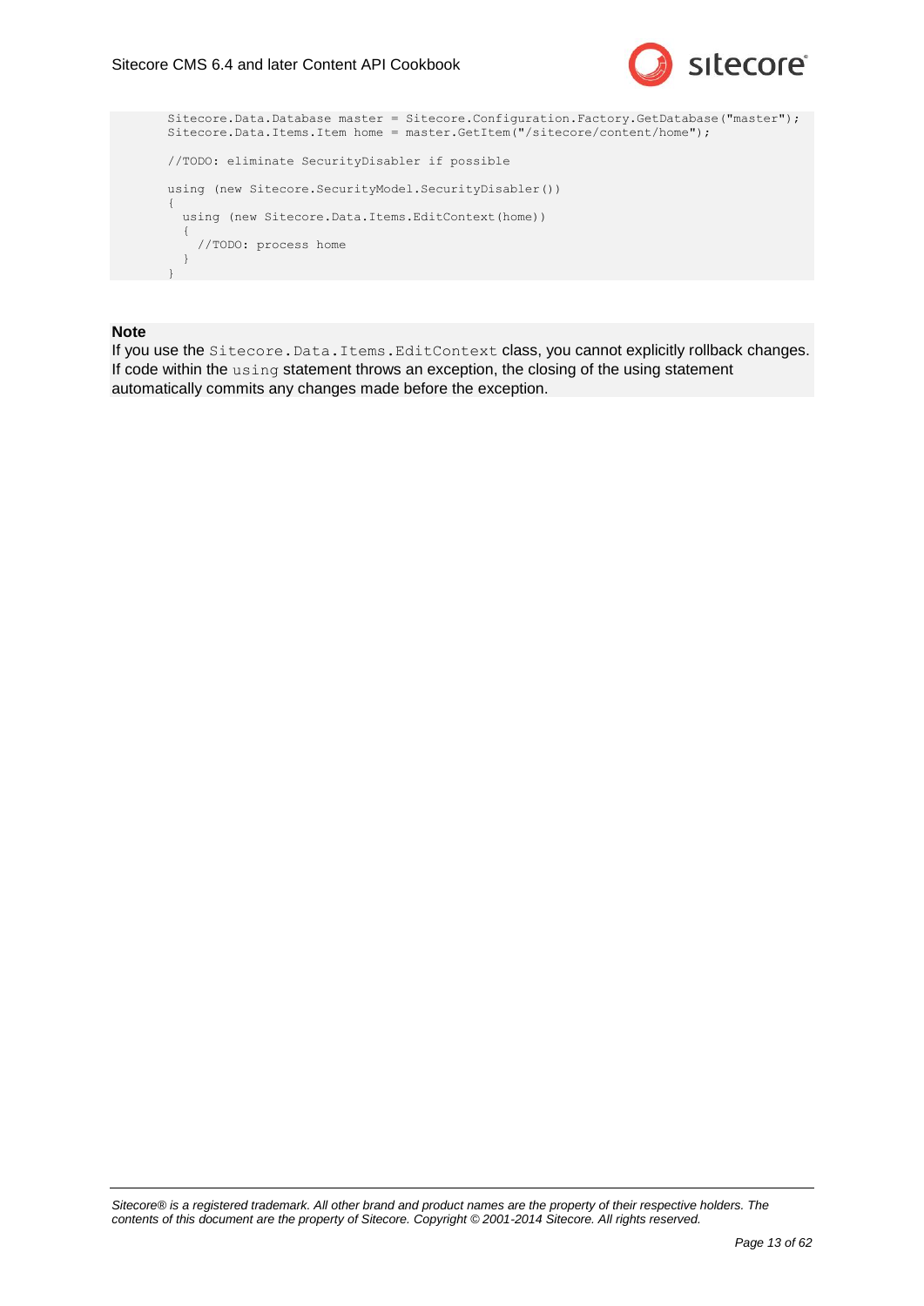```
Sitecore.Data.Database master = Sitecore.Configuration.Factory.GetDatabase("master");
Sitecore.Data.Items.Item home = master.GetItem("/sitecore/content/home");

//TODO: eliminate SecurityDisabler if possible

using (new Sitecore.SecurityModel.SecurityDisabler())
{
  using (new Sitecore.Data.Items.EditContext(home))
  {
    //TODO: process home
  }
}
```

**Note**

If you use the `Sitecore.Data.Items.EditContext` class, you cannot explicitly rollback changes. If code within the `using` statement throws an exception, the closing of the using statement automatically commits any changes made before the exception.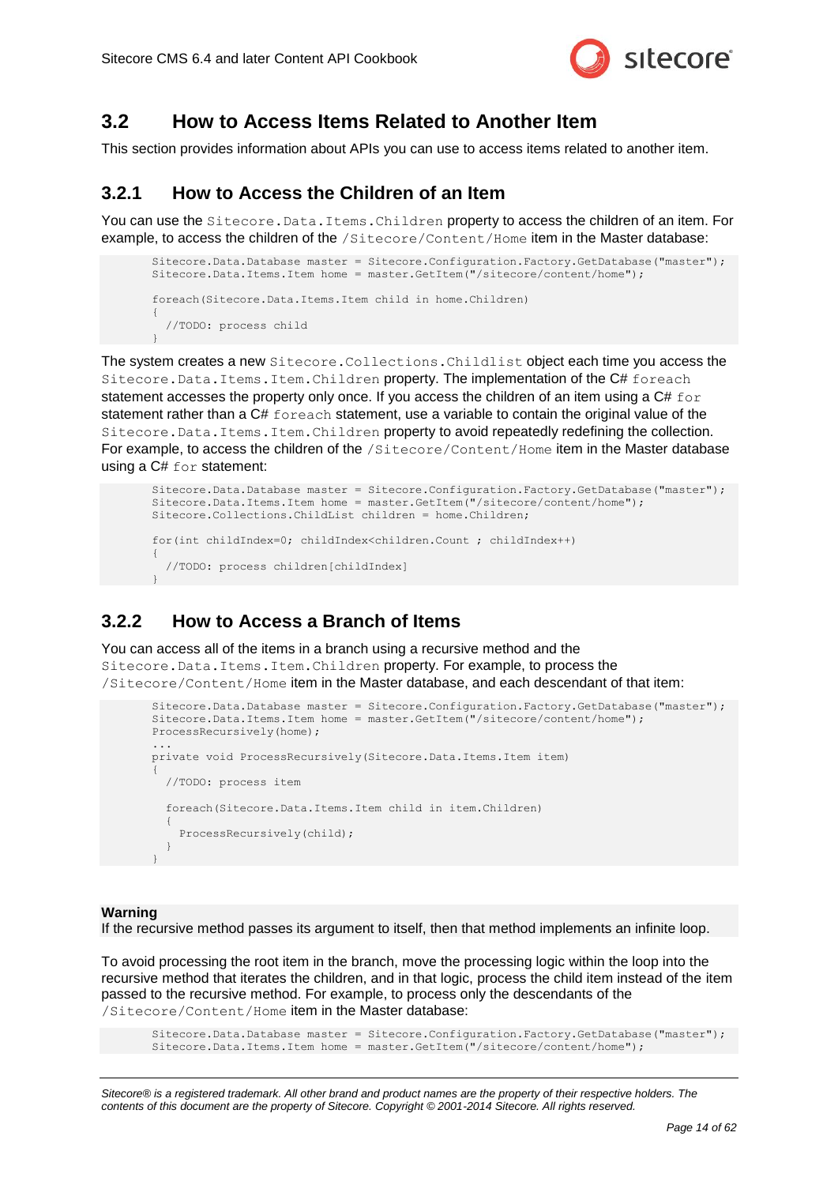## 3.2 How to Access Items Related to Another Item

This section provides information about APIs you can use to access items related to another item.

### 3.2.1 How to Access the Children of an Item

You can use the `Sitecore.Data.Items.Children` property to access the children of an item. For example, to access the children of the `/Sitecore/Content/Home` item in the Master database:

```
Sitecore.Data.Database master = Sitecore.Configuration.Factory.GetDatabase("master");
Sitecore.Data.Items.Item home = master.GetItem("/sitecore/content/home");

foreach(Sitecore.Data.Items.Item child in home.Children)
{
  //TODO: process child
}
```

The system creates a new `Sitecore.Collections.Childlist` object each time you access the `Sitecore.Data.Items.Item.Children` property. The implementation of the C# `foreach` statement accesses the property only once. If you access the children of an item using a C# `for` statement rather than a C# `foreach` statement, use a variable to contain the original value of the `Sitecore.Data.Items.Item.Children` property to avoid repeatedly redefining the collection. For example, to access the children of the `/Sitecore/Content/Home` item in the Master database using a C# `for` statement:

```
Sitecore.Data.Database master = Sitecore.Configuration.Factory.GetDatabase("master");
Sitecore.Data.Items.Item home = master.GetItem("/sitecore/content/home");
Sitecore.Collections.ChildList children = home.Children;

for(int childIndex=0; childIndex<children.Count ; childIndex++)
{
  //TODO: process children[childIndex]
}
```

### 3.2.2 How to Access a Branch of Items

You can access all of the items in a branch using a recursive method and the `Sitecore.Data.Items.Item.Children` property. For example, to process the `/Sitecore/Content/Home` item in the Master database, and each descendant of that item:

```
Sitecore.Data.Database master = Sitecore.Configuration.Factory.GetDatabase("master");
Sitecore.Data.Items.Item home = master.GetItem("/sitecore/content/home");
ProcessRecursively(home);
...
private void ProcessRecursively(Sitecore.Data.Items.Item item)
{
  //TODO: process item

  foreach(Sitecore.Data.Items.Item child in item.Children)
  {
    ProcessRecursively(child);
  }
}
```

**Warning**
If the recursive method passes its argument to itself, then that method implements an infinite loop.

To avoid processing the root item in the branch, move the processing logic within the loop into the recursive method that iterates the children, and in that logic, process the child item instead of the item passed to the recursive method. For example, to process only the descendants of the `/Sitecore/Content/Home` item in the Master database:

```
Sitecore.Data.Database master = Sitecore.Configuration.Factory.GetDatabase("master");
Sitecore.Data.Items.Item home = master.GetItem("/sitecore/content/home");
```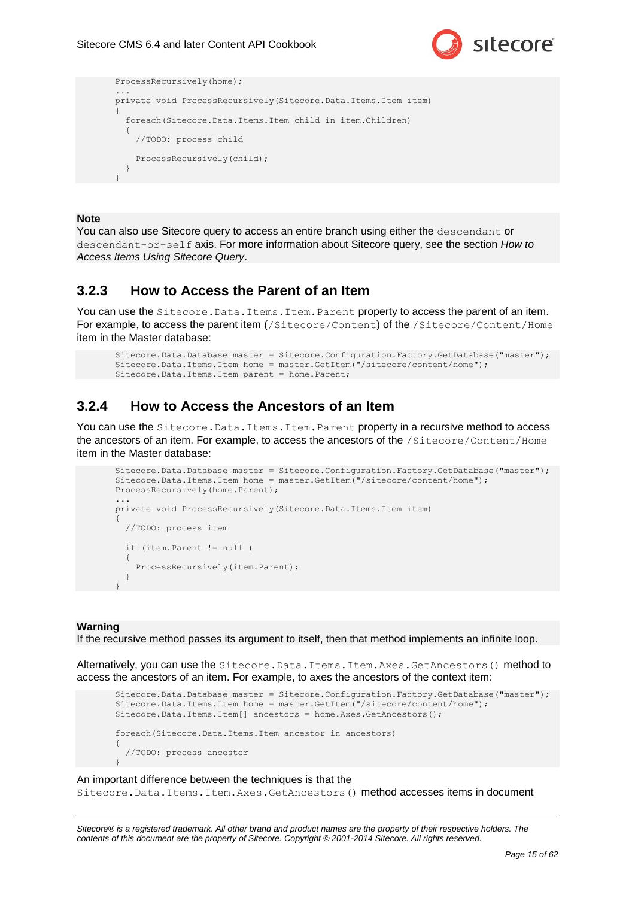```
ProcessRecursively(home);
...
private void ProcessRecursively(Sitecore.Data.Items.Item item)
{
  foreach(Sitecore.Data.Items.Item child in item.Children)
  {
    //TODO: process child

    ProcessRecursively(child);
  }
}
```

**Note**

You can also use Sitecore query to access an entire branch using either the `descendant` or `descendant-or-self` axis. For more information about Sitecore query, see the section *How to Access Items Using Sitecore Query*.

## 3.2.3 How to Access the Parent of an Item

You can use the `Sitecore.Data.Items.Item.Parent` property to access the parent of an item. For example, to access the parent item (`/Sitecore/Content`) of the `/Sitecore/Content/Home` item in the Master database:

```
Sitecore.Data.Database master = Sitecore.Configuration.Factory.GetDatabase("master");
Sitecore.Data.Items.Item home = master.GetItem("/sitecore/content/home");
Sitecore.Data.Items.Item parent = home.Parent;
```

## 3.2.4 How to Access the Ancestors of an Item

You can use the `Sitecore.Data.Items.Item.Parent` property in a recursive method to access the ancestors of an item. For example, to access the ancestors of the `/Sitecore/Content/Home` item in the Master database:

```
Sitecore.Data.Database master = Sitecore.Configuration.Factory.GetDatabase("master");
Sitecore.Data.Items.Item home = master.GetItem("/sitecore/content/home");
ProcessRecursively(home.Parent);
...
private void ProcessRecursively(Sitecore.Data.Items.Item item)
{
  //TODO: process item

  if (item.Parent != null )
  {
    ProcessRecursively(item.Parent);
  }
}
```

**Warning**

If the recursive method passes its argument to itself, then that method implements an infinite loop.

Alternatively, you can use the `Sitecore.Data.Items.Item.Axes.GetAncestors()` method to access the ancestors of an item. For example, to axes the ancestors of the context item:

```
Sitecore.Data.Database master = Sitecore.Configuration.Factory.GetDatabase("master");
Sitecore.Data.Items.Item home = master.GetItem("/sitecore/content/home");
Sitecore.Data.Items.Item[] ancestors = home.Axes.GetAncestors();

foreach(Sitecore.Data.Items.Item ancestor in ancestors)
{
  //TODO: process ancestor
}
```

An important difference between the techniques is that the `Sitecore.Data.Items.Item.Axes.GetAncestors()` method accesses items in document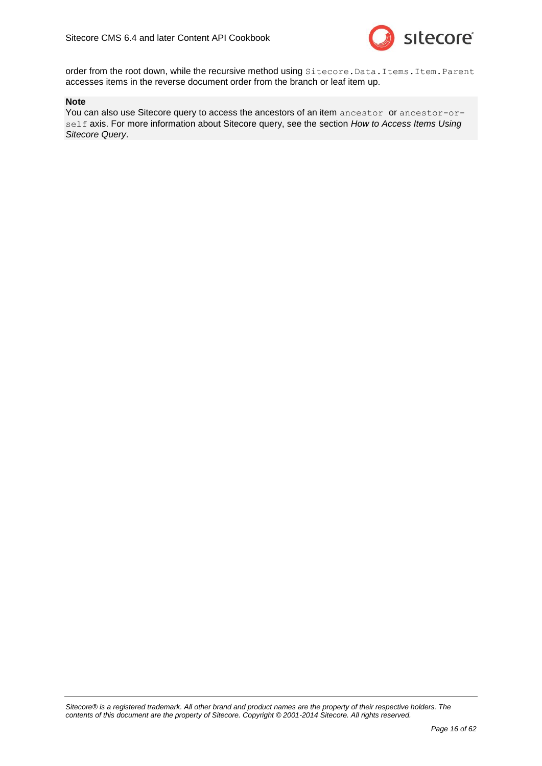order from the root down, while the recursive method using `Sitecore.Data.Items.Item.Parent` accesses items in the reverse document order from the branch or leaf item up.

**Note**
You can also use Sitecore query to access the ancestors of an item `ancestor` or `ancestor-or-self` axis. For more information about Sitecore query, see the section *How to Access Items Using Sitecore Query*.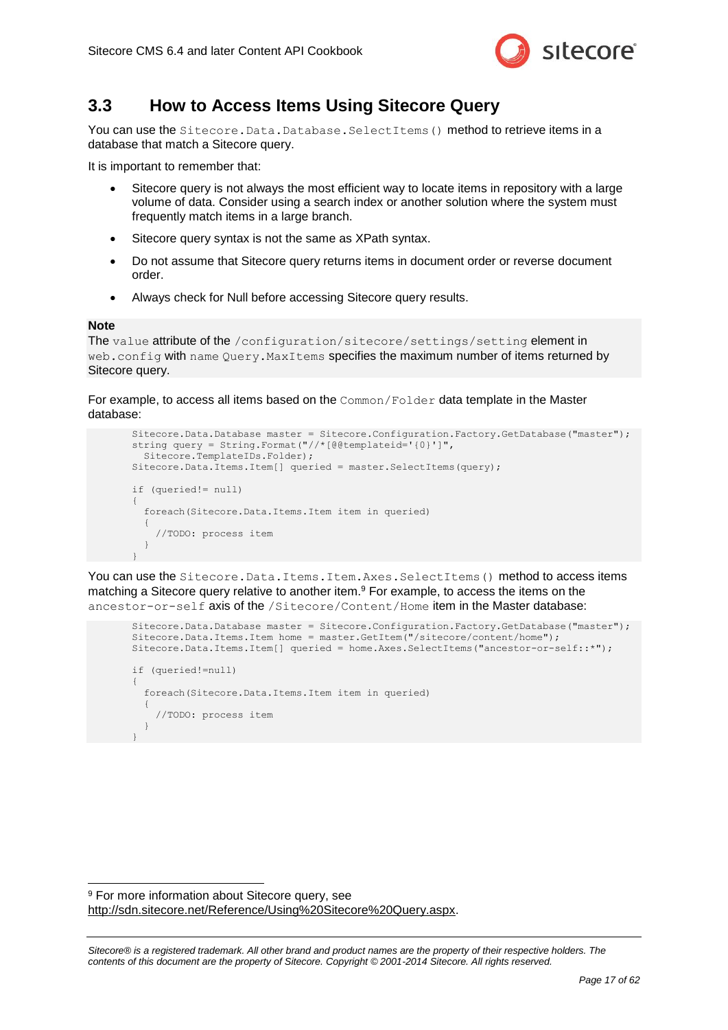## 3.3 How to Access Items Using Sitecore Query

You can use the `Sitecore.Data.Database.SelectItems()` method to retrieve items in a database that match a Sitecore query.

It is important to remember that:

- Sitecore query is not always the most efficient way to locate items in repository with a large volume of data. Consider using a search index or another solution where the system must frequently match items in a large branch.
- Sitecore query syntax is not the same as XPath syntax.
- Do not assume that Sitecore query returns items in document order or reverse document order.
- Always check for Null before accessing Sitecore query results.

**Note**

The `value` attribute of the `/configuration/sitecore/settings/setting` element in `web.config` with name `Query.MaxItems` specifies the maximum number of items returned by Sitecore query.

For example, to access all items based on the `Common/Folder` data template in the Master database:

```
Sitecore.Data.Database master = Sitecore.Configuration.Factory.GetDatabase("master");
string query = String.Format("//*[@@templateid='{0}']",
  Sitecore.TemplateIDs.Folder);
Sitecore.Data.Items.Item[] queried = master.SelectItems(query);

if (queried!= null)
{
  foreach(Sitecore.Data.Items.Item item in queried)
  {
    //TODO: process item
  }
}
```

You can use the `Sitecore.Data.Items.Item.Axes.SelectItems()` method to access items matching a Sitecore query relative to another item.[9] For example, to access the items on the `ancestor-or-self` axis of the `/Sitecore/Content/Home` item in the Master database:

```
Sitecore.Data.Database master = Sitecore.Configuration.Factory.GetDatabase("master");
Sitecore.Data.Items.Item home = master.GetItem("/sitecore/content/home");
Sitecore.Data.Items.Item[] queried = home.Axes.SelectItems("ancestor-or-self::*");

if (queried!=null)
{
  foreach(Sitecore.Data.Items.Item item in queried)
  {
    //TODO: process item
  }
}
```

[9] For more information about Sitecore query, see http://sdn.sitecore.net/Reference/Using%20Sitecore%20Query.aspx.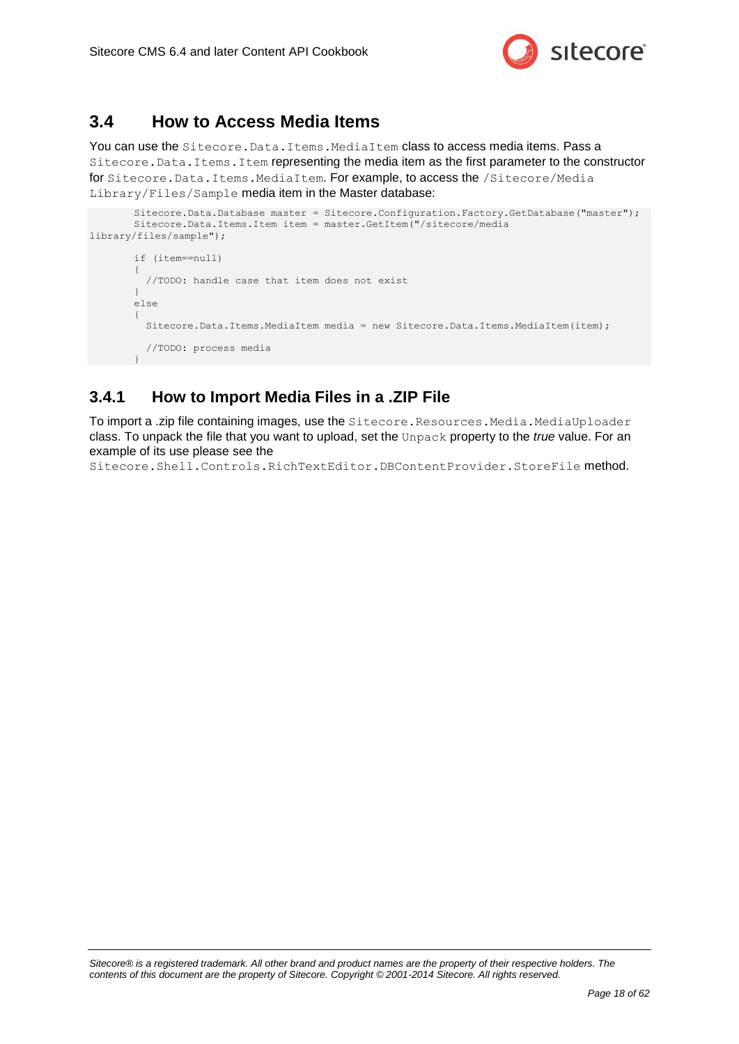## 3.4 How to Access Media Items

You can use the `Sitecore.Data.Items.MediaItem` class to access media items. Pass a `Sitecore.Data.Items.Item` representing the media item as the first parameter to the constructor for `Sitecore.Data.Items.MediaItem`. For example, to access the `/Sitecore/Media Library/Files/Sample` media item in the Master database:

```
        Sitecore.Data.Database master = Sitecore.Configuration.Factory.GetDatabase("master");
        Sitecore.Data.Items.Item item = master.GetItem("/sitecore/media
library/files/sample");

        if (item==null)
        {
          //TODO: handle case that item does not exist
        }
        else
        {
          Sitecore.Data.Items.MediaItem media = new Sitecore.Data.Items.MediaItem(item);

          //TODO: process media
        }
```

### 3.4.1 How to Import Media Files in a .ZIP File

To import a .zip file containing images, use the `Sitecore.Resources.Media.MediaUploader` class. To unpack the file that you want to upload, set the `Unpack` property to the *true* value. For an example of its use please see the `Sitecore.Shell.Controls.RichTextEditor.DBContentProvider.StoreFile` method.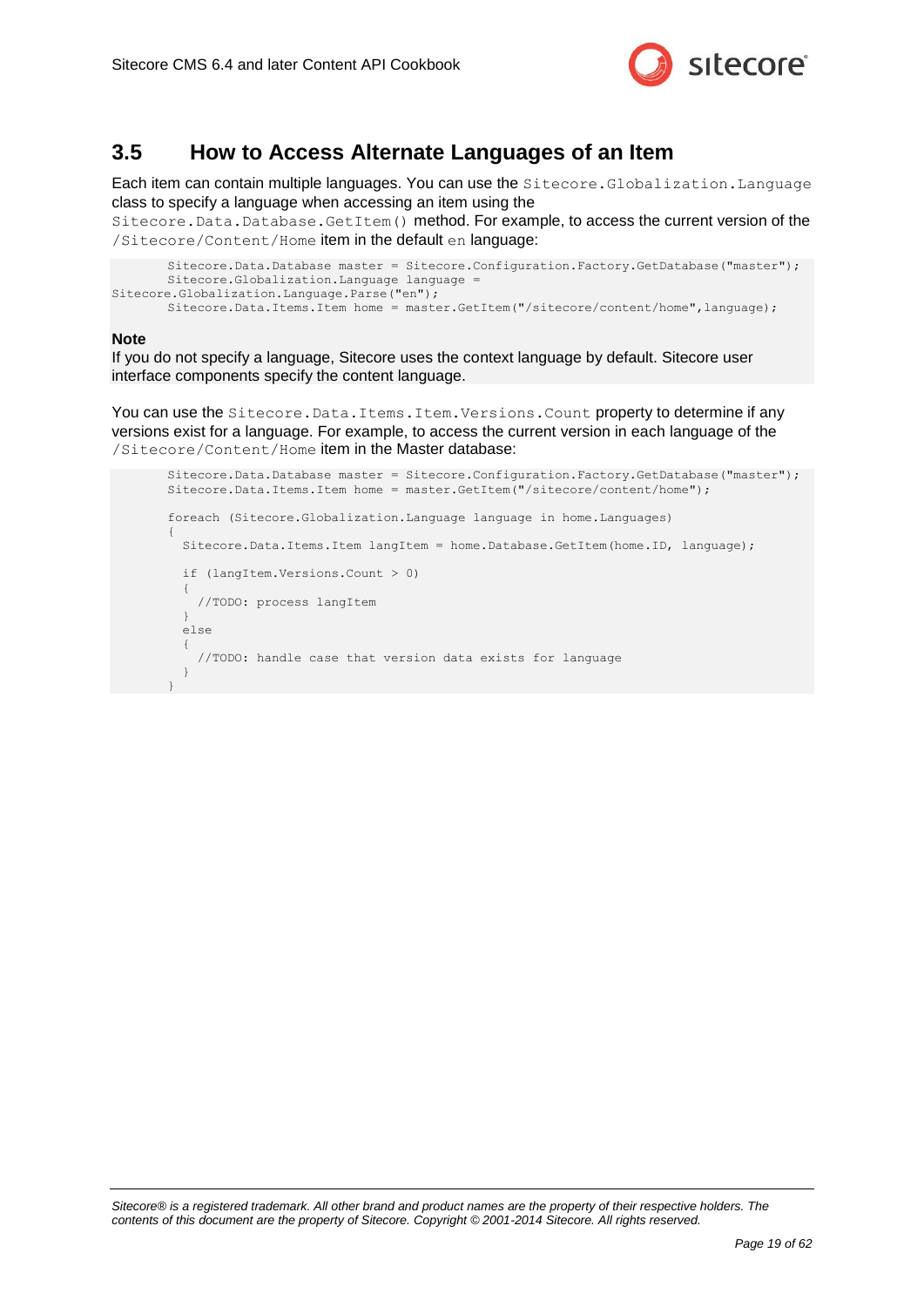## 3.5 How to Access Alternate Languages of an Item

Each item can contain multiple languages. You can use the `Sitecore.Globalization.Language` class to specify a language when accessing an item using the `Sitecore.Data.Database.GetItem()` method. For example, to access the current version of the `/Sitecore/Content/Home` item in the default `en` language:

```
        Sitecore.Data.Database master = Sitecore.Configuration.Factory.GetDatabase("master");
        Sitecore.Globalization.Language language =
Sitecore.Globalization.Language.Parse("en");
        Sitecore.Data.Items.Item home = master.GetItem("/sitecore/content/home",language);
```

**Note**

If you do not specify a language, Sitecore uses the context language by default. Sitecore user interface components specify the content language.

You can use the `Sitecore.Data.Items.Item.Versions.Count` property to determine if any versions exist for a language. For example, to access the current version in each language of the `/Sitecore/Content/Home` item in the Master database:

```
        Sitecore.Data.Database master = Sitecore.Configuration.Factory.GetDatabase("master");
        Sitecore.Data.Items.Item home = master.GetItem("/sitecore/content/home");

        foreach (Sitecore.Globalization.Language language in home.Languages)
        {
          Sitecore.Data.Items.Item langItem = home.Database.GetItem(home.ID, language);

          if (langItem.Versions.Count > 0)
          {
            //TODO: process langItem
          }
          else
          {
            //TODO: handle case that version data exists for language
          }
        }
```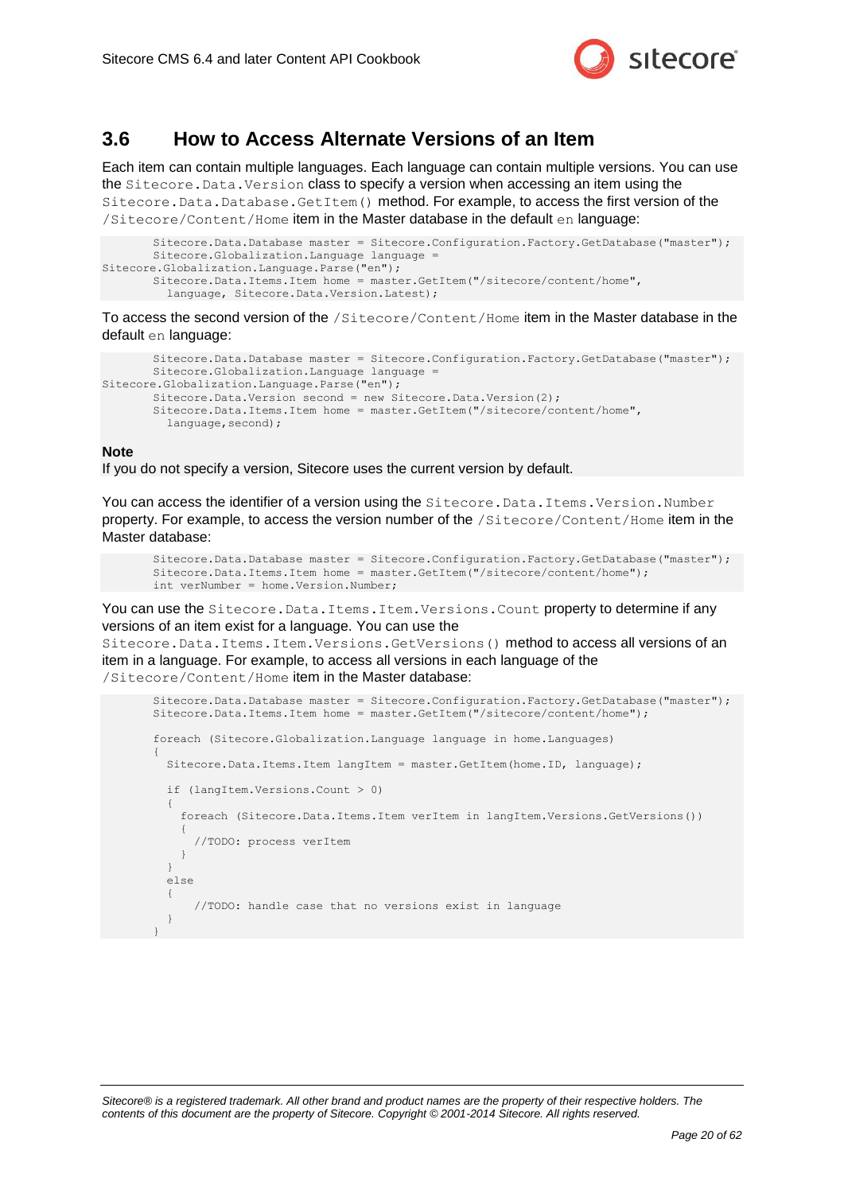## 3.6 How to Access Alternate Versions of an Item

Each item can contain multiple languages. Each language can contain multiple versions. You can use the `Sitecore.Data.Version` class to specify a version when accessing an item using the `Sitecore.Data.Database.GetItem()` method. For example, to access the first version of the `/Sitecore/Content/Home` item in the Master database in the default `en` language:

```
        Sitecore.Data.Database master = Sitecore.Configuration.Factory.GetDatabase("master");
        Sitecore.Globalization.Language language =
Sitecore.Globalization.Language.Parse("en");
        Sitecore.Data.Items.Item home = master.GetItem("/sitecore/content/home",
          language, Sitecore.Data.Version.Latest);
```

To access the second version of the `/Sitecore/Content/Home` item in the Master database in the default `en` language:

```
        Sitecore.Data.Database master = Sitecore.Configuration.Factory.GetDatabase("master");
        Sitecore.Globalization.Language language =
Sitecore.Globalization.Language.Parse("en");
        Sitecore.Data.Version second = new Sitecore.Data.Version(2);
        Sitecore.Data.Items.Item home = master.GetItem("/sitecore/content/home",
          language,second);
```

**Note**

If you do not specify a version, Sitecore uses the current version by default.

You can access the identifier of a version using the `Sitecore.Data.Items.Version.Number` property. For example, to access the version number of the `/Sitecore/Content/Home` item in the Master database:

```
        Sitecore.Data.Database master = Sitecore.Configuration.Factory.GetDatabase("master");
        Sitecore.Data.Items.Item home = master.GetItem("/sitecore/content/home");
        int verNumber = home.Version.Number;
```

You can use the `Sitecore.Data.Items.Item.Versions.Count` property to determine if any versions of an item exist for a language. You can use the `Sitecore.Data.Items.Item.Versions.GetVersions()` method to access all versions of an item in a language. For example, to access all versions in each language of the `/Sitecore/Content/Home` item in the Master database:

```
        Sitecore.Data.Database master = Sitecore.Configuration.Factory.GetDatabase("master");
        Sitecore.Data.Items.Item home = master.GetItem("/sitecore/content/home");

        foreach (Sitecore.Globalization.Language language in home.Languages)
        {
          Sitecore.Data.Items.Item langItem = master.GetItem(home.ID, language);

          if (langItem.Versions.Count > 0)
          {
            foreach (Sitecore.Data.Items.Item verItem in langItem.Versions.GetVersions())
            {
              //TODO: process verItem
            }
          }
          else
          {
              //TODO: handle case that no versions exist in language
          }
        }
```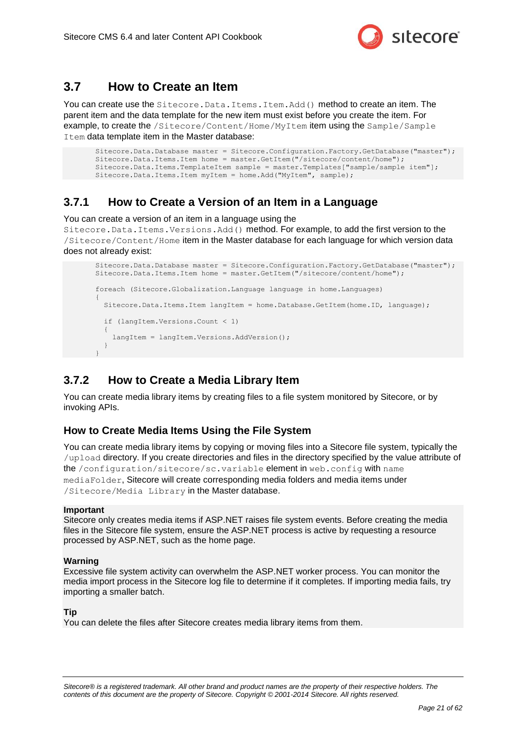## 3.7 How to Create an Item

You can create use the `Sitecore.Data.Items.Item.Add()` method to create an item. The parent item and the data template for the new item must exist before you create the item. For example, to create the `/Sitecore/Content/Home/MyItem` item using the `Sample/Sample Item` data template item in the Master database:

```
Sitecore.Data.Database master = Sitecore.Configuration.Factory.GetDatabase("master");
Sitecore.Data.Items.Item home = master.GetItem("/sitecore/content/home");
Sitecore.Data.Items.TemplateItem sample = master.Templates["sample/sample item"];
Sitecore.Data.Items.Item myItem = home.Add("MyItem", sample);
```

### 3.7.1 How to Create a Version of an Item in a Language

You can create a version of an item in a language using the `Sitecore.Data.Items.Versions.Add()` method. For example, to add the first version to the `/Sitecore/Content/Home` item in the Master database for each language for which version data does not already exist:

```
Sitecore.Data.Database master = Sitecore.Configuration.Factory.GetDatabase("master");
Sitecore.Data.Items.Item home = master.GetItem("/sitecore/content/home");

foreach (Sitecore.Globalization.Language language in home.Languages)
{
  Sitecore.Data.Items.Item langItem = home.Database.GetItem(home.ID, language);

  if (langItem.Versions.Count < 1)
  {
    langItem = langItem.Versions.AddVersion();
  }
}
```

### 3.7.2 How to Create a Media Library Item

You can create media library items by creating files to a file system monitored by Sitecore, or by invoking APIs.

#### How to Create Media Items Using the File System

You can create media library items by copying or moving files into a Sitecore file system, typically the `/upload` directory. If you create directories and files in the directory specified by the value attribute of the `/configuration/sitecore/sc.variable` element in `web.config` with `name mediaFolder`, Sitecore will create corresponding media folders and media items under `/Sitecore/Media Library` in the Master database.

**Important**
Sitecore only creates media items if ASP.NET raises file system events. Before creating the media files in the Sitecore file system, ensure the ASP.NET process is active by requesting a resource processed by ASP.NET, such as the home page.

**Warning**
Excessive file system activity can overwhelm the ASP.NET worker process. You can monitor the media import process in the Sitecore log file to determine if it completes. If importing media fails, try importing a smaller batch.

**Tip**
You can delete the files after Sitecore creates media library items from them.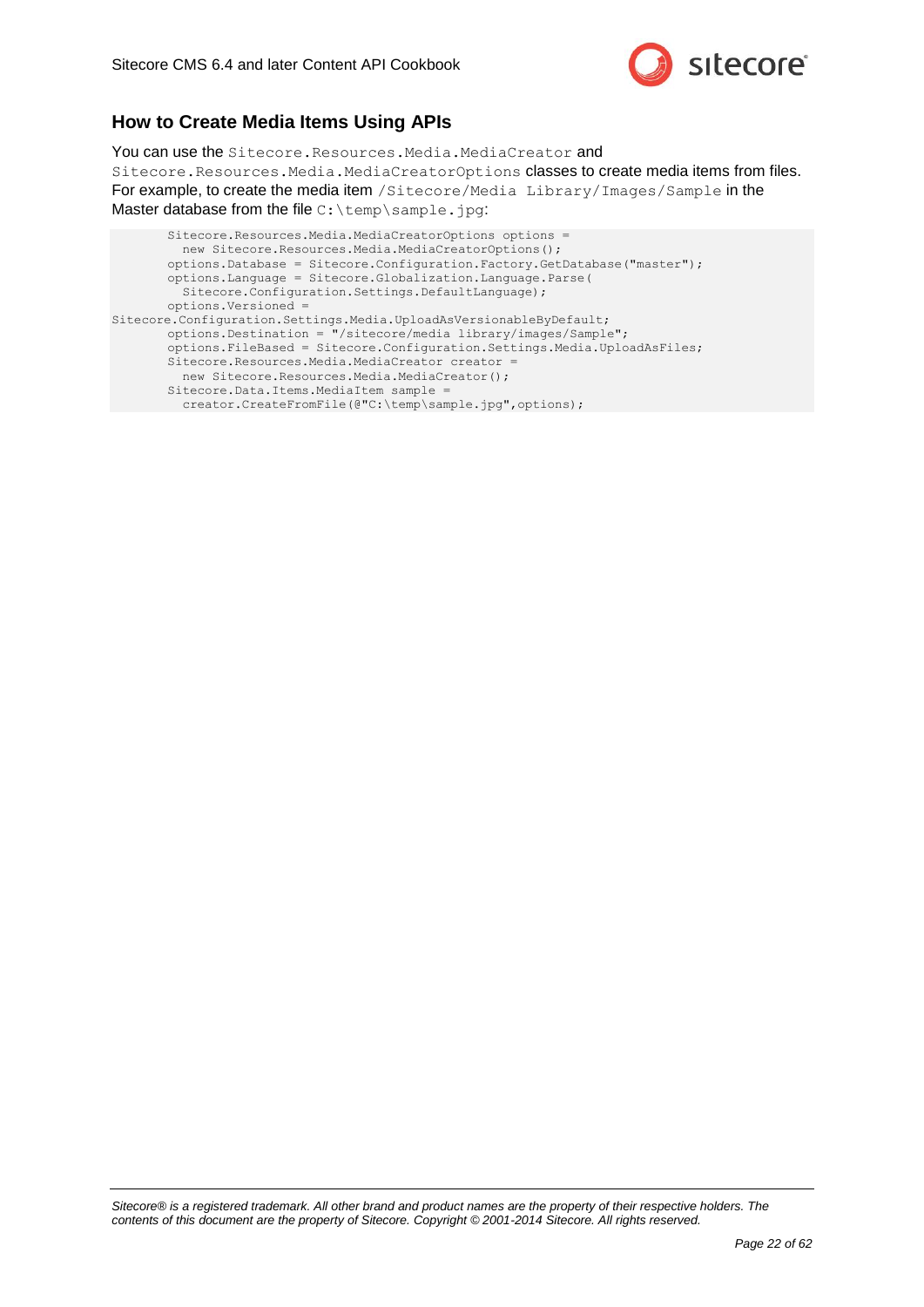## How to Create Media Items Using APIs

You can use the `Sitecore.Resources.Media.MediaCreator` and `Sitecore.Resources.Media.MediaCreatorOptions` classes to create media items from files. For example, to create the media item `/Sitecore/Media Library/Images/Sample` in the Master database from the file `C:\temp\sample.jpg`:

```
        Sitecore.Resources.Media.MediaCreatorOptions options =
          new Sitecore.Resources.Media.MediaCreatorOptions();
        options.Database = Sitecore.Configuration.Factory.GetDatabase("master");
        options.Language = Sitecore.Globalization.Language.Parse(
          Sitecore.Configuration.Settings.DefaultLanguage);
        options.Versioned =
Sitecore.Configuration.Settings.Media.UploadAsVersionableByDefault;
        options.Destination = "/sitecore/media library/images/Sample";
        options.FileBased = Sitecore.Configuration.Settings.Media.UploadAsFiles;
        Sitecore.Resources.Media.MediaCreator creator =
          new Sitecore.Resources.Media.MediaCreator();
        Sitecore.Data.Items.MediaItem sample =
          creator.CreateFromFile(@"C:\temp\sample.jpg",options);
```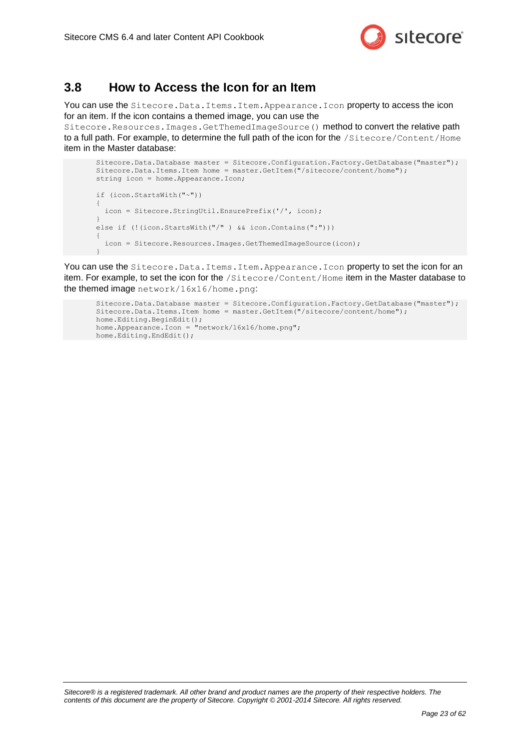## 3.8 How to Access the Icon for an Item

You can use the `Sitecore.Data.Items.Item.Appearance.Icon` property to access the icon for an item. If the icon contains a themed image, you can use the `Sitecore.Resources.Images.GetThemedImageSource()` method to convert the relative path to a full path. For example, to determine the full path of the icon for the `/Sitecore/Content/Home` item in the Master database:

```
Sitecore.Data.Database master = Sitecore.Configuration.Factory.GetDatabase("master");
Sitecore.Data.Items.Item home = master.GetItem("/sitecore/content/home");
string icon = home.Appearance.Icon;

if (icon.StartsWith("~"))
{
  icon = Sitecore.StringUtil.EnsurePrefix('/', icon);
}
else if (!(icon.StartsWith("/" ) && icon.Contains(":")))
{
  icon = Sitecore.Resources.Images.GetThemedImageSource(icon);
}
```

You can use the `Sitecore.Data.Items.Item.Appearance.Icon` property to set the icon for an item. For example, to set the icon for the `/Sitecore/Content/Home` item in the Master database to the themed image `network/16x16/home.png`:

```
Sitecore.Data.Database master = Sitecore.Configuration.Factory.GetDatabase("master");
Sitecore.Data.Items.Item home = master.GetItem("/sitecore/content/home");
home.Editing.BeginEdit();
home.Appearance.Icon = "network/16x16/home.png";
home.Editing.EndEdit();
```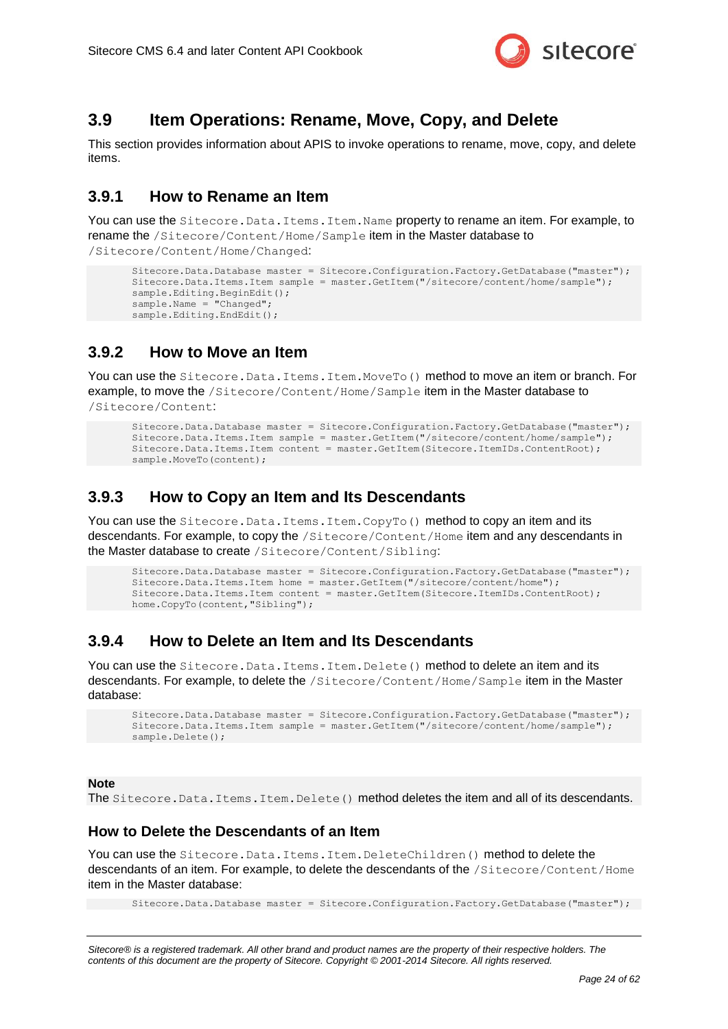## 3.9 Item Operations: Rename, Move, Copy, and Delete

This section provides information about APIS to invoke operations to rename, move, copy, and delete items.

### 3.9.1 How to Rename an Item

You can use the `Sitecore.Data.Items.Item.Name` property to rename an item. For example, to rename the `/Sitecore/Content/Home/Sample` item in the Master database to `/Sitecore/Content/Home/Changed`:

```
Sitecore.Data.Database master = Sitecore.Configuration.Factory.GetDatabase("master");
Sitecore.Data.Items.Item sample = master.GetItem("/sitecore/content/home/sample");
sample.Editing.BeginEdit();
sample.Name = "Changed";
sample.Editing.EndEdit();
```

### 3.9.2 How to Move an Item

You can use the `Sitecore.Data.Items.Item.MoveTo()` method to move an item or branch. For example, to move the `/Sitecore/Content/Home/Sample` item in the Master database to `/Sitecore/Content`:

```
Sitecore.Data.Database master = Sitecore.Configuration.Factory.GetDatabase("master");
Sitecore.Data.Items.Item sample = master.GetItem("/sitecore/content/home/sample");
Sitecore.Data.Items.Item content = master.GetItem(Sitecore.ItemIDs.ContentRoot);
sample.MoveTo(content);
```

### 3.9.3 How to Copy an Item and Its Descendants

You can use the `Sitecore.Data.Items.Item.CopyTo()` method to copy an item and its descendants. For example, to copy the `/Sitecore/Content/Home` item and any descendants in the Master database to create `/Sitecore/Content/Sibling`:

```
Sitecore.Data.Database master = Sitecore.Configuration.Factory.GetDatabase("master");
Sitecore.Data.Items.Item home = master.GetItem("/sitecore/content/home");
Sitecore.Data.Items.Item content = master.GetItem(Sitecore.ItemIDs.ContentRoot);
home.CopyTo(content,"Sibling");
```

### 3.9.4 How to Delete an Item and Its Descendants

You can use the `Sitecore.Data.Items.Item.Delete()` method to delete an item and its descendants. For example, to delete the `/Sitecore/Content/Home/Sample` item in the Master database:

```
Sitecore.Data.Database master = Sitecore.Configuration.Factory.GetDatabase("master");
Sitecore.Data.Items.Item sample = master.GetItem("/sitecore/content/home/sample");
sample.Delete();
```

**Note**
The `Sitecore.Data.Items.Item.Delete()` method deletes the item and all of its descendants.

### How to Delete the Descendants of an Item

You can use the `Sitecore.Data.Items.Item.DeleteChildren()` method to delete the descendants of an item. For example, to delete the descendants of the `/Sitecore/Content/Home` item in the Master database:

```
Sitecore.Data.Database master = Sitecore.Configuration.Factory.GetDatabase("master");
```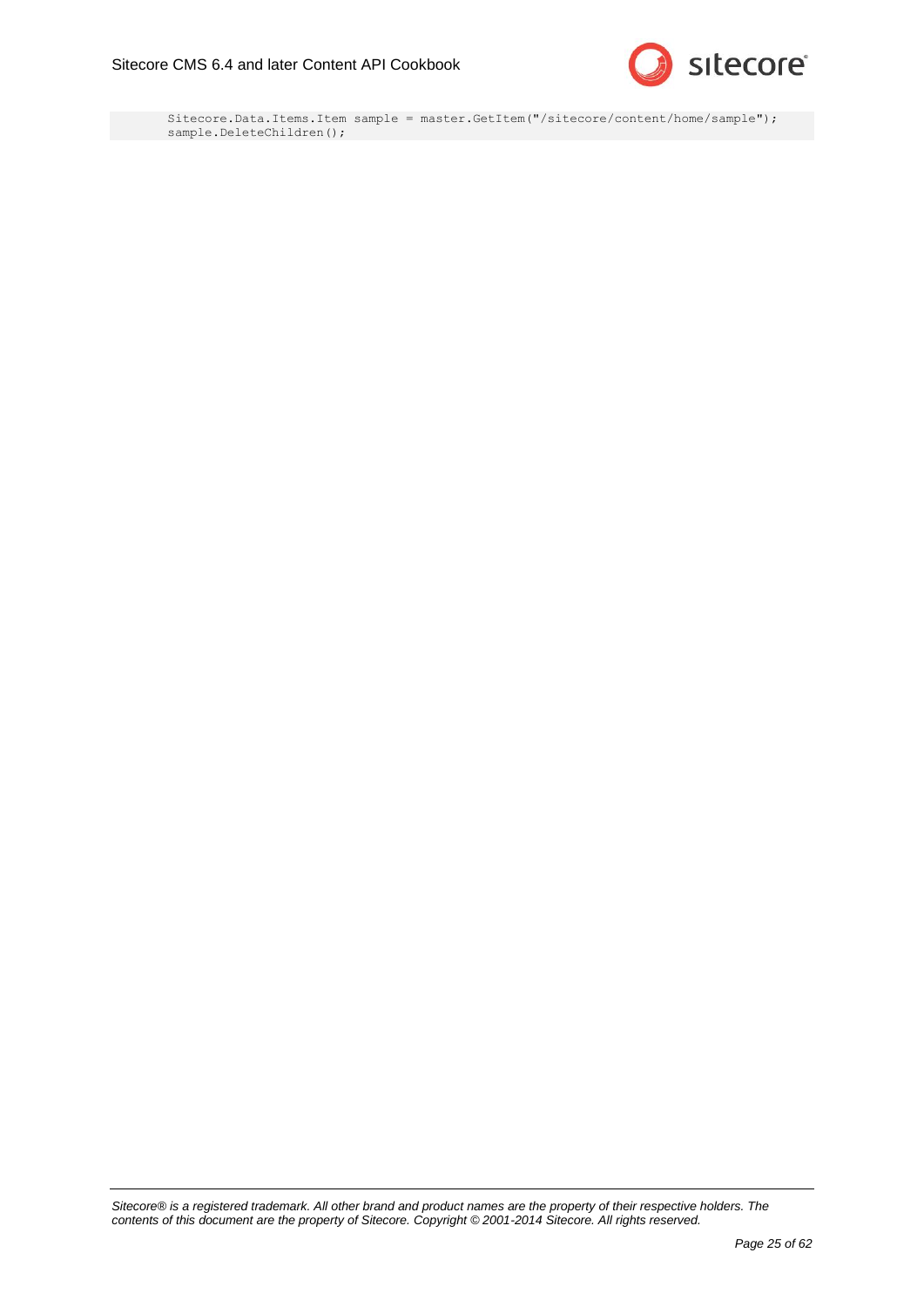```
Sitecore.Data.Items.Item sample = master.GetItem("/sitecore/content/home/sample");
sample.DeleteChildren();
```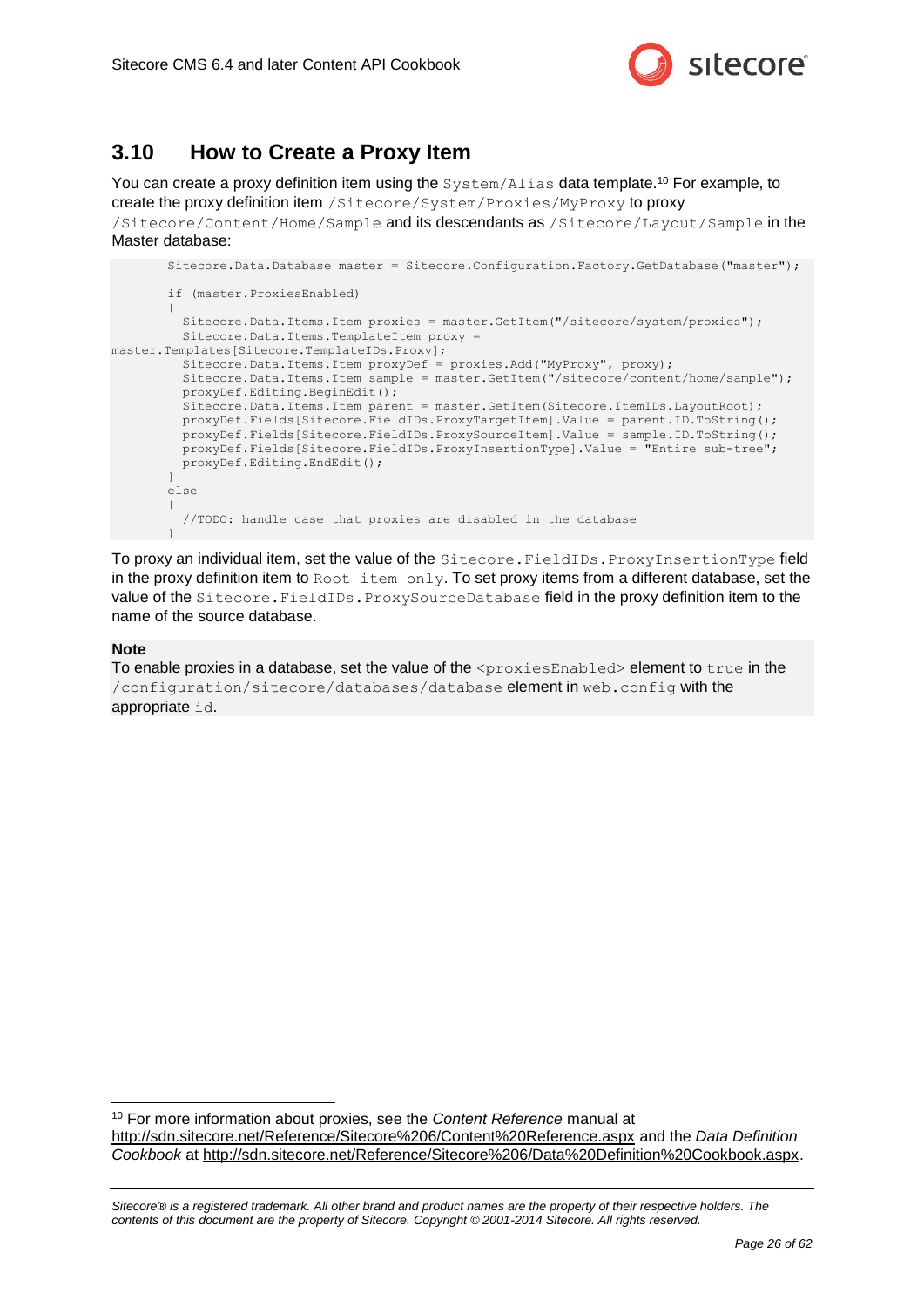## 3.10 How to Create a Proxy Item

You can create a proxy definition item using the `System/Alias` data template.[10] For example, to create the proxy definition item `/Sitecore/System/Proxies/MyProxy` to proxy `/Sitecore/Content/Home/Sample` and its descendants as `/Sitecore/Layout/Sample` in the Master database:

```
Sitecore.Data.Database master = Sitecore.Configuration.Factory.GetDatabase("master");

if (master.ProxiesEnabled)
{
  Sitecore.Data.Items.Item proxies = master.GetItem("/sitecore/system/proxies");
  Sitecore.Data.Items.TemplateItem proxy =
master.Templates[Sitecore.TemplateIDs.Proxy];
  Sitecore.Data.Items.Item proxyDef = proxies.Add("MyProxy", proxy);
  Sitecore.Data.Items.Item sample = master.GetItem("/sitecore/content/home/sample");
  proxyDef.Editing.BeginEdit();
  Sitecore.Data.Items.Item parent = master.GetItem(Sitecore.ItemIDs.LayoutRoot);
  proxyDef.Fields[Sitecore.FieldIDs.ProxyTargetItem].Value = parent.ID.ToString();
  proxyDef.Fields[Sitecore.FieldIDs.ProxySourceItem].Value = sample.ID.ToString();
  proxyDef.Fields[Sitecore.FieldIDs.ProxyInsertionType].Value = "Entire sub-tree";
  proxyDef.Editing.EndEdit();
}
else
{
  //TODO: handle case that proxies are disabled in the database
}
```

To proxy an individual item, set the value of the `Sitecore.FieldIDs.ProxyInsertionType` field in the proxy definition item to `Root item only`. To set proxy items from a different database, set the value of the `Sitecore.FieldIDs.ProxySourceDatabase` field in the proxy definition item to the name of the source database.

**Note**
To enable proxies in a database, set the value of the `<proxiesEnabled>` element to `true` in the `/configuration/sitecore/databases/database` element in `web.config` with the appropriate `id`.

---

[10] For more information about proxies, see the *Content Reference* manual at http://sdn.sitecore.net/Reference/Sitecore%206/Content%20Reference.aspx and the *Data Definition Cookbook* at http://sdn.sitecore.net/Reference/Sitecore%206/Data%20Definition%20Cookbook.aspx.

*Sitecore® is a registered trademark. All other brand and product names are the property of their respective holders. The contents of this document are the property of Sitecore. Copyright © 2001-2014 Sitecore. All rights reserved.*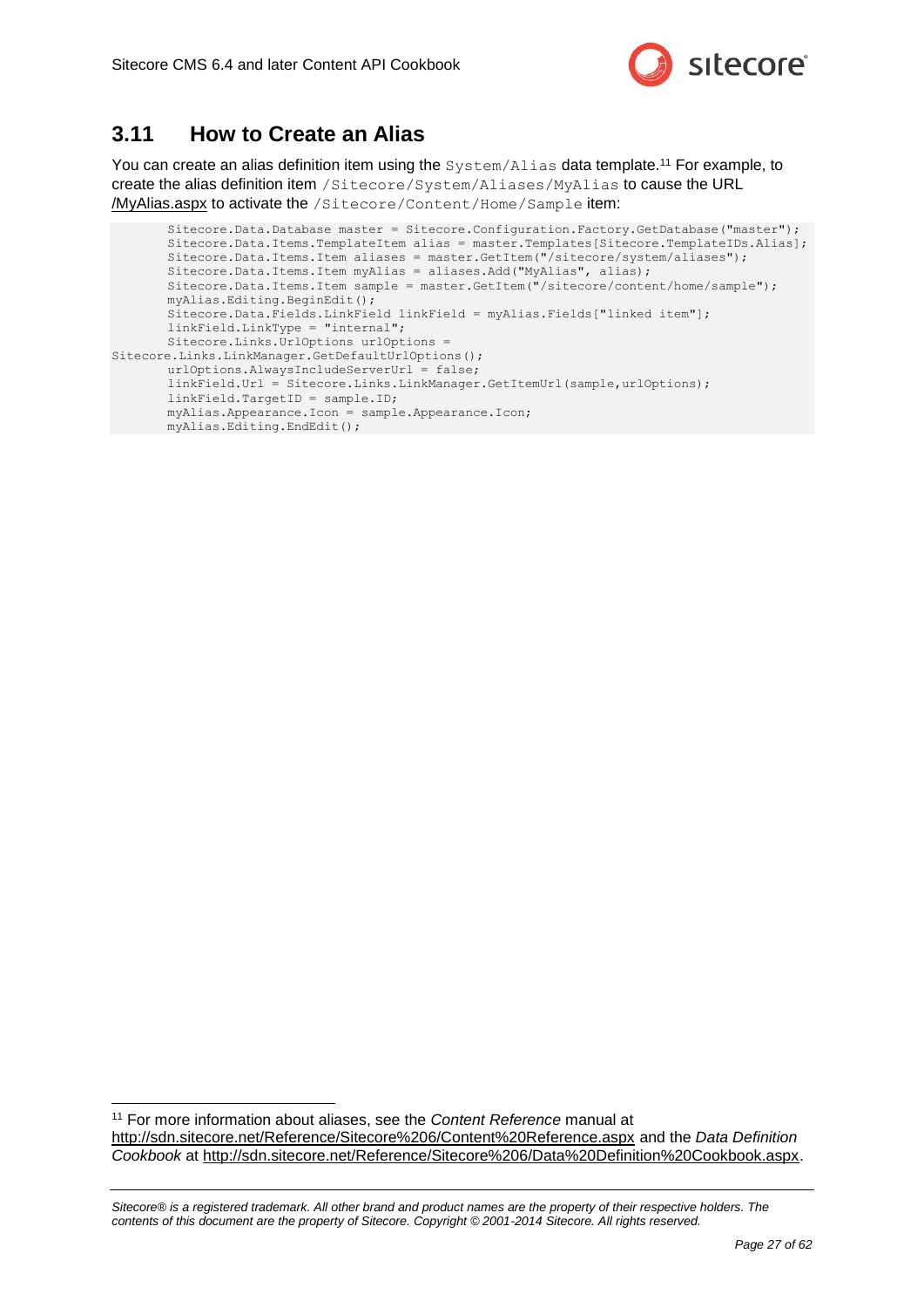## 3.11 How to Create an Alias

You can create an alias definition item using the `System/Alias` data template.[11] For example, to create the alias definition item `/Sitecore/System/Aliases/MyAlias` to cause the URL /MyAlias.aspx to activate the `/Sitecore/Content/Home/Sample` item:

```
        Sitecore.Data.Database master = Sitecore.Configuration.Factory.GetDatabase("master");
        Sitecore.Data.Items.TemplateItem alias = master.Templates[Sitecore.TemplateIDs.Alias];
        Sitecore.Data.Items.Item aliases = master.GetItem("/sitecore/system/aliases");
        Sitecore.Data.Items.Item myAlias = aliases.Add("MyAlias", alias);
        Sitecore.Data.Items.Item sample = master.GetItem("/sitecore/content/home/sample");
        myAlias.Editing.BeginEdit();
        Sitecore.Data.Fields.LinkField linkField = myAlias.Fields["linked item"];
        linkField.LinkType = "internal";
        Sitecore.Links.UrlOptions urlOptions =
Sitecore.Links.LinkManager.GetDefaultUrlOptions();
        urlOptions.AlwaysIncludeServerUrl = false;
        linkField.Url = Sitecore.Links.LinkManager.GetItemUrl(sample,urlOptions);
        linkField.TargetID = sample.ID;
        myAlias.Appearance.Icon = sample.Appearance.Icon;
        myAlias.Editing.EndEdit();
```

[11] For more information about aliases, see the *Content Reference* manual at http://sdn.sitecore.net/Reference/Sitecore%206/Content%20Reference.aspx and the *Data Definition Cookbook* at http://sdn.sitecore.net/Reference/Sitecore%206/Data%20Definition%20Cookbook.aspx.

*Sitecore® is a registered trademark. All other brand and product names are the property of their respective holders. The contents of this document are the property of Sitecore. Copyright © 2001-2014 Sitecore. All rights reserved.*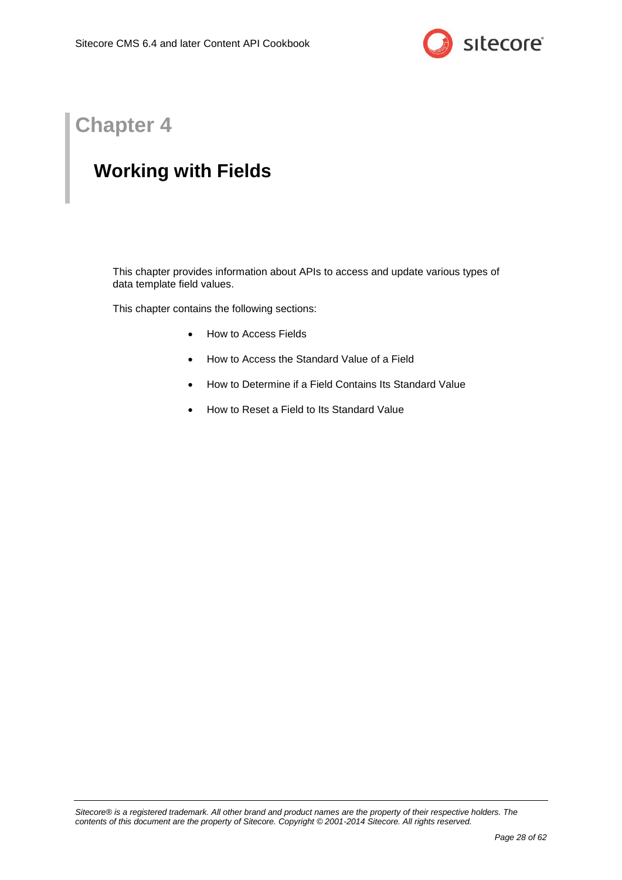# Chapter 4

## Working with Fields

This chapter provides information about APIs to access and update various types of data template field values.

This chapter contains the following sections:

- How to Access Fields
- How to Access the Standard Value of a Field
- How to Determine if a Field Contains Its Standard Value
- How to Reset a Field to Its Standard Value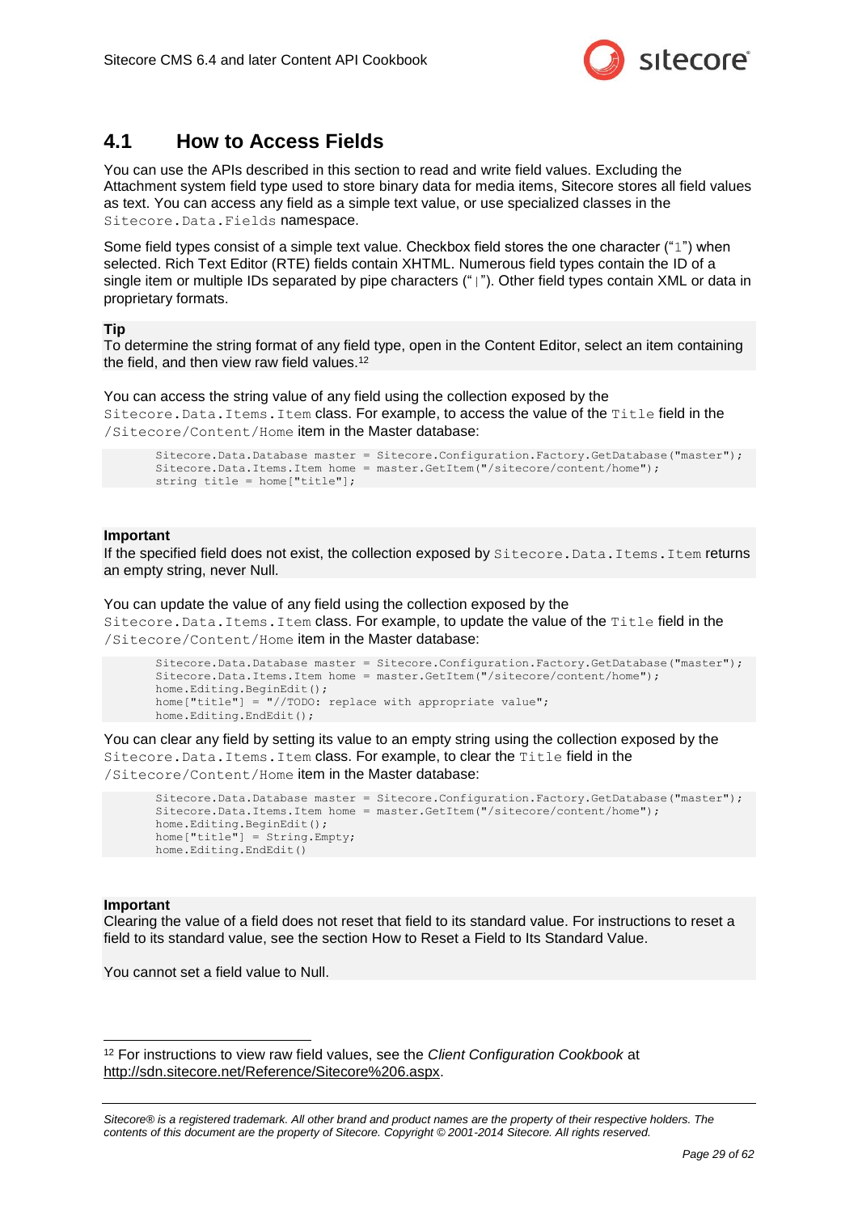## 4.1 How to Access Fields

You can use the APIs described in this section to read and write field values. Excluding the Attachment system field type used to store binary data for media items, Sitecore stores all field values as text. You can access any field as a simple text value, or use specialized classes in the `Sitecore.Data.Fields` namespace.

Some field types consist of a simple text value. Checkbox field stores the one character ("`1`") when selected. Rich Text Editor (RTE) fields contain XHTML. Numerous field types contain the ID of a single item or multiple IDs separated by pipe characters ("`|`"). Other field types contain XML or data in proprietary formats.

**Tip**
To determine the string format of any field type, open in the Content Editor, select an item containing the field, and then view raw field values.[12]

You can access the string value of any field using the collection exposed by the `Sitecore.Data.Items.Item` class. For example, to access the value of the `Title` field in the `/Sitecore/Content/Home` item in the Master database:

```
Sitecore.Data.Database master = Sitecore.Configuration.Factory.GetDatabase("master");
Sitecore.Data.Items.Item home = master.GetItem("/sitecore/content/home");
string title = home["title"];
```

**Important**
If the specified field does not exist, the collection exposed by `Sitecore.Data.Items.Item` returns an empty string, never Null.

You can update the value of any field using the collection exposed by the `Sitecore.Data.Items.Item` class. For example, to update the value of the `Title` field in the `/Sitecore/Content/Home` item in the Master database:

```
Sitecore.Data.Database master = Sitecore.Configuration.Factory.GetDatabase("master");
Sitecore.Data.Items.Item home = master.GetItem("/sitecore/content/home");
home.Editing.BeginEdit();
home["title"] = "//TODO: replace with appropriate value";
home.Editing.EndEdit();
```

You can clear any field by setting its value to an empty string using the collection exposed by the `Sitecore.Data.Items.Item` class. For example, to clear the `Title` field in the `/Sitecore/Content/Home` item in the Master database:

```
Sitecore.Data.Database master = Sitecore.Configuration.Factory.GetDatabase("master");
Sitecore.Data.Items.Item home = master.GetItem("/sitecore/content/home");
home.Editing.BeginEdit();
home["title"] = String.Empty;
home.Editing.EndEdit()
```

**Important**
Clearing the value of a field does not reset that field to its standard value. For instructions to reset a field to its standard value, see the section How to Reset a Field to Its Standard Value.

You cannot set a field value to Null.

---

[12] For instructions to view raw field values, see the *Client Configuration Cookbook* at http://sdn.sitecore.net/Reference/Sitecore%206.aspx.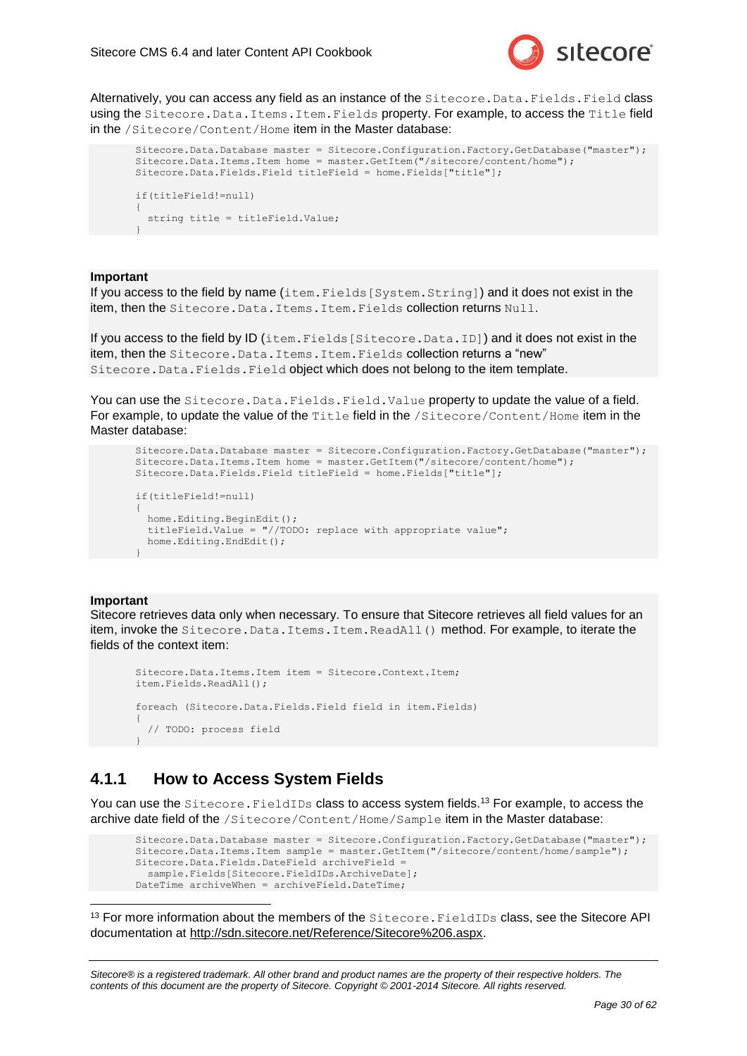Alternatively, you can access any field as an instance of the `Sitecore.Data.Fields.Field` class using the `Sitecore.Data.Items.Item.Fields` property. For example, to access the `Title` field in the `/Sitecore/Content/Home` item in the Master database:

```
Sitecore.Data.Database master = Sitecore.Configuration.Factory.GetDatabase("master");
Sitecore.Data.Items.Item home = master.GetItem("/sitecore/content/home");
Sitecore.Data.Fields.Field titleField = home.Fields["title"];

if(titleField!=null)
{
  string title = titleField.Value;
}
```

**Important**
If you access to the field by name (`item.Fields[System.String]`) and it does not exist in the item, then the `Sitecore.Data.Items.Item.Fields` collection returns `Null`.

If you access to the field by ID (`item.Fields[Sitecore.Data.ID]`) and it does not exist in the item, then the `Sitecore.Data.Items.Item.Fields` collection returns a “new” `Sitecore.Data.Fields.Field` object which does not belong to the item template.

You can use the `Sitecore.Data.Fields.Field.Value` property to update the value of a field. For example, to update the value of the `Title` field in the `/Sitecore/Content/Home` item in the Master database:

```
Sitecore.Data.Database master = Sitecore.Configuration.Factory.GetDatabase("master");
Sitecore.Data.Items.Item home = master.GetItem("/sitecore/content/home");
Sitecore.Data.Fields.Field titleField = home.Fields["title"];

if(titleField!=null)
{
  home.Editing.BeginEdit();
  titleField.Value = "//TODO: replace with appropriate value";
  home.Editing.EndEdit();
}
```

**Important**
Sitecore retrieves data only when necessary. To ensure that Sitecore retrieves all field values for an item, invoke the `Sitecore.Data.Items.Item.ReadAll()` method. For example, to iterate the fields of the context item:

```
Sitecore.Data.Items.Item item = Sitecore.Context.Item;
item.Fields.ReadAll();

foreach (Sitecore.Data.Fields.Field field in item.Fields)
{
  // TODO: process field
}
```

### 4.1.1 How to Access System Fields

You can use the `Sitecore.FieldIDs` class to access system fields.[13] For example, to access the archive date field of the `/Sitecore/Content/Home/Sample` item in the Master database:

```
Sitecore.Data.Database master = Sitecore.Configuration.Factory.GetDatabase("master");
Sitecore.Data.Items.Item sample = master.GetItem("/sitecore/content/home/sample");
Sitecore.Data.Fields.DateField archiveField =
  sample.Fields[Sitecore.FieldIDs.ArchiveDate];
DateTime archiveWhen = archiveField.DateTime;
```

---

[13] For more information about the members of the `Sitecore.FieldIDs` class, see the Sitecore API documentation at http://sdn.sitecore.net/Reference/Sitecore%206.aspx.

*Sitecore® is a registered trademark. All other brand and product names are the property of their respective holders. The contents of this document are the property of Sitecore. Copyright © 2001-2014 Sitecore. All rights reserved.*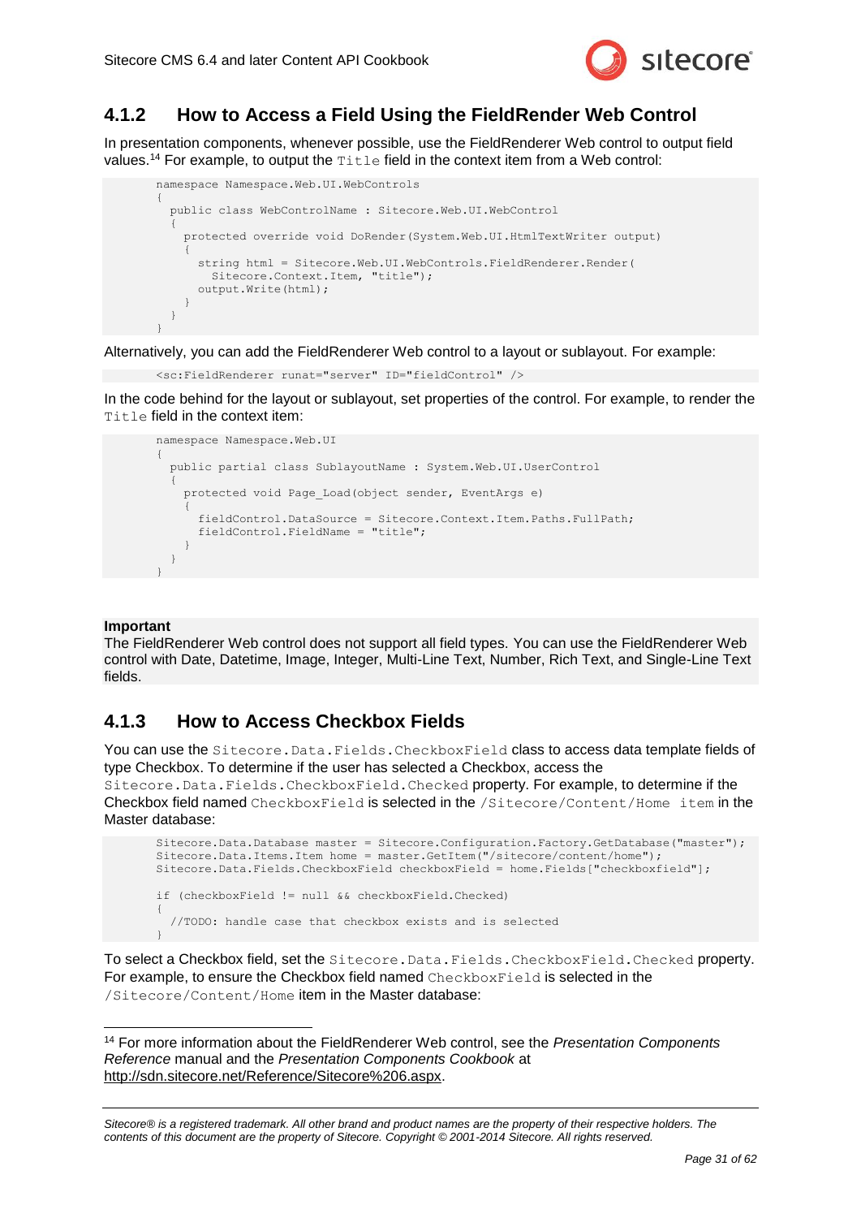### 4.1.2 How to Access a Field Using the FieldRender Web Control

In presentation components, whenever possible, use the FieldRenderer Web control to output field values.[14] For example, to output the `Title` field in the context item from a Web control:

```
namespace Namespace.Web.UI.WebControls
{
  public class WebControlName : Sitecore.Web.UI.WebControl
  {
    protected override void DoRender(System.Web.UI.HtmlTextWriter output)
    {
      string html = Sitecore.Web.UI.WebControls.FieldRenderer.Render(
        Sitecore.Context.Item, "title");
      output.Write(html);
    }
  }
}
```

Alternatively, you can add the FieldRenderer Web control to a layout or sublayout. For example:

```
<sc:FieldRenderer runat="server" ID="fieldControl" />
```

In the code behind for the layout or sublayout, set properties of the control. For example, to render the `Title` field in the context item:

```
namespace Namespace.Web.UI
{
  public partial class SublayoutName : System.Web.UI.UserControl
  {
    protected void Page_Load(object sender, EventArgs e)
    {
      fieldControl.DataSource = Sitecore.Context.Item.Paths.FullPath;
      fieldControl.FieldName = "title";
    }
  }
}
```

**Important**
The FieldRenderer Web control does not support all field types. You can use the FieldRenderer Web control with Date, Datetime, Image, Integer, Multi-Line Text, Number, Rich Text, and Single-Line Text fields.

### 4.1.3 How to Access Checkbox Fields

You can use the `Sitecore.Data.Fields.CheckboxField` class to access data template fields of type Checkbox. To determine if the user has selected a Checkbox, access the `Sitecore.Data.Fields.CheckboxField.Checked` property. For example, to determine if the Checkbox field named `CheckboxField` is selected in the `/Sitecore/Content/Home item` in the Master database:

```
Sitecore.Data.Database master = Sitecore.Configuration.Factory.GetDatabase("master");
Sitecore.Data.Items.Item home = master.GetItem("/sitecore/content/home");
Sitecore.Data.Fields.CheckboxField checkboxField = home.Fields["checkboxfield"];

if (checkboxField != null && checkboxField.Checked)
{
  //TODO: handle case that checkbox exists and is selected
}
```

To select a Checkbox field, set the `Sitecore.Data.Fields.CheckboxField.Checked` property. For example, to ensure the Checkbox field named `CheckboxField` is selected in the `/Sitecore/Content/Home` item in the Master database:

---

[14] For more information about the FieldRenderer Web control, see the *Presentation Components Reference* manual and the *Presentation Components Cookbook* at http://sdn.sitecore.net/Reference/Sitecore%206.aspx.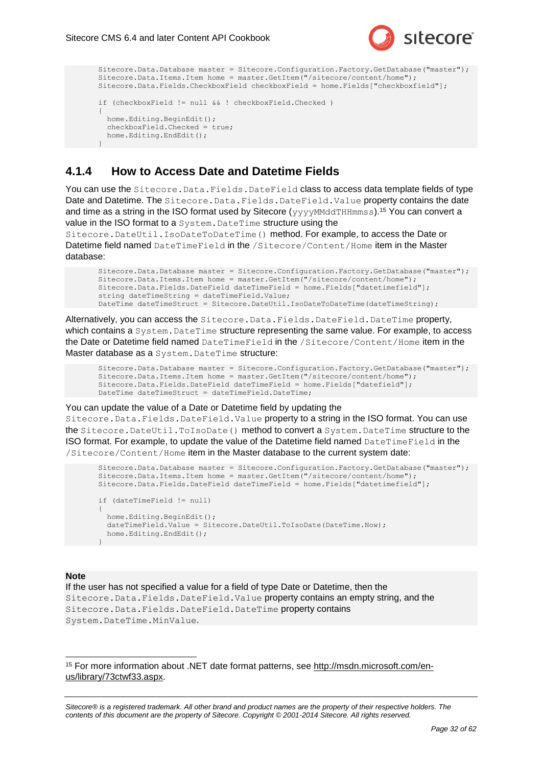```
Sitecore.Data.Database master = Sitecore.Configuration.Factory.GetDatabase("master");
Sitecore.Data.Items.Item home = master.GetItem("/sitecore/content/home");
Sitecore.Data.Fields.CheckboxField checkboxField = home.Fields["checkboxfield"];

if (checkboxField != null && ! checkboxField.Checked )
{
  home.Editing.BeginEdit();
  checkboxField.Checked = true;
  home.Editing.EndEdit();
}
```

### 4.1.4 How to Access Date and Datetime Fields

You can use the `Sitecore.Data.Fields.DateField` class to access data template fields of type Date and Datetime. The `Sitecore.Data.Fields.DateField.Value` property contains the date and time as a string in the ISO format used by Sitecore (`yyyyMMddTHHmmss`).[15] You can convert a value in the ISO format to a `System.DateTime` structure using the `Sitecore.DateUtil.IsoDateToDateTime()` method. For example, to access the Date or Datetime field named `DateTimeField` in the `/Sitecore/Content/Home` item in the Master database:

```
Sitecore.Data.Database master = Sitecore.Configuration.Factory.GetDatabase("master");
Sitecore.Data.Items.Item home = master.GetItem("/sitecore/content/home");
Sitecore.Data.Fields.DateField dateTimeField = home.Fields["datetimefield"];
string dateTimeString = dateTimeField.Value;
DateTime dateTimeStruct = Sitecore.DateUtil.IsoDateToDateTime(dateTimeString);
```

Alternatively, you can access the `Sitecore.Data.Fields.DateField.DateTime` property, which contains a `System.DateTime` structure representing the same value. For example, to access the Date or Datetime field named `DateTimeField` in the `/Sitecore/Content/Home` item in the Master database as a `System.DateTime` structure:

```
Sitecore.Data.Database master = Sitecore.Configuration.Factory.GetDatabase("master");
Sitecore.Data.Items.Item home = master.GetItem("/sitecore/content/home");
Sitecore.Data.Fields.DateField dateTimeField = home.Fields["datefield"];
DateTime dateTimeStruct = dateTimeField.DateTime;
```

You can update the value of a Date or Datetime field by updating the `Sitecore.Data.Fields.DateField.Value` property to a string in the ISO format. You can use the `Sitecore.DateUtil.ToIsoDate()` method to convert a `System.DateTime` structure to the ISO format. For example, to update the value of the Datetime field named `DateTimeField` in the `/Sitecore/Content/Home` item in the Master database to the current system date:

```
Sitecore.Data.Database master = Sitecore.Configuration.Factory.GetDatabase("master");
Sitecore.Data.Items.Item home = master.GetItem("/sitecore/content/home");
Sitecore.Data.Fields.DateField dateTimeField = home.Fields["datetimefield"];

if (dateTimeField != null)
{
  home.Editing.BeginEdit();
  dateTimeField.Value = Sitecore.DateUtil.ToIsoDate(DateTime.Now);
  home.Editing.EndEdit();
}
```

**Note**

If the user has not specified a value for a field of type Date or Datetime, then the `Sitecore.Data.Fields.DateField.Value` property contains an empty string, and the `Sitecore.Data.Fields.DateField.DateTime` property contains `System.DateTime.MinValue`.

[15] For more information about .NET date format patterns, see http://msdn.microsoft.com/en-us/library/73ctwf33.aspx.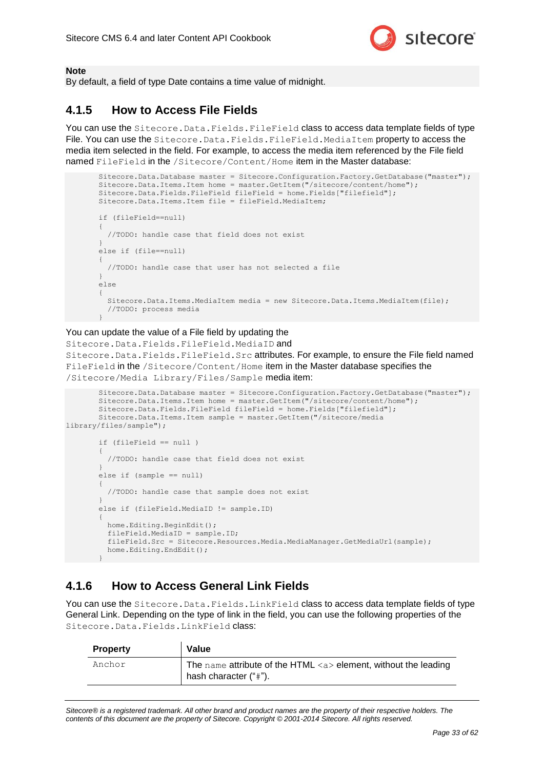**Note**
By default, a field of type Date contains a time value of midnight.

### 4.1.5 How to Access File Fields

You can use the `Sitecore.Data.Fields.FileField` class to access data template fields of type File. You can use the `Sitecore.Data.Fields.FileField.MediaItem` property to access the media item selected in the field. For example, to access the media item referenced by the File field named `FileField` in the `/Sitecore/Content/Home` item in the Master database:

```
Sitecore.Data.Database master = Sitecore.Configuration.Factory.GetDatabase("master");
Sitecore.Data.Items.Item home = master.GetItem("/sitecore/content/home");
Sitecore.Data.Fields.FileField fileField = home.Fields["filefield"];
Sitecore.Data.Items.Item file = fileField.MediaItem;

if (fileField==null)
{
  //TODO: handle case that field does not exist
}
else if (file==null)
{
  //TODO: handle case that user has not selected a file
}
else
{
  Sitecore.Data.Items.MediaItem media = new Sitecore.Data.Items.MediaItem(file);
  //TODO: process media
}
```

You can update the value of a File field by updating the `Sitecore.Data.Fields.FileField.MediaID` and `Sitecore.Data.Fields.FileField.Src` attributes. For example, to ensure the File field named `FileField` in the `/Sitecore/Content/Home` item in the Master database specifies the `/Sitecore/Media Library/Files/Sample` media item:

```
Sitecore.Data.Database master = Sitecore.Configuration.Factory.GetDatabase("master");
Sitecore.Data.Items.Item home = master.GetItem("/sitecore/content/home");
Sitecore.Data.Fields.FileField fileField = home.Fields["filefield"];
Sitecore.Data.Items.Item sample = master.GetItem("/sitecore/media
library/files/sample");

if (fileField == null )
{
  //TODO: handle case that field does not exist
}
else if (sample == null)
{
  //TODO: handle case that sample does not exist
}
else if (fileField.MediaID != sample.ID)
{
  home.Editing.BeginEdit();
  fileField.MediaID = sample.ID;
  fileField.Src = Sitecore.Resources.Media.MediaManager.GetMediaUrl(sample);
  home.Editing.EndEdit();
}
```

### 4.1.6 How to Access General Link Fields

You can use the `Sitecore.Data.Fields.LinkField` class to access data template fields of type General Link. Depending on the type of link in the field, you can use the following properties of the `Sitecore.Data.Fields.LinkField` class:

| Property | Value |
|---|---|
| `Anchor` | The `name` attribute of the HTML `<a>` element, without the leading hash character (“`#`”). |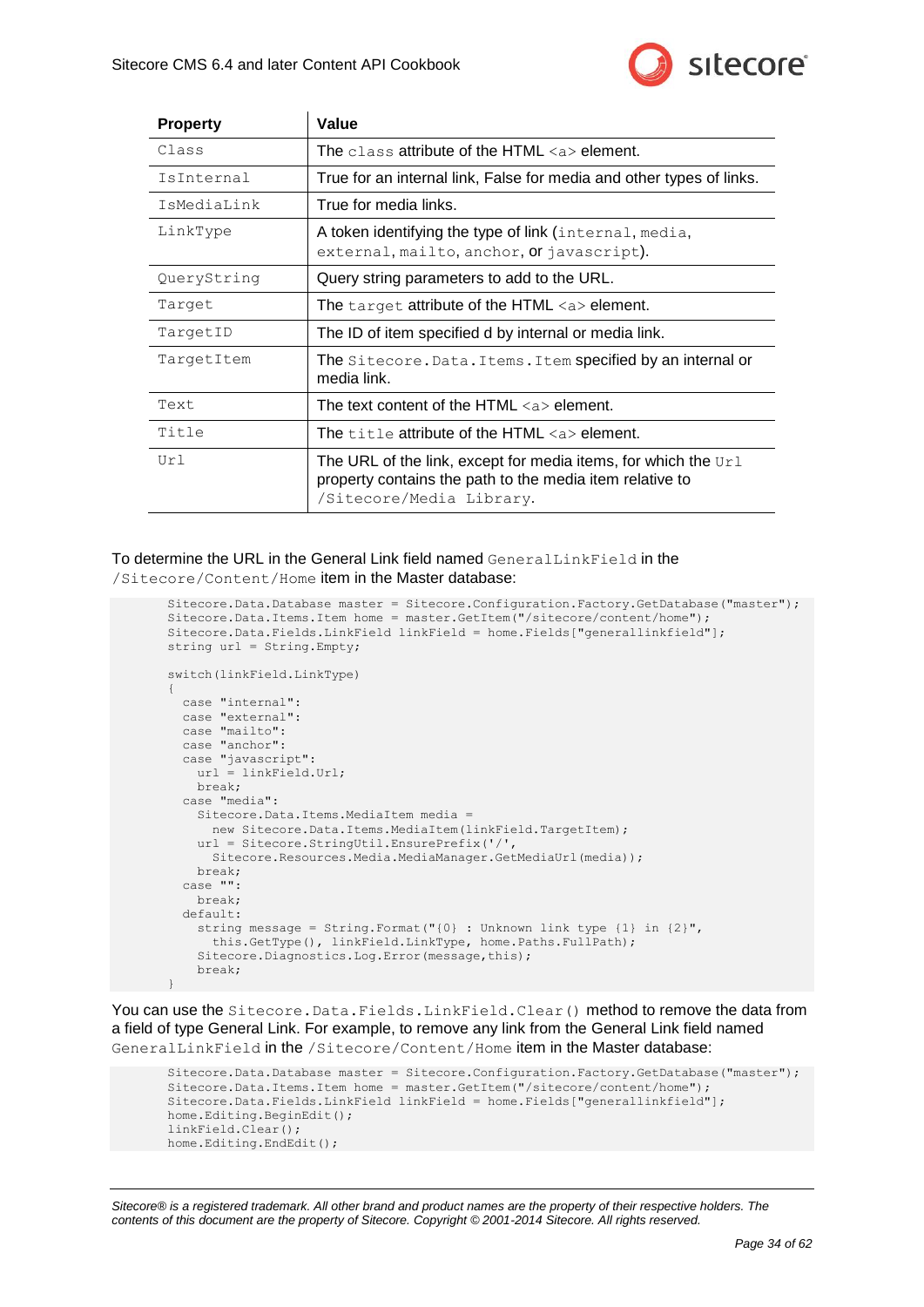| Property | Value |
|---|---|
| `Class` | The `class` attribute of the HTML `<a>` element. |
| `IsInternal` | True for an internal link, False for media and other types of links. |
| `IsMediaLink` | True for media links. |
| `LinkType` | A token identifying the type of link (`internal`, `media`, `external`, `mailto`, `anchor`, or `javascript`). |
| `QueryString` | Query string parameters to add to the URL. |
| `Target` | The `target` attribute of the HTML `<a>` element. |
| `TargetID` | The ID of item specified d by internal or media link. |
| `TargetItem` | The `Sitecore.Data.Items.Item` specified by an internal or media link. |
| `Text` | The text content of the HTML `<a>` element. |
| `Title` | The `title` attribute of the HTML `<a>` element. |
| `Url` | The URL of the link, except for media items, for which the `Url` property contains the path to the media item relative to `/Sitecore/Media Library`. |

To determine the URL in the General Link field named `GeneralLinkField` in the `/Sitecore/Content/Home` item in the Master database:

```
Sitecore.Data.Database master = Sitecore.Configuration.Factory.GetDatabase("master");
Sitecore.Data.Items.Item home = master.GetItem("/sitecore/content/home");
Sitecore.Data.Fields.LinkField linkField = home.Fields["generallinkfield"];
string url = String.Empty;

switch(linkField.LinkType)
{
  case "internal":
  case "external":
  case "mailto":
  case "anchor":
  case "javascript":
    url = linkField.Url;
    break;
  case "media":
    Sitecore.Data.Items.MediaItem media =
      new Sitecore.Data.Items.MediaItem(linkField.TargetItem);
    url = Sitecore.StringUtil.EnsurePrefix('/',
      Sitecore.Resources.Media.MediaManager.GetMediaUrl(media));
    break;
  case "":
    break;
  default:
    string message = String.Format("{0} : Unknown link type {1} in {2}",
      this.GetType(), linkField.LinkType, home.Paths.FullPath);
    Sitecore.Diagnostics.Log.Error(message,this);
    break;
}
```

You can use the `Sitecore.Data.Fields.LinkField.Clear()` method to remove the data from a field of type General Link. For example, to remove any link from the General Link field named `GeneralLinkField` in the `/Sitecore/Content/Home` item in the Master database:

```
Sitecore.Data.Database master = Sitecore.Configuration.Factory.GetDatabase("master");
Sitecore.Data.Items.Item home = master.GetItem("/sitecore/content/home");
Sitecore.Data.Fields.LinkField linkField = home.Fields["generallinkfield"];
home.Editing.BeginEdit();
linkField.Clear();
home.Editing.EndEdit();
```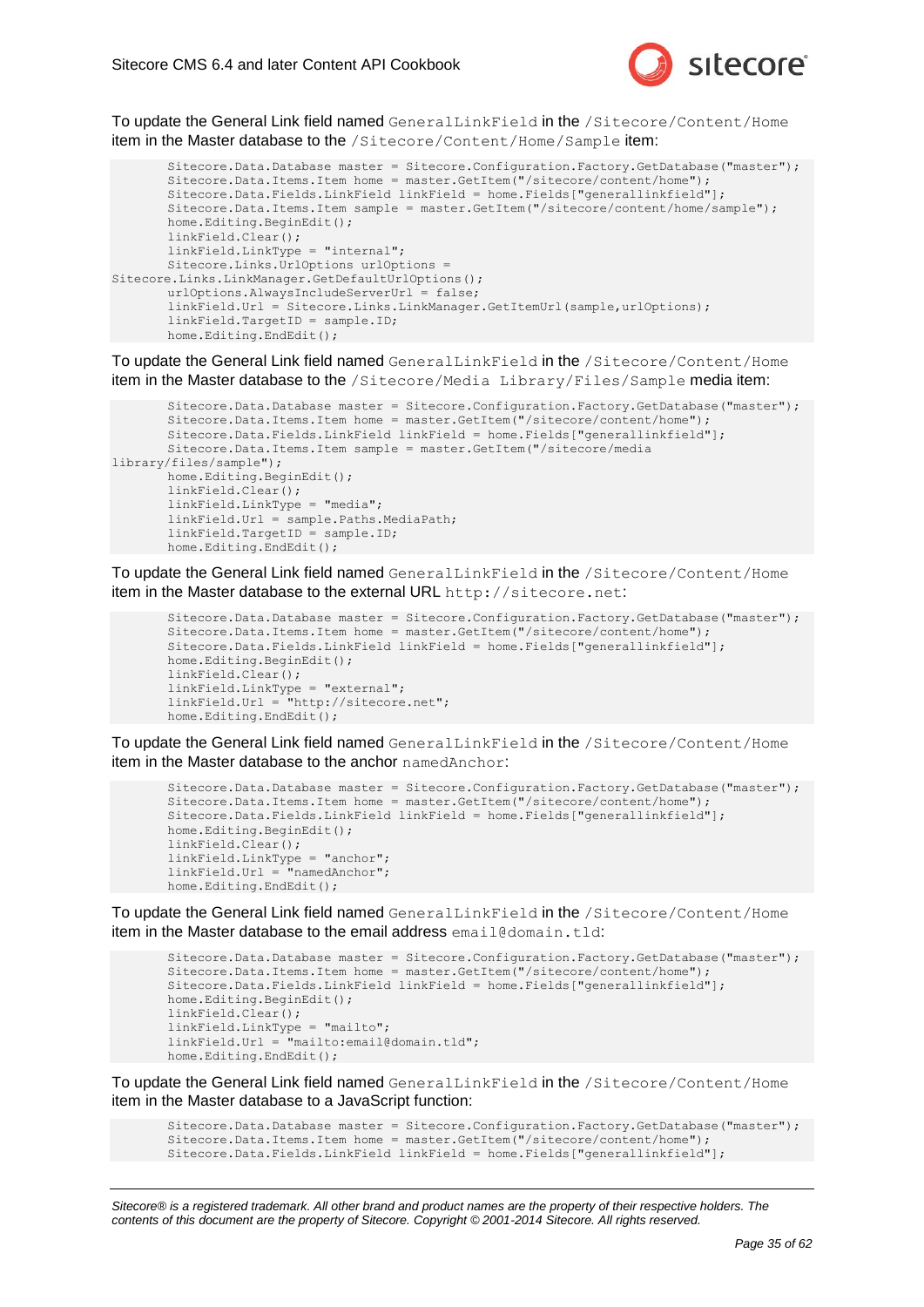To update the General Link field named `GeneralLinkField` in the `/Sitecore/Content/Home` item in the Master database to the `/Sitecore/Content/Home/Sample` item:

```
        Sitecore.Data.Database master = Sitecore.Configuration.Factory.GetDatabase("master");
        Sitecore.Data.Items.Item home = master.GetItem("/sitecore/content/home");
        Sitecore.Data.Fields.LinkField linkField = home.Fields["generallinkfield"];
        Sitecore.Data.Items.Item sample = master.GetItem("/sitecore/content/home/sample");
        home.Editing.BeginEdit();
        linkField.Clear();
        linkField.LinkType = "internal";
        Sitecore.Links.UrlOptions urlOptions =
Sitecore.Links.LinkManager.GetDefaultUrlOptions();
        urlOptions.AlwaysIncludeServerUrl = false;
        linkField.Url = Sitecore.Links.LinkManager.GetItemUrl(sample,urlOptions);
        linkField.TargetID = sample.ID;
        home.Editing.EndEdit();
```

To update the General Link field named `GeneralLinkField` in the `/Sitecore/Content/Home` item in the Master database to the `/Sitecore/Media Library/Files/Sample` media item:

```
        Sitecore.Data.Database master = Sitecore.Configuration.Factory.GetDatabase("master");
        Sitecore.Data.Items.Item home = master.GetItem("/sitecore/content/home");
        Sitecore.Data.Fields.LinkField linkField = home.Fields["generallinkfield"];
        Sitecore.Data.Items.Item sample = master.GetItem("/sitecore/media
library/files/sample");
        home.Editing.BeginEdit();
        linkField.Clear();
        linkField.LinkType = "media";
        linkField.Url = sample.Paths.MediaPath;
        linkField.TargetID = sample.ID;
        home.Editing.EndEdit();
```

To update the General Link field named `GeneralLinkField` in the `/Sitecore/Content/Home` item in the Master database to the external URL `http://sitecore.net`:

```
        Sitecore.Data.Database master = Sitecore.Configuration.Factory.GetDatabase("master");
        Sitecore.Data.Items.Item home = master.GetItem("/sitecore/content/home");
        Sitecore.Data.Fields.LinkField linkField = home.Fields["generallinkfield"];
        home.Editing.BeginEdit();
        linkField.Clear();
        linkField.LinkType = "external";
        linkField.Url = "http://sitecore.net";
        home.Editing.EndEdit();
```

To update the General Link field named `GeneralLinkField` in the `/Sitecore/Content/Home` item in the Master database to the anchor `namedAnchor`:

```
        Sitecore.Data.Database master = Sitecore.Configuration.Factory.GetDatabase("master");
        Sitecore.Data.Items.Item home = master.GetItem("/sitecore/content/home");
        Sitecore.Data.Fields.LinkField linkField = home.Fields["generallinkfield"];
        home.Editing.BeginEdit();
        linkField.Clear();
        linkField.LinkType = "anchor";
        linkField.Url = "namedAnchor";
        home.Editing.EndEdit();
```

To update the General Link field named `GeneralLinkField` in the `/Sitecore/Content/Home` item in the Master database to the email address `email@domain.tld`:

```
        Sitecore.Data.Database master = Sitecore.Configuration.Factory.GetDatabase("master");
        Sitecore.Data.Items.Item home = master.GetItem("/sitecore/content/home");
        Sitecore.Data.Fields.LinkField linkField = home.Fields["generallinkfield"];
        home.Editing.BeginEdit();
        linkField.Clear();
        linkField.LinkType = "mailto";
        linkField.Url = "mailto:email@domain.tld";
        home.Editing.EndEdit();
```

To update the General Link field named `GeneralLinkField` in the `/Sitecore/Content/Home` item in the Master database to a JavaScript function:

```
        Sitecore.Data.Database master = Sitecore.Configuration.Factory.GetDatabase("master");
        Sitecore.Data.Items.Item home = master.GetItem("/sitecore/content/home");
        Sitecore.Data.Fields.LinkField linkField = home.Fields["generallinkfield"];
```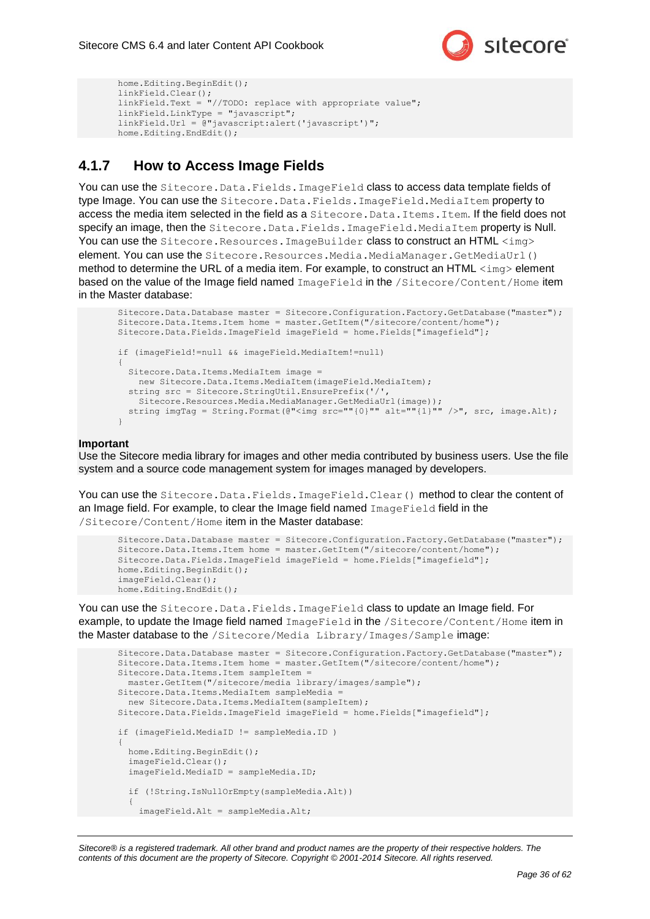```
home.Editing.BeginEdit();
linkField.Clear();
linkField.Text = "//TODO: replace with appropriate value";
linkField.LinkType = "javascript";
linkField.Url = @"javascript:alert('javascript')";
home.Editing.EndEdit();
```

### 4.1.7 How to Access Image Fields

You can use the `Sitecore.Data.Fields.ImageField` class to access data template fields of type Image. You can use the `Sitecore.Data.Fields.ImageField.MediaItem` property to access the media item selected in the field as a `Sitecore.Data.Items.Item`. If the field does not specify an image, then the `Sitecore.Data.Fields.ImageField.MediaItem` property is Null. You can use the `Sitecore.Resources.ImageBuilder` class to construct an HTML `<img>` element. You can use the `Sitecore.Resources.Media.MediaManager.GetMediaUrl()` method to determine the URL of a media item. For example, to construct an HTML `<img>` element based on the value of the Image field named `ImageField` in the `/Sitecore/Content/Home` item in the Master database:

```
Sitecore.Data.Database master = Sitecore.Configuration.Factory.GetDatabase("master");
Sitecore.Data.Items.Item home = master.GetItem("/sitecore/content/home");
Sitecore.Data.Fields.ImageField imageField = home.Fields["imagefield"];

if (imageField!=null && imageField.MediaItem!=null)
{
  Sitecore.Data.Items.MediaItem image =
    new Sitecore.Data.Items.MediaItem(imageField.MediaItem);
  string src = Sitecore.StringUtil.EnsurePrefix('/',
    Sitecore.Resources.Media.MediaManager.GetMediaUrl(image));
  string imgTag = String.Format(@"<img src=""{0}"" alt=""{1}"" />", src, image.Alt);
}
```

**Important**
Use the Sitecore media library for images and other media contributed by business users. Use the file system and a source code management system for images managed by developers.

You can use the `Sitecore.Data.Fields.ImageField.Clear()` method to clear the content of an Image field. For example, to clear the Image field named `ImageField` field in the `/Sitecore/Content/Home` item in the Master database:

```
Sitecore.Data.Database master = Sitecore.Configuration.Factory.GetDatabase("master");
Sitecore.Data.Items.Item home = master.GetItem("/sitecore/content/home");
Sitecore.Data.Fields.ImageField imageField = home.Fields["imagefield"];
home.Editing.BeginEdit();
imageField.Clear();
home.Editing.EndEdit();
```

You can use the `Sitecore.Data.Fields.ImageField` class to update an Image field. For example, to update the Image field named `ImageField` in the `/Sitecore/Content/Home` item in the Master database to the `/Sitecore/Media Library/Images/Sample` image:

```
Sitecore.Data.Database master = Sitecore.Configuration.Factory.GetDatabase("master");
Sitecore.Data.Items.Item home = master.GetItem("/sitecore/content/home");
Sitecore.Data.Items.Item sampleItem =
  master.GetItem("/sitecore/media library/images/sample");
Sitecore.Data.Items.MediaItem sampleMedia =
  new Sitecore.Data.Items.MediaItem(sampleItem);
Sitecore.Data.Fields.ImageField imageField = home.Fields["imagefield"];

if (imageField.MediaID != sampleMedia.ID )
{
  home.Editing.BeginEdit();
  imageField.Clear();
  imageField.MediaID = sampleMedia.ID;

  if (!String.IsNullOrEmpty(sampleMedia.Alt))
  {
    imageField.Alt = sampleMedia.Alt;
```

*Sitecore® is a registered trademark. All other brand and product names are the property of their respective holders. The contents of this document are the property of Sitecore. Copyright © 2001-2014 Sitecore. All rights reserved.*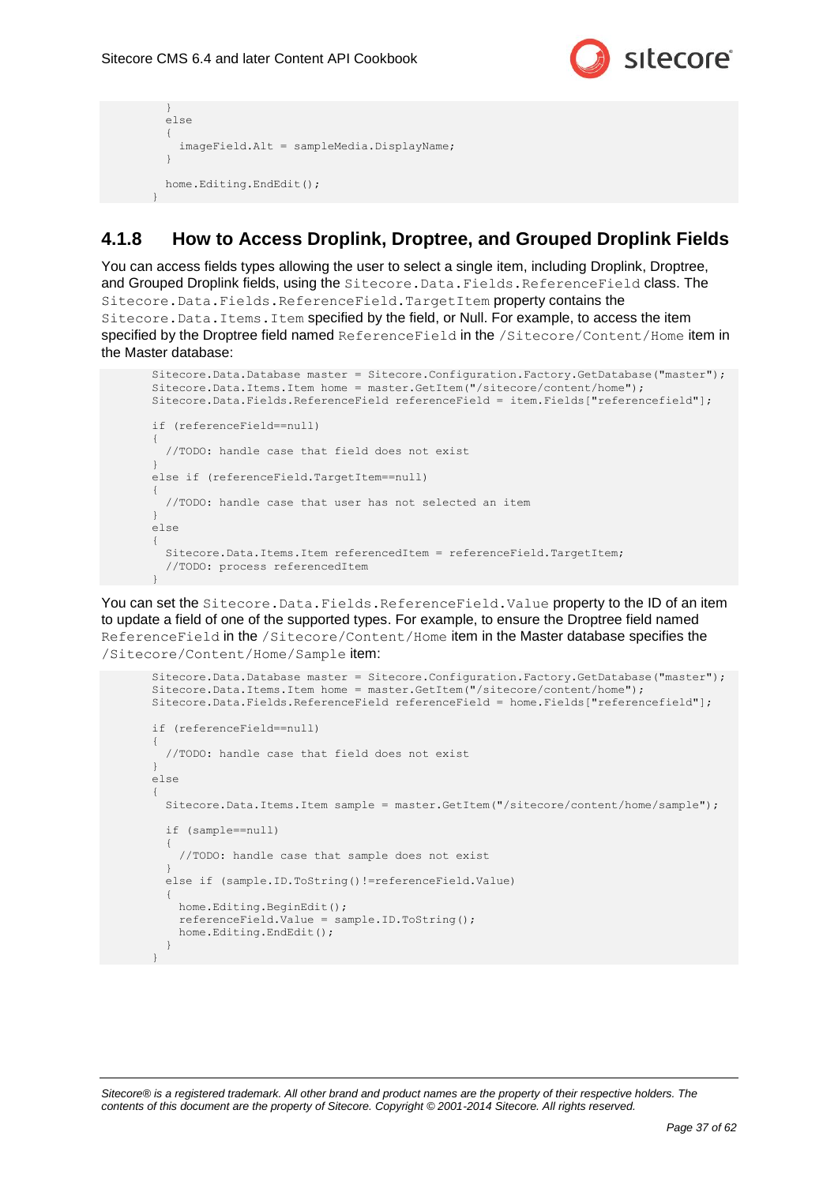```
    }
    else
    {
      imageField.Alt = sampleMedia.DisplayName;
    }

    home.Editing.EndEdit();
}
```

### 4.1.8 How to Access Droplink, Droptree, and Grouped Droplink Fields

You can access fields types allowing the user to select a single item, including Droplink, Droptree, and Grouped Droplink fields, using the `Sitecore.Data.Fields.ReferenceField` class. The `Sitecore.Data.Fields.ReferenceField.TargetItem` property contains the `Sitecore.Data.Items.Item` specified by the field, or Null. For example, to access the item specified by the Droptree field named `ReferenceField` in the `/Sitecore/Content/Home` item in the Master database:

```
Sitecore.Data.Database master = Sitecore.Configuration.Factory.GetDatabase("master");
Sitecore.Data.Items.Item home = master.GetItem("/sitecore/content/home");
Sitecore.Data.Fields.ReferenceField referenceField = item.Fields["referencefield"];

if (referenceField==null)
{
  //TODO: handle case that field does not exist
}
else if (referenceField.TargetItem==null)
{
  //TODO: handle case that user has not selected an item
}
else
{
  Sitecore.Data.Items.Item referencedItem = referenceField.TargetItem;
  //TODO: process referencedItem
}
```

You can set the `Sitecore.Data.Fields.ReferenceField.Value` property to the ID of an item to update a field of one of the supported types. For example, to ensure the Droptree field named `ReferenceField` in the `/Sitecore/Content/Home` item in the Master database specifies the `/Sitecore/Content/Home/Sample` item:

```
Sitecore.Data.Database master = Sitecore.Configuration.Factory.GetDatabase("master");
Sitecore.Data.Items.Item home = master.GetItem("/sitecore/content/home");
Sitecore.Data.Fields.ReferenceField referenceField = home.Fields["referencefield"];

if (referenceField==null)
{
  //TODO: handle case that field does not exist
}
else
{
  Sitecore.Data.Items.Item sample = master.GetItem("/sitecore/content/home/sample");

  if (sample==null)
  {
    //TODO: handle case that sample does not exist
  }
  else if (sample.ID.ToString()!=referenceField.Value)
  {
    home.Editing.BeginEdit();
    referenceField.Value = sample.ID.ToString();
    home.Editing.EndEdit();
  }
}
```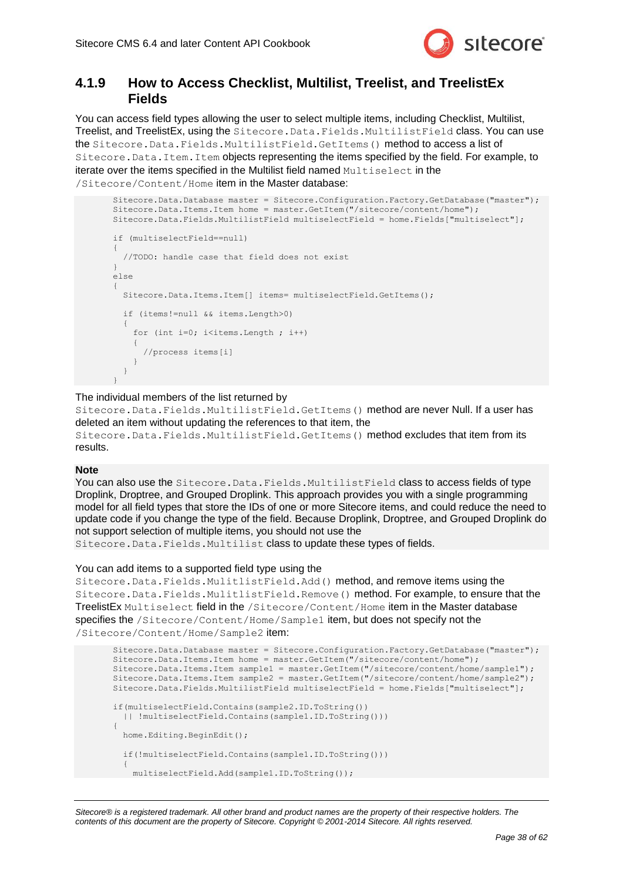### 4.1.9 How to Access Checklist, Multilist, Treelist, and TreelistEx Fields

You can access field types allowing the user to select multiple items, including Checklist, Multilist, Treelist, and TreelistEx, using the `Sitecore.Data.Fields.MultilistField` class. You can use the `Sitecore.Data.Fields.MultilistField.GetItems()` method to access a list of `Sitecore.Data.Item.Item` objects representing the items specified by the field. For example, to iterate over the items specified in the Multilist field named `Multiselect` in the `/Sitecore/Content/Home` item in the Master database:

```
Sitecore.Data.Database master = Sitecore.Configuration.Factory.GetDatabase("master");
Sitecore.Data.Items.Item home = master.GetItem("/sitecore/content/home");
Sitecore.Data.Fields.MultilistField multiselectField = home.Fields["multiselect"];

if (multiselectField==null)
{
  //TODO: handle case that field does not exist
}
else
{
  Sitecore.Data.Items.Item[] items= multiselectField.GetItems();

  if (items!=null && items.Length>0)
  {
    for (int i=0; i<items.Length ; i++)
    {
      //process items[i]
    }
  }
}
```

The individual members of the list returned by `Sitecore.Data.Fields.MultilistField.GetItems()` method are never Null. If a user has deleted an item without updating the references to that item, the `Sitecore.Data.Fields.MultilistField.GetItems()` method excludes that item from its results.

**Note**

You can also use the `Sitecore.Data.Fields.MultilistField` class to access fields of type Droplink, Droptree, and Grouped Droplink. This approach provides you with a single programming model for all field types that store the IDs of one or more Sitecore items, and could reduce the need to update code if you change the type of the field. Because Droplink, Droptree, and Grouped Droplink do not support selection of multiple items, you should not use the `Sitecore.Data.Fields.Multilist` class to update these types of fields.

You can add items to a supported field type using the `Sitecore.Data.Fields.MulitlistField.Add()` method, and remove items using the `Sitecore.Data.Fields.MulitlistField.Remove()` method. For example, to ensure that the TreelistEx `Multiselect` field in the `/Sitecore/Content/Home` item in the Master database specifies the `/Sitecore/Content/Home/Sample1` item, but does not specify not the `/Sitecore/Content/Home/Sample2` item:

```
Sitecore.Data.Database master = Sitecore.Configuration.Factory.GetDatabase("master");
Sitecore.Data.Items.Item home = master.GetItem("/sitecore/content/home");
Sitecore.Data.Items.Item sample1 = master.GetItem("/sitecore/content/home/sample1");
Sitecore.Data.Items.Item sample2 = master.GetItem("/sitecore/content/home/sample2");
Sitecore.Data.Fields.MultilistField multiselectField = home.Fields["multiselect"];

if(multiselectField.Contains(sample2.ID.ToString())
  || !multiselectField.Contains(sample1.ID.ToString()))
{
  home.Editing.BeginEdit();

  if(!multiselectField.Contains(sample1.ID.ToString()))
  {
    multiselectField.Add(sample1.ID.ToString());
```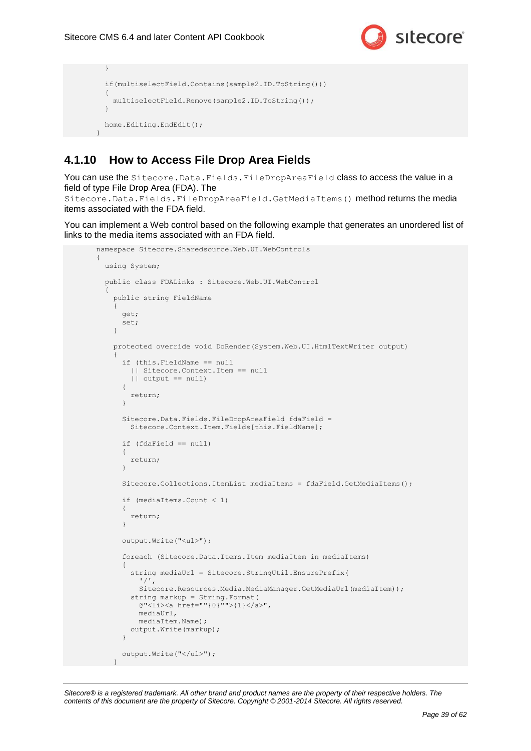```
  }

  if(multiselectField.Contains(sample2.ID.ToString()))
  {
    multiselectField.Remove(sample2.ID.ToString());
  }

  home.Editing.EndEdit();
}
```

### 4.1.10 How to Access File Drop Area Fields

You can use the `Sitecore.Data.Fields.FileDropAreaField` class to access the value in a field of type File Drop Area (FDA). The `Sitecore.Data.Fields.FileDropAreaField.GetMediaItems()` method returns the media items associated with the FDA field.

You can implement a Web control based on the following example that generates an unordered list of links to the media items associated with an FDA field.

```
namespace Sitecore.Sharedsource.Web.UI.WebControls
{
  using System;

  public class FDALinks : Sitecore.Web.UI.WebControl
  {
    public string FieldName
    {
      get;
      set;
    }

    protected override void DoRender(System.Web.UI.HtmlTextWriter output)
    {
      if (this.FieldName == null
        || Sitecore.Context.Item == null
        || output == null)
      {
        return;
      }

      Sitecore.Data.Fields.FileDropAreaField fdaField =
        Sitecore.Context.Item.Fields[this.FieldName];

      if (fdaField == null)
      {
        return;
      }

      Sitecore.Collections.ItemList mediaItems = fdaField.GetMediaItems();

      if (mediaItems.Count < 1)
      {
        return;
      }

      output.Write("<ul>");

      foreach (Sitecore.Data.Items.Item mediaItem in mediaItems)
      {
        string mediaUrl = Sitecore.StringUtil.EnsurePrefix(
          '/',
          Sitecore.Resources.Media.MediaManager.GetMediaUrl(mediaItem));
        string markup = String.Format(
          @"<li><a href=""{0}"">{1}</a>",
          mediaUrl,
          mediaItem.Name);
        output.Write(markup);
      }

      output.Write("</ul>");
    }
```

*Sitecore® is a registered trademark. All other brand and product names are the property of their respective holders. The contents of this document are the property of Sitecore. Copyright © 2001-2014 Sitecore. All rights reserved.*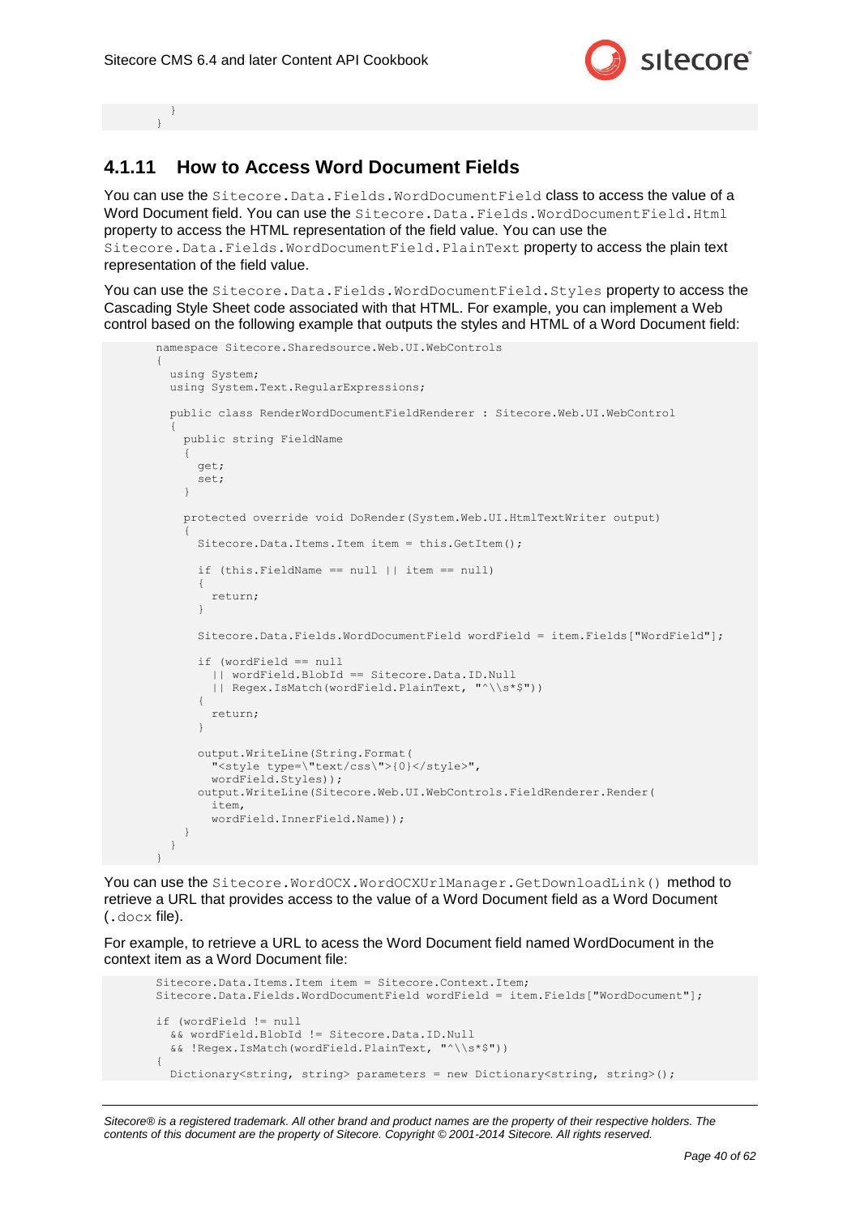```
    }
}
```

### 4.1.11 How to Access Word Document Fields

You can use the `Sitecore.Data.Fields.WordDocumentField` class to access the value of a Word Document field. You can use the `Sitecore.Data.Fields.WordDocumentField.Html` property to access the HTML representation of the field value. You can use the `Sitecore.Data.Fields.WordDocumentField.PlainText` property to access the plain text representation of the field value.

You can use the `Sitecore.Data.Fields.WordDocumentField.Styles` property to access the Cascading Style Sheet code associated with that HTML. For example, you can implement a Web control based on the following example that outputs the styles and HTML of a Word Document field:

```
namespace Sitecore.Sharedsource.Web.UI.WebControls
{
  using System;
  using System.Text.RegularExpressions;

  public class RenderWordDocumentFieldRenderer : Sitecore.Web.UI.WebControl
  {
    public string FieldName
    {
      get;
      set;
    }

    protected override void DoRender(System.Web.UI.HtmlTextWriter output)
    {
      Sitecore.Data.Items.Item item = this.GetItem();

      if (this.FieldName == null || item == null)
      {
        return;
      }

      Sitecore.Data.Fields.WordDocumentField wordField = item.Fields["WordField"];

      if (wordField == null
        || wordField.BlobId == Sitecore.Data.ID.Null
        || Regex.IsMatch(wordField.PlainText, "^\\s*$"))
      {
        return;
      }

      output.WriteLine(String.Format(
        "<style type=\"text/css\">{0}</style>",
        wordField.Styles));
      output.WriteLine(Sitecore.Web.UI.WebControls.FieldRenderer.Render(
        item,
        wordField.InnerField.Name));
    }
  }
}
```

You can use the `Sitecore.WordOCX.WordOCXUrlManager.GetDownloadLink()` method to retrieve a URL that provides access to the value of a Word Document field as a Word Document (`.docx` file).

For example, to retrieve a URL to acess the Word Document field named WordDocument in the context item as a Word Document file:

```
Sitecore.Data.Items.Item item = Sitecore.Context.Item;
Sitecore.Data.Fields.WordDocumentField wordField = item.Fields["WordDocument"];

if (wordField != null
  && wordField.BlobId != Sitecore.Data.ID.Null
  && !Regex.IsMatch(wordField.PlainText, "^\\s*$"))
{
  Dictionary<string, string> parameters = new Dictionary<string, string>();
```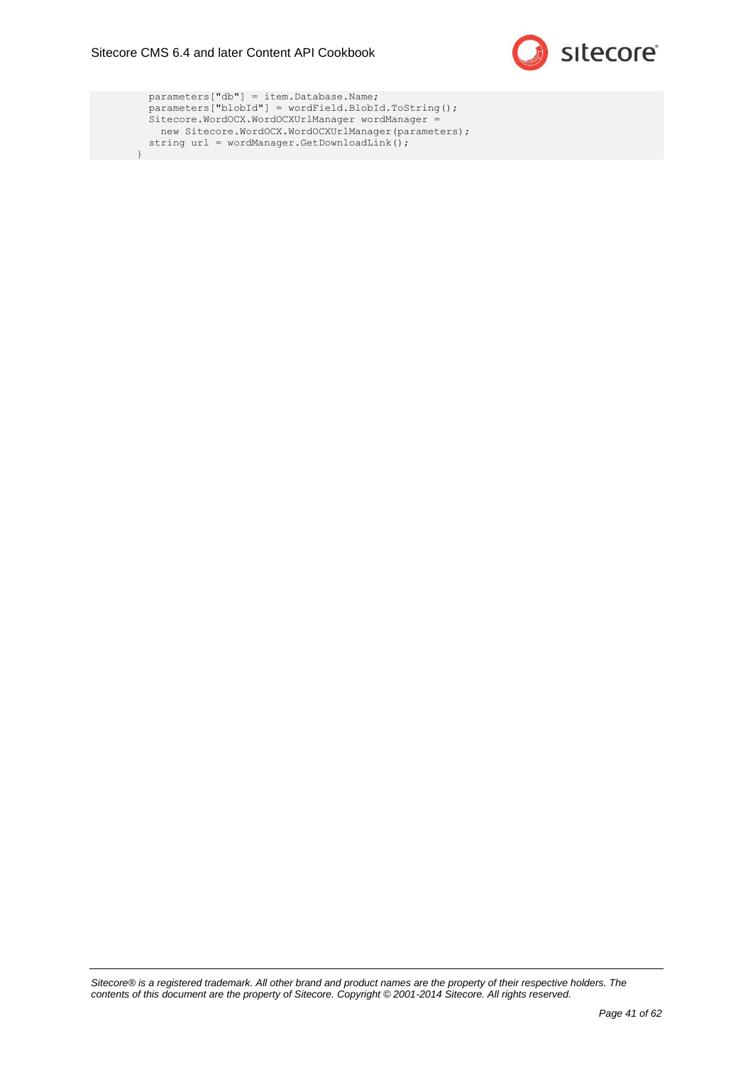```
    parameters["db"] = item.Database.Name;
    parameters["blobId"] = wordField.BlobId.ToString();
    Sitecore.WordOCX.WordOCXUrlManager wordManager =
      new Sitecore.WordOCX.WordOCXUrlManager(parameters);
    string url = wordManager.GetDownloadLink();
  }
```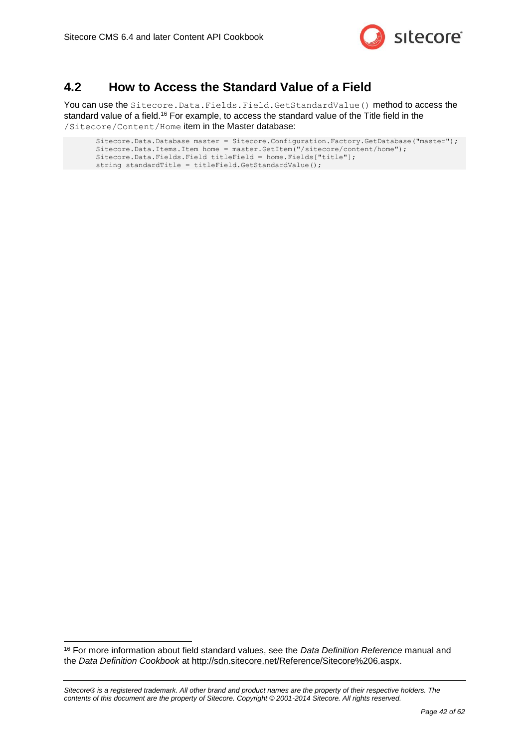## 4.2 How to Access the Standard Value of a Field

You can use the `Sitecore.Data.Fields.Field.GetStandardValue()` method to access the standard value of a field.[16] For example, to access the standard value of the Title field in the `/Sitecore/Content/Home` item in the Master database:

```
Sitecore.Data.Database master = Sitecore.Configuration.Factory.GetDatabase("master");
Sitecore.Data.Items.Item home = master.GetItem("/sitecore/content/home");
Sitecore.Data.Fields.Field titleField = home.Fields["title"];
string standardTitle = titleField.GetStandardValue();
```

[16] For more information about field standard values, see the *Data Definition Reference* manual and the *Data Definition Cookbook* at http://sdn.sitecore.net/Reference/Sitecore%206.aspx.

*Sitecore® is a registered trademark. All other brand and product names are the property of their respective holders. The contents of this document are the property of Sitecore. Copyright © 2001-2014 Sitecore. All rights reserved.*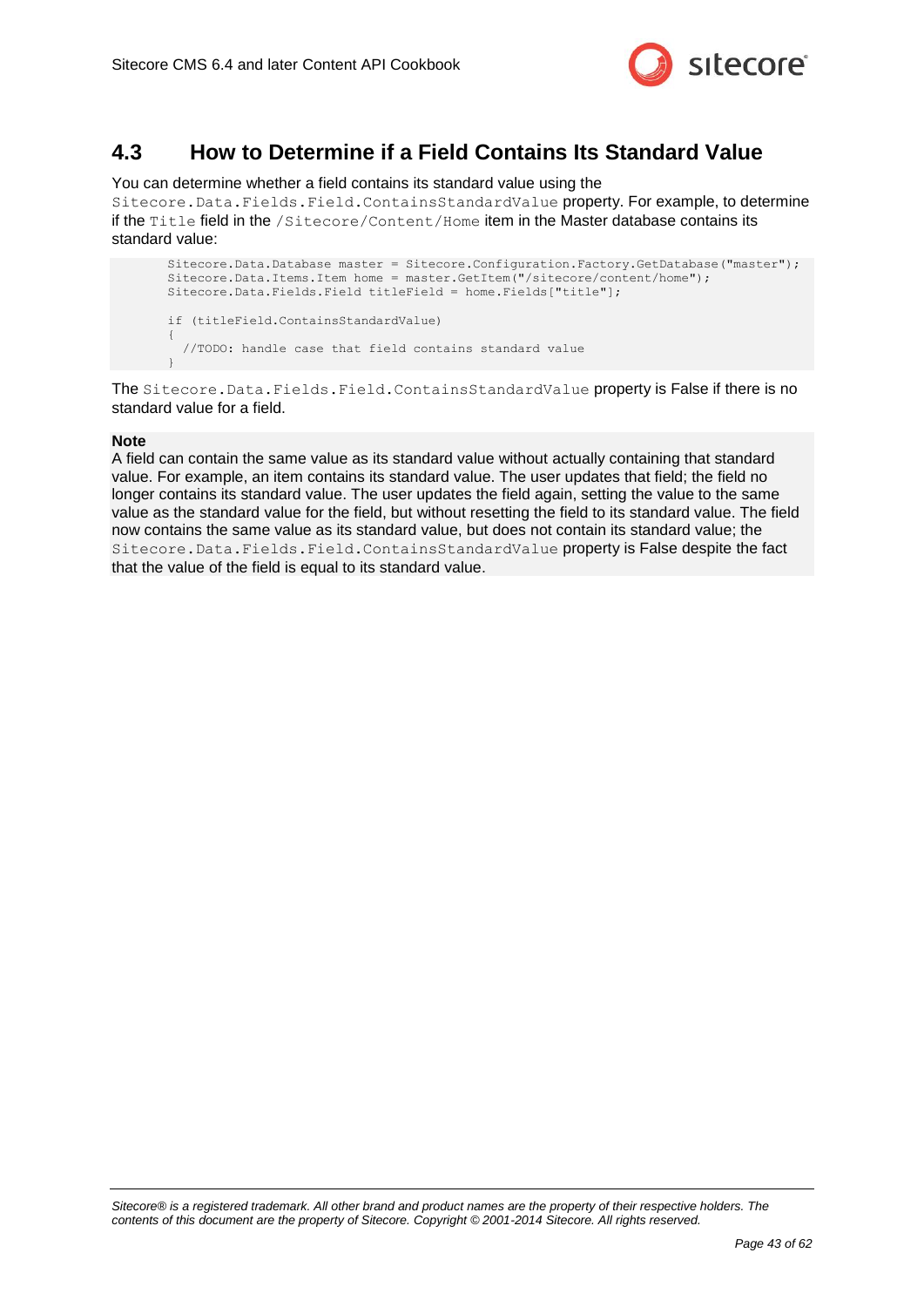## 4.3 How to Determine if a Field Contains Its Standard Value

You can determine whether a field contains its standard value using the `Sitecore.Data.Fields.Field.ContainsStandardValue` property. For example, to determine if the `Title` field in the `/Sitecore/Content/Home` item in the Master database contains its standard value:

```
Sitecore.Data.Database master = Sitecore.Configuration.Factory.GetDatabase("master");
Sitecore.Data.Items.Item home = master.GetItem("/sitecore/content/home");
Sitecore.Data.Fields.Field titleField = home.Fields["title"];

if (titleField.ContainsStandardValue)
{
  //TODO: handle case that field contains standard value
}
```

The `Sitecore.Data.Fields.Field.ContainsStandardValue` property is False if there is no standard value for a field.

**Note**

A field can contain the same value as its standard value without actually containing that standard value. For example, an item contains its standard value. The user updates that field; the field no longer contains its standard value. The user updates the field again, setting the value to the same value as the standard value for the field, but without resetting the field to its standard value. The field now contains the same value as its standard value, but does not contain its standard value; the `Sitecore.Data.Fields.Field.ContainsStandardValue` property is False despite the fact that the value of the field is equal to its standard value.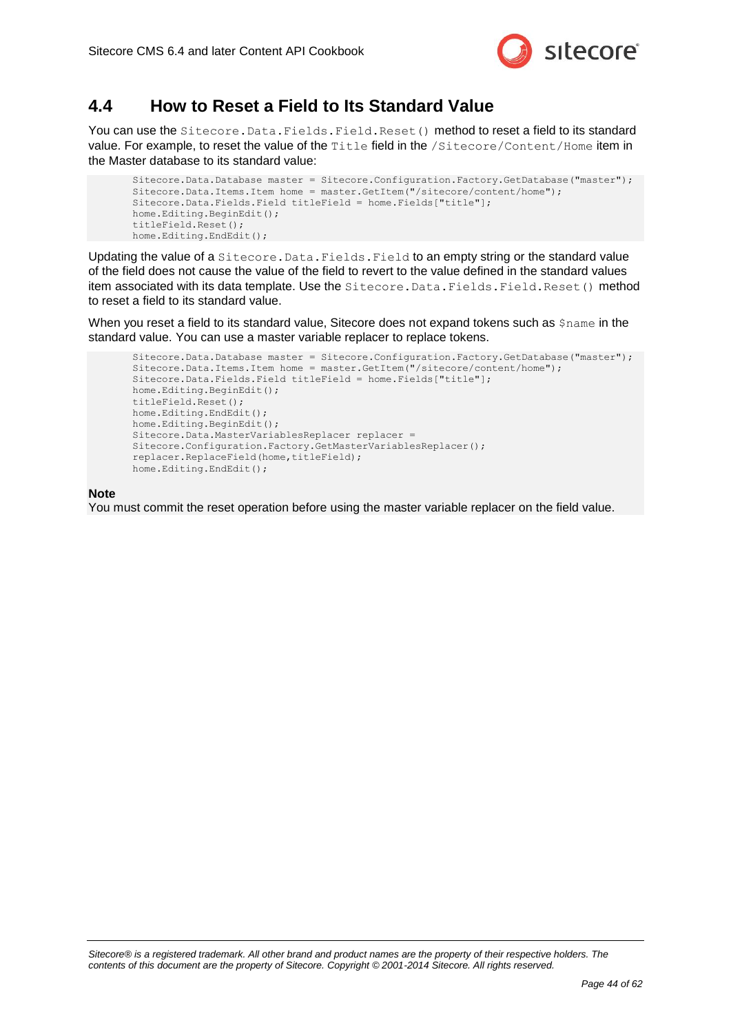## 4.4 How to Reset a Field to Its Standard Value

You can use the `Sitecore.Data.Fields.Field.Reset()` method to reset a field to its standard value. For example, to reset the value of the `Title` field in the `/Sitecore/Content/Home` item in the Master database to its standard value:

```
Sitecore.Data.Database master = Sitecore.Configuration.Factory.GetDatabase("master");
Sitecore.Data.Items.Item home = master.GetItem("/sitecore/content/home");
Sitecore.Data.Fields.Field titleField = home.Fields["title"];
home.Editing.BeginEdit();
titleField.Reset();
home.Editing.EndEdit();
```

Updating the value of a `Sitecore.Data.Fields.Field` to an empty string or the standard value of the field does not cause the value of the field to revert to the value defined in the standard values item associated with its data template. Use the `Sitecore.Data.Fields.Field.Reset()` method to reset a field to its standard value.

When you reset a field to its standard value, Sitecore does not expand tokens such as `$name` in the standard value. You can use a master variable replacer to replace tokens.

```
Sitecore.Data.Database master = Sitecore.Configuration.Factory.GetDatabase("master");
Sitecore.Data.Items.Item home = master.GetItem("/sitecore/content/home");
Sitecore.Data.Fields.Field titleField = home.Fields["title"];
home.Editing.BeginEdit();
titleField.Reset();
home.Editing.EndEdit();
home.Editing.BeginEdit();
Sitecore.Data.MasterVariablesReplacer replacer =
Sitecore.Configuration.Factory.GetMasterVariablesReplacer();
replacer.ReplaceField(home,titleField);
home.Editing.EndEdit();
```

**Note**
You must commit the reset operation before using the master variable replacer on the field value.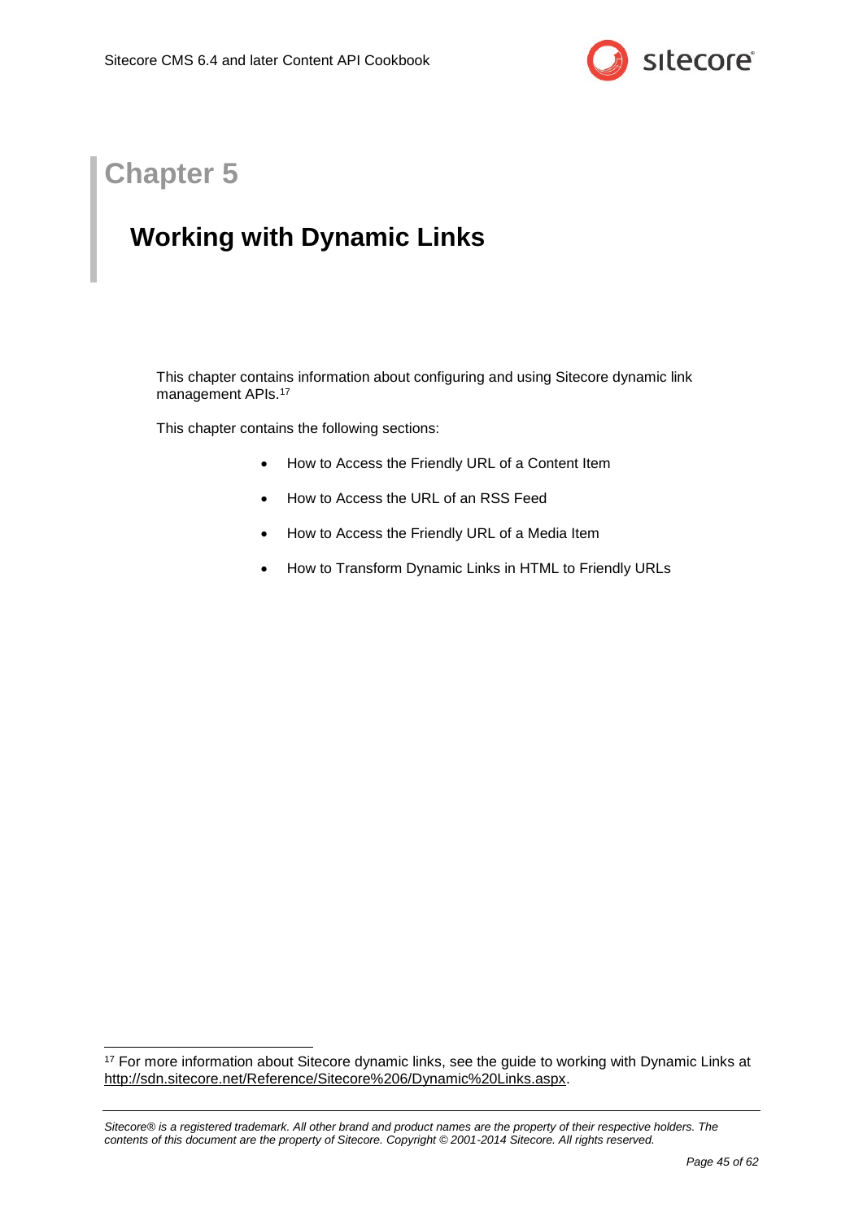# Chapter 5

## Working with Dynamic Links

This chapter contains information about configuring and using Sitecore dynamic link management APIs.[17]

This chapter contains the following sections:

- How to Access the Friendly URL of a Content Item
- How to Access the URL of an RSS Feed
- How to Access the Friendly URL of a Media Item
- How to Transform Dynamic Links in HTML to Friendly URLs

---

[17] For more information about Sitecore dynamic links, see the guide to working with Dynamic Links at http://sdn.sitecore.net/Reference/Sitecore%206/Dynamic%20Links.aspx.

*Sitecore® is a registered trademark. All other brand and product names are the property of their respective holders. The contents of this document are the property of Sitecore. Copyright © 2001-2014 Sitecore. All rights reserved.*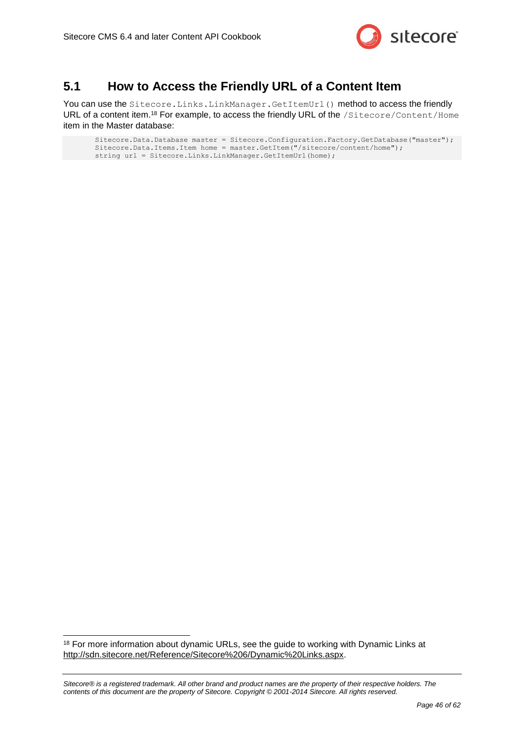## 5.1 How to Access the Friendly URL of a Content Item

You can use the `Sitecore.Links.LinkManager.GetItemUrl()` method to access the friendly URL of a content item.[18] For example, to access the friendly URL of the `/Sitecore/Content/Home` item in the Master database:

```
Sitecore.Data.Database master = Sitecore.Configuration.Factory.GetDatabase("master");
Sitecore.Data.Items.Item home = master.GetItem("/sitecore/content/home");
string url = Sitecore.Links.LinkManager.GetItemUrl(home);
```

---

[18] For more information about dynamic URLs, see the guide to working with Dynamic Links at http://sdn.sitecore.net/Reference/Sitecore%206/Dynamic%20Links.aspx.

*Sitecore® is a registered trademark. All other brand and product names are the property of their respective holders. The contents of this document are the property of Sitecore. Copyright © 2001-2014 Sitecore. All rights reserved.*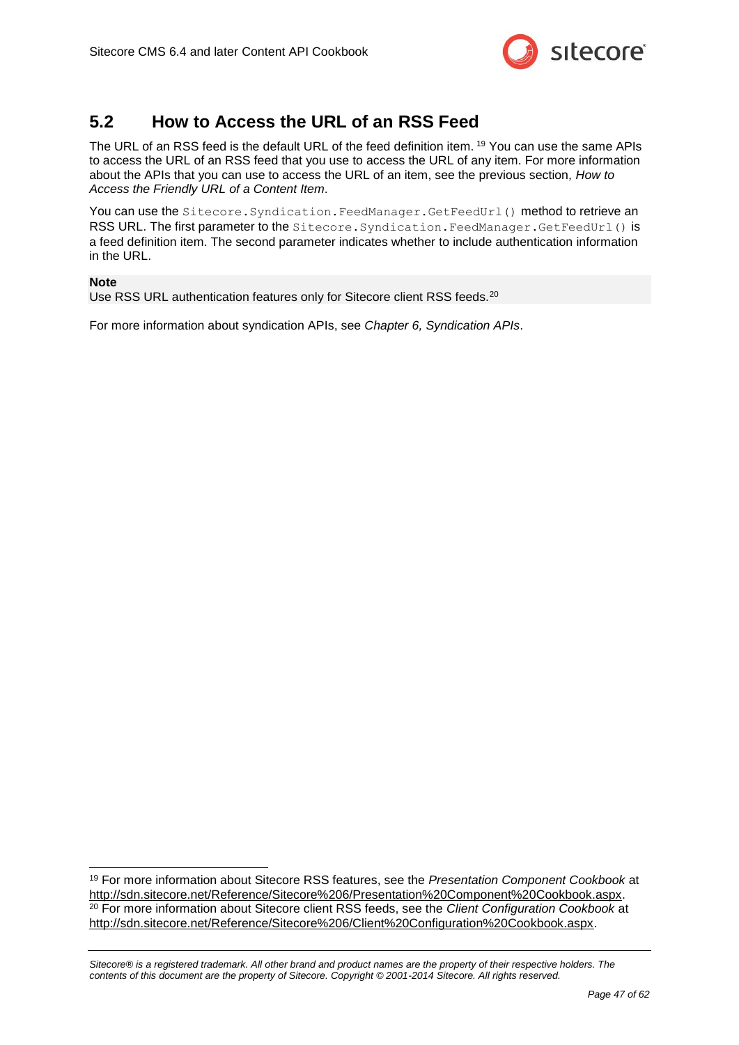## 5.2 How to Access the URL of an RSS Feed

The URL of an RSS feed is the default URL of the feed definition item. [19] You can use the same APIs to access the URL of an RSS feed that you use to access the URL of any item. For more information about the APIs that you can use to access the URL of an item, see the previous section, *How to Access the Friendly URL of a Content Item*.

You can use the `Sitecore.Syndication.FeedManager.GetFeedUrl()` method to retrieve an RSS URL. The first parameter to the `Sitecore.Syndication.FeedManager.GetFeedUrl()` is a feed definition item. The second parameter indicates whether to include authentication information in the URL.

**Note**
Use RSS URL authentication features only for Sitecore client RSS feeds.[20]

For more information about syndication APIs, see *Chapter 6, Syndication APIs*.

[19] For more information about Sitecore RSS features, see the *Presentation Component Cookbook* at http://sdn.sitecore.net/Reference/Sitecore%206/Presentation%20Component%20Cookbook.aspx.
[20] For more information about Sitecore client RSS feeds, see the *Client Configuration Cookbook* at http://sdn.sitecore.net/Reference/Sitecore%206/Client%20Configuration%20Cookbook.aspx.

*Sitecore® is a registered trademark. All other brand and product names are the property of their respective holders. The contents of this document are the property of Sitecore. Copyright © 2001-2014 Sitecore. All rights reserved.*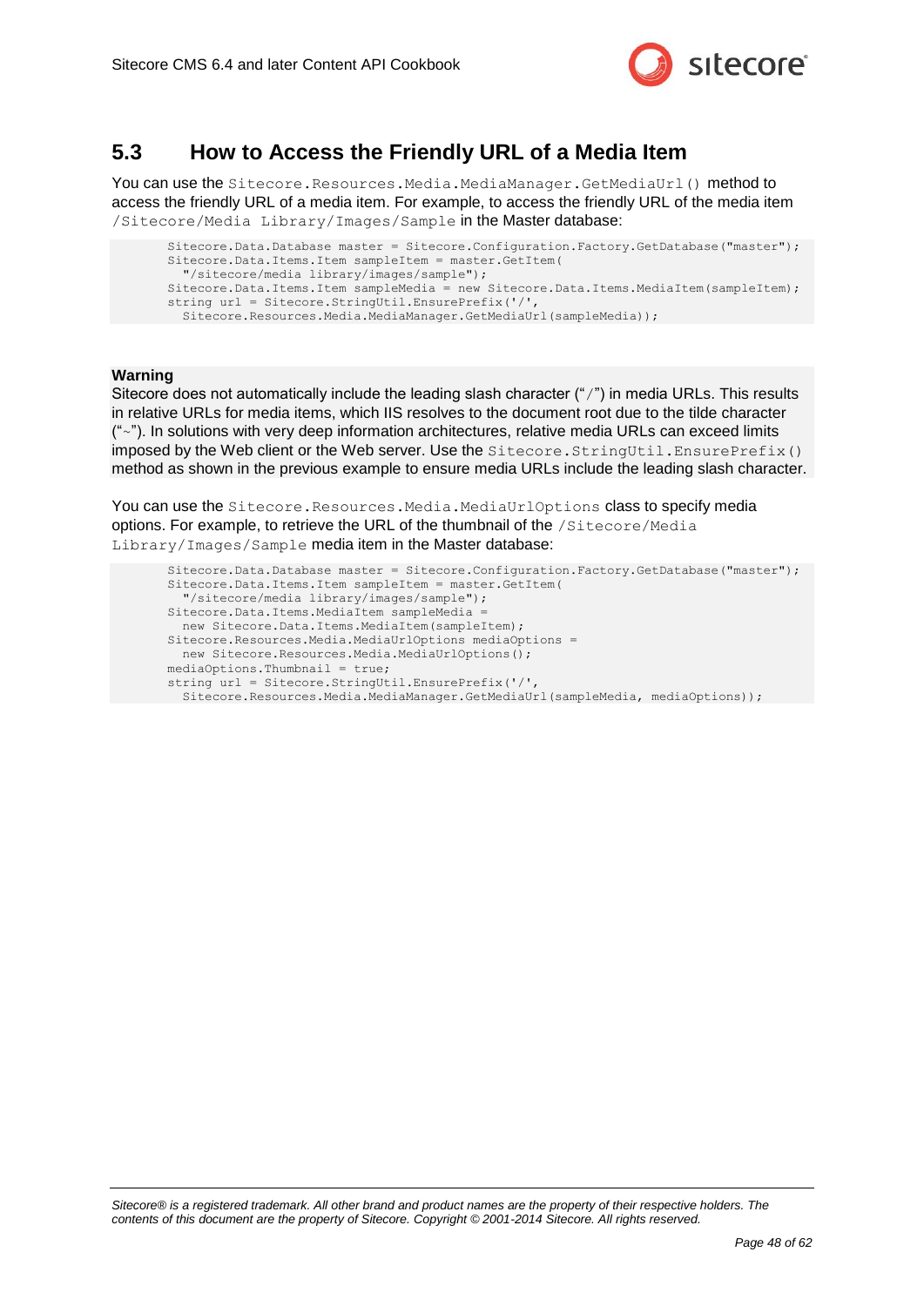## 5.3 How to Access the Friendly URL of a Media Item

You can use the `Sitecore.Resources.Media.MediaManager.GetMediaUrl()` method to access the friendly URL of a media item. For example, to access the friendly URL of the media item `/Sitecore/Media Library/Images/Sample` in the Master database:

```
Sitecore.Data.Database master = Sitecore.Configuration.Factory.GetDatabase("master");
Sitecore.Data.Items.Item sampleItem = master.GetItem(
  "/sitecore/media library/images/sample");
Sitecore.Data.Items.Item sampleMedia = new Sitecore.Data.Items.MediaItem(sampleItem);
string url = Sitecore.StringUtil.EnsurePrefix('/',
  Sitecore.Resources.Media.MediaManager.GetMediaUrl(sampleMedia));
```

**Warning**
Sitecore does not automatically include the leading slash character ("`/`") in media URLs. This results in relative URLs for media items, which IIS resolves to the document root due to the tilde character ("`~`"). In solutions with very deep information architectures, relative media URLs can exceed limits imposed by the Web client or the Web server. Use the `Sitecore.StringUtil.EnsurePrefix()` method as shown in the previous example to ensure media URLs include the leading slash character.

You can use the `Sitecore.Resources.Media.MediaUrlOptions` class to specify media options. For example, to retrieve the URL of the thumbnail of the `/Sitecore/Media Library/Images/Sample` media item in the Master database:

```
Sitecore.Data.Database master = Sitecore.Configuration.Factory.GetDatabase("master");
Sitecore.Data.Items.Item sampleItem = master.GetItem(
  "/sitecore/media library/images/sample");
Sitecore.Data.Items.MediaItem sampleMedia =
  new Sitecore.Data.Items.MediaItem(sampleItem);
Sitecore.Resources.Media.MediaUrlOptions mediaOptions =
  new Sitecore.Resources.Media.MediaUrlOptions();
mediaOptions.Thumbnail = true;
string url = Sitecore.StringUtil.EnsurePrefix('/',
  Sitecore.Resources.Media.MediaManager.GetMediaUrl(sampleMedia, mediaOptions));
```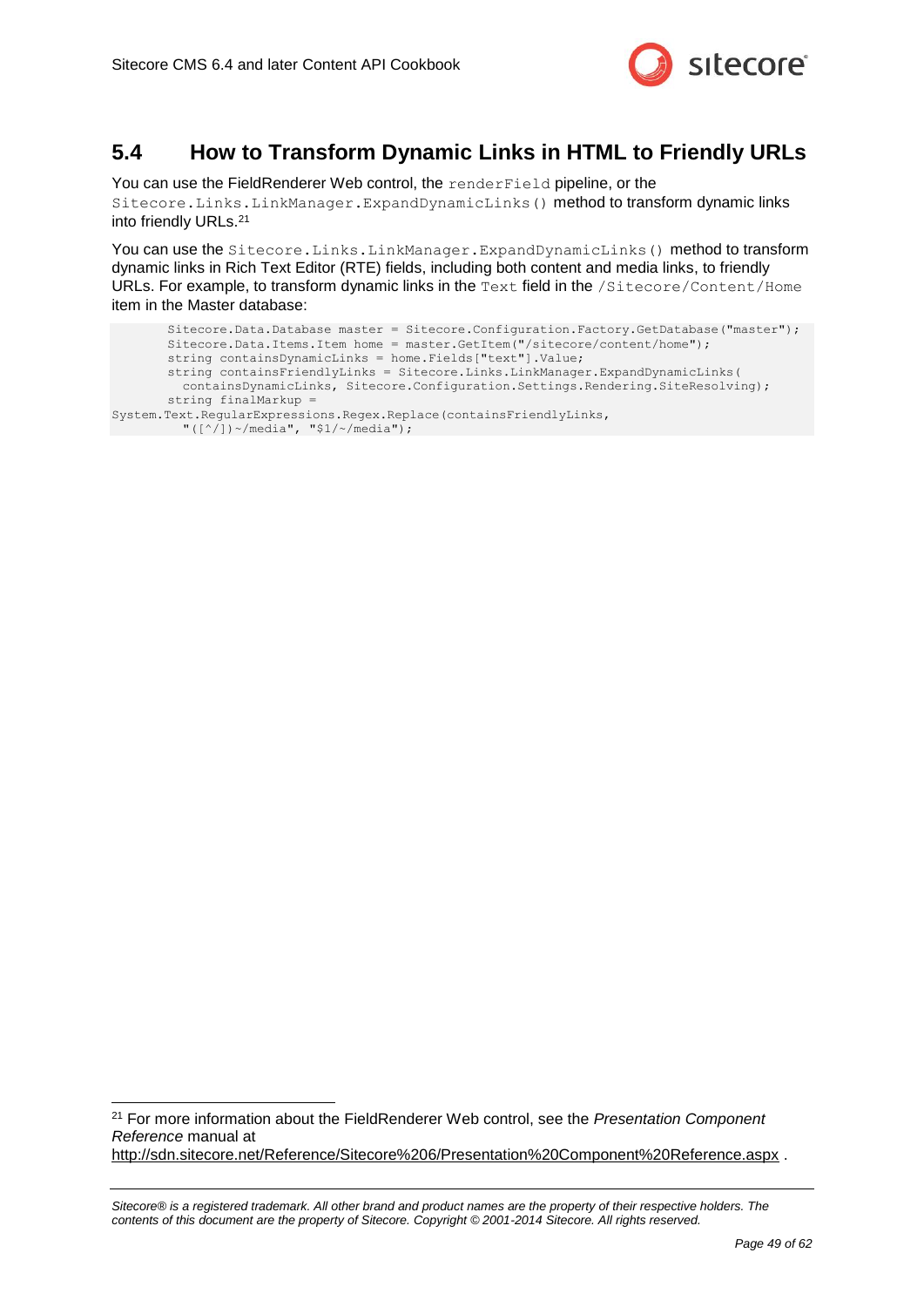## 5.4 How to Transform Dynamic Links in HTML to Friendly URLs

You can use the FieldRenderer Web control, the `renderField` pipeline, or the `Sitecore.Links.LinkManager.ExpandDynamicLinks()` method to transform dynamic links into friendly URLs.[21]

You can use the `Sitecore.Links.LinkManager.ExpandDynamicLinks()` method to transform dynamic links in Rich Text Editor (RTE) fields, including both content and media links, to friendly URLs. For example, to transform dynamic links in the `Text` field in the `/Sitecore/Content/Home` item in the Master database:

```
        Sitecore.Data.Database master = Sitecore.Configuration.Factory.GetDatabase("master");
        Sitecore.Data.Items.Item home = master.GetItem("/sitecore/content/home");
        string containsDynamicLinks = home.Fields["text"].Value;
        string containsFriendlyLinks = Sitecore.Links.LinkManager.ExpandDynamicLinks(
          containsDynamicLinks, Sitecore.Configuration.Settings.Rendering.SiteResolving);
        string finalMarkup =
System.Text.RegularExpressions.Regex.Replace(containsFriendlyLinks,
          "([^/])~/media", "$1/~/media");
```

[21] For more information about the FieldRenderer Web control, see the *Presentation Component Reference* manual at http://sdn.sitecore.net/Reference/Sitecore%206/Presentation%20Component%20Reference.aspx .

*Sitecore® is a registered trademark. All other brand and product names are the property of their respective holders. The contents of this document are the property of Sitecore. Copyright © 2001-2014 Sitecore. All rights reserved.*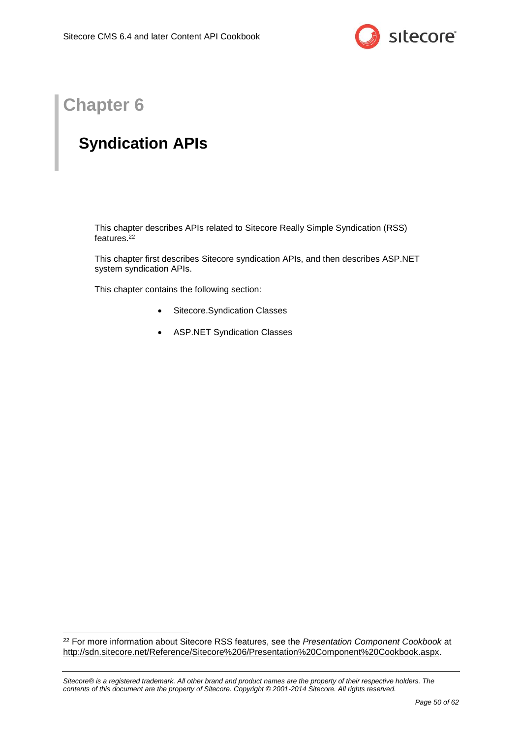# Chapter 6

## Syndication APIs

This chapter describes APIs related to Sitecore Really Simple Syndication (RSS) features.[22]

This chapter first describes Sitecore syndication APIs, and then describes ASP.NET system syndication APIs.

This chapter contains the following section:

- Sitecore.Syndication Classes
- ASP.NET Syndication Classes

---

[22] For more information about Sitecore RSS features, see the *Presentation Component Cookbook* at http://sdn.sitecore.net/Reference/Sitecore%206/Presentation%20Component%20Cookbook.aspx.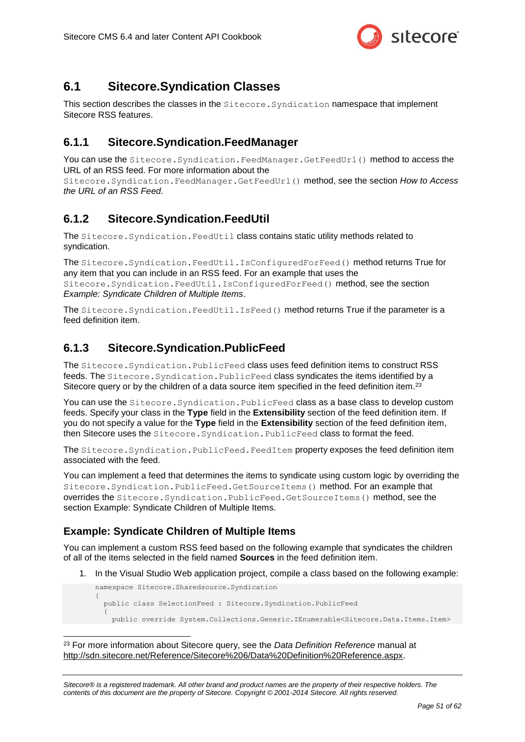## 6.1 Sitecore.Syndication Classes

This section describes the classes in the `Sitecore.Syndication` namespace that implement Sitecore RSS features.

### 6.1.1 Sitecore.Syndication.FeedManager

You can use the `Sitecore.Syndication.FeedManager.GetFeedUrl()` method to access the URL of an RSS feed. For more information about the `Sitecore.Syndication.FeedManager.GetFeedUrl()` method, see the section *How to Access the URL of an RSS Feed*.

### 6.1.2 Sitecore.Syndication.FeedUtil

The `Sitecore.Syndication.FeedUtil` class contains static utility methods related to syndication.

The `Sitecore.Syndication.FeedUtil.IsConfiguredForFeed()` method returns True for any item that you can include in an RSS feed. For an example that uses the `Sitecore.Syndication.FeedUtil.IsConfiguredForFeed()` method, see the section *Example: Syndicate Children of Multiple Items*.

The `Sitecore.Syndication.FeedUtil.IsFeed()` method returns True if the parameter is a feed definition item.

### 6.1.3 Sitecore.Syndication.PublicFeed

The `Sitecore.Syndication.PublicFeed` class uses feed definition items to construct RSS feeds. The `Sitecore.Syndication.PublicFeed` class syndicates the items identified by a Sitecore query or by the children of a data source item specified in the feed definition item.[23]

You can use the `Sitecore.Syndication.PublicFeed` class as a base class to develop custom feeds. Specify your class in the **Type** field in the **Extensibility** section of the feed definition item. If you do not specify a value for the **Type** field in the **Extensibility** section of the feed definition item, then Sitecore uses the `Sitecore.Syndication.PublicFeed` class to format the feed.

The `Sitecore.Syndication.PublicFeed.FeedItem` property exposes the feed definition item associated with the feed.

You can implement a feed that determines the items to syndicate using custom logic by overriding the `Sitecore.Syndication.PublicFeed.GetSourceItems()` method. For an example that overrides the `Sitecore.Syndication.PublicFeed.GetSourceItems()` method, see the section Example: Syndicate Children of Multiple Items.

#### Example: Syndicate Children of Multiple Items

You can implement a custom RSS feed based on the following example that syndicates the children of all of the items selected in the field named **Sources** in the feed definition item.

1. In the Visual Studio Web application project, compile a class based on the following example:

```
namespace Sitecore.Sharedsource.Syndication
{
  public class SelectionFeed : Sitecore.Syndication.PublicFeed
  {
    public override System.Collections.Generic.IEnumerable<Sitecore.Data.Items.Item>
```

---

[23] For more information about Sitecore query, see the *Data Definition Reference* manual at http://sdn.sitecore.net/Reference/Sitecore%206/Data%20Definition%20Reference.aspx.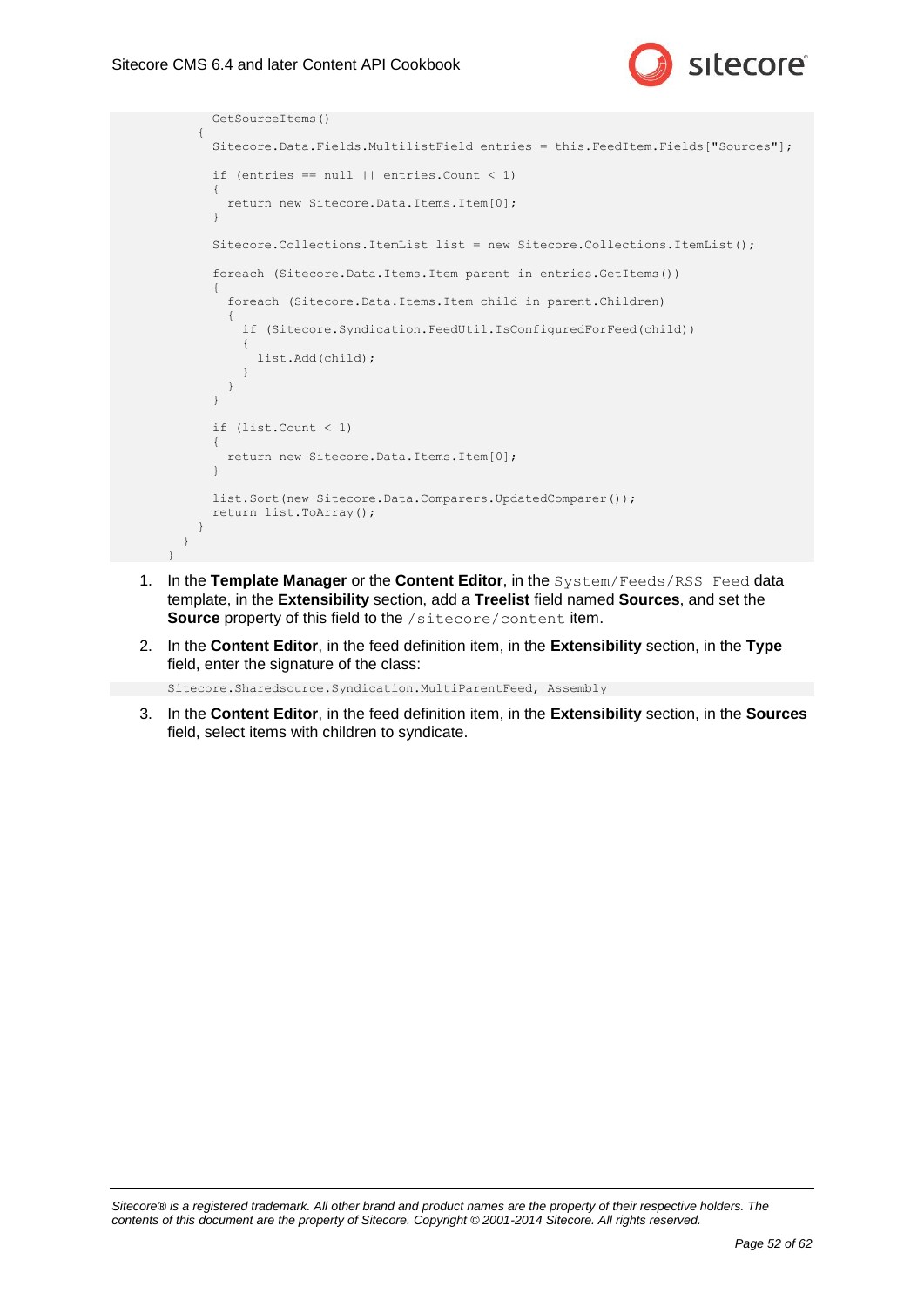```
      GetSourceItems()
    {
      Sitecore.Data.Fields.MultilistField entries = this.FeedItem.Fields["Sources"];

      if (entries == null || entries.Count < 1)
      {
        return new Sitecore.Data.Items.Item[0];
      }

      Sitecore.Collections.ItemList list = new Sitecore.Collections.ItemList();

      foreach (Sitecore.Data.Items.Item parent in entries.GetItems())
      {
        foreach (Sitecore.Data.Items.Item child in parent.Children)
        {
          if (Sitecore.Syndication.FeedUtil.IsConfiguredForFeed(child))
          {
            list.Add(child);
          }
        }
      }

      if (list.Count < 1)
      {
        return new Sitecore.Data.Items.Item[0];
      }

      list.Sort(new Sitecore.Data.Comparers.UpdatedComparer());
      return list.ToArray();
    }
  }
}
```

1. In the **Template Manager** or the **Content Editor**, in the `System/Feeds/RSS Feed` data template, in the **Extensibility** section, add a **Treelist** field named **Sources**, and set the **Source** property of this field to the `/sitecore/content` item.

2. In the **Content Editor**, in the feed definition item, in the **Extensibility** section, in the **Type** field, enter the signature of the class:

```
Sitecore.Sharedsource.Syndication.MultiParentFeed, Assembly
```

3. In the **Content Editor**, in the feed definition item, in the **Extensibility** section, in the **Sources** field, select items with children to syndicate.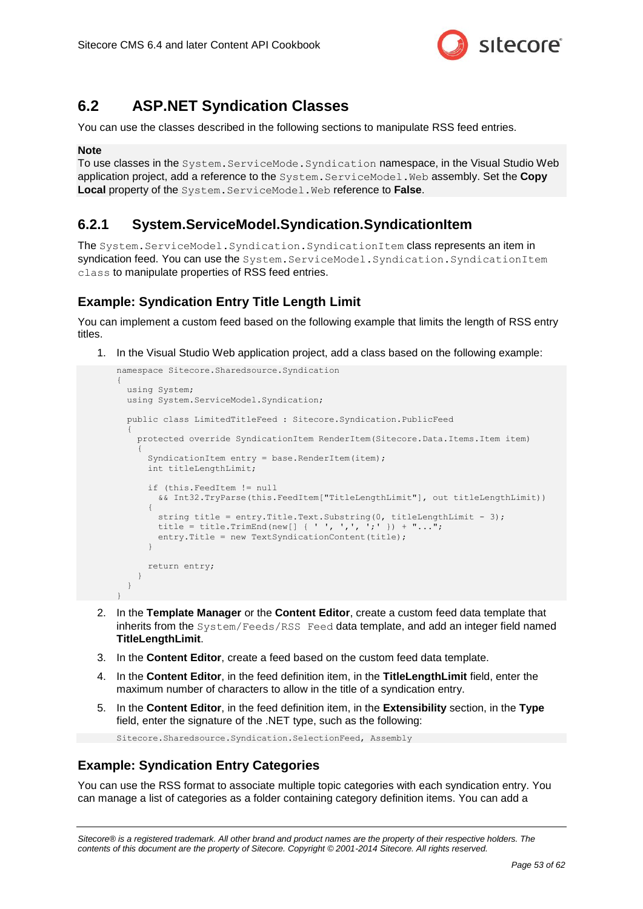## 6.2 ASP.NET Syndication Classes

You can use the classes described in the following sections to manipulate RSS feed entries.

**Note**
To use classes in the `System.ServiceMode.Syndication` namespace, in the Visual Studio Web application project, add a reference to the `System.ServiceModel.Web` assembly. Set the **Copy Local** property of the `System.ServiceModel.Web` reference to **False**.

### 6.2.1 System.ServiceModel.Syndication.SyndicationItem

The `System.ServiceModel.Syndication.SyndicationItem` class represents an item in syndication feed. You can use the `System.ServiceModel.Syndication.SyndicationItem class` to manipulate properties of RSS feed entries.

#### Example: Syndication Entry Title Length Limit

You can implement a custom feed based on the following example that limits the length of RSS entry titles.

1. In the Visual Studio Web application project, add a class based on the following example:

```
namespace Sitecore.Sharedsource.Syndication
{
  using System;
  using System.ServiceModel.Syndication;

  public class LimitedTitleFeed : Sitecore.Syndication.PublicFeed
  {
    protected override SyndicationItem RenderItem(Sitecore.Data.Items.Item item)
    {
      SyndicationItem entry = base.RenderItem(item);
      int titleLengthLimit;

      if (this.FeedItem != null
        && Int32.TryParse(this.FeedItem["TitleLengthLimit"], out titleLengthLimit))
      {
        string title = entry.Title.Text.Substring(0, titleLengthLimit - 3);
        title = title.TrimEnd(new[] { ' ', ',', ';' }) + "...";
        entry.Title = new TextSyndicationContent(title);
      }

      return entry;
    }
  }
}
```

2. In the **Template Manager** or the **Content Editor**, create a custom feed data template that inherits from the `System/Feeds/RSS Feed` data template, and add an integer field named **TitleLengthLimit**.
3. In the **Content Editor**, create a feed based on the custom feed data template.
4. In the **Content Editor**, in the feed definition item, in the **TitleLengthLimit** field, enter the maximum number of characters to allow in the title of a syndication entry.
5. In the **Content Editor**, in the feed definition item, in the **Extensibility** section, in the **Type** field, enter the signature of the .NET type, such as the following:

```
Sitecore.Sharedsource.Syndication.SelectionFeed, Assembly
```

#### Example: Syndication Entry Categories

You can use the RSS format to associate multiple topic categories with each syndication entry. You can manage a list of categories as a folder containing category definition items. You can add a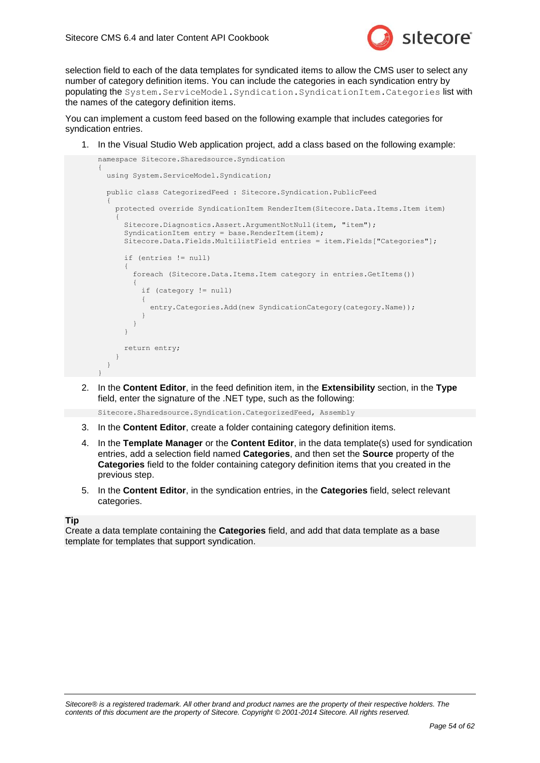selection field to each of the data templates for syndicated items to allow the CMS user to select any number of category definition items. You can include the categories in each syndication entry by populating the `System.ServiceModel.Syndication.SyndicationItem.Categories` list with the names of the category definition items.

You can implement a custom feed based on the following example that includes categories for syndication entries.

1. In the Visual Studio Web application project, add a class based on the following example:

```
namespace Sitecore.Sharedsource.Syndication
{
  using System.ServiceModel.Syndication;

  public class CategorizedFeed : Sitecore.Syndication.PublicFeed
  {
    protected override SyndicationItem RenderItem(Sitecore.Data.Items.Item item)
    {
      Sitecore.Diagnostics.Assert.ArgumentNotNull(item, "item");
      SyndicationItem entry = base.RenderItem(item);
      Sitecore.Data.Fields.MultilistField entries = item.Fields["Categories"];

      if (entries != null)
      {
        foreach (Sitecore.Data.Items.Item category in entries.GetItems())
        {
          if (category != null)
          {
            entry.Categories.Add(new SyndicationCategory(category.Name));
          }
        }
      }

      return entry;
    }
  }
}
```

2. In the **Content Editor**, in the feed definition item, in the **Extensibility** section, in the **Type** field, enter the signature of the .NET type, such as the following:

```
Sitecore.Sharedsource.Syndication.CategorizedFeed, Assembly
```

3. In the **Content Editor**, create a folder containing category definition items.
4. In the **Template Manager** or the **Content Editor**, in the data template(s) used for syndication entries, add a selection field named **Categories**, and then set the **Source** property of the **Categories** field to the folder containing category definition items that you created in the previous step.
5. In the **Content Editor**, in the syndication entries, in the **Categories** field, select relevant categories.

**Tip**
Create a data template containing the **Categories** field, and add that data template as a base template for templates that support syndication.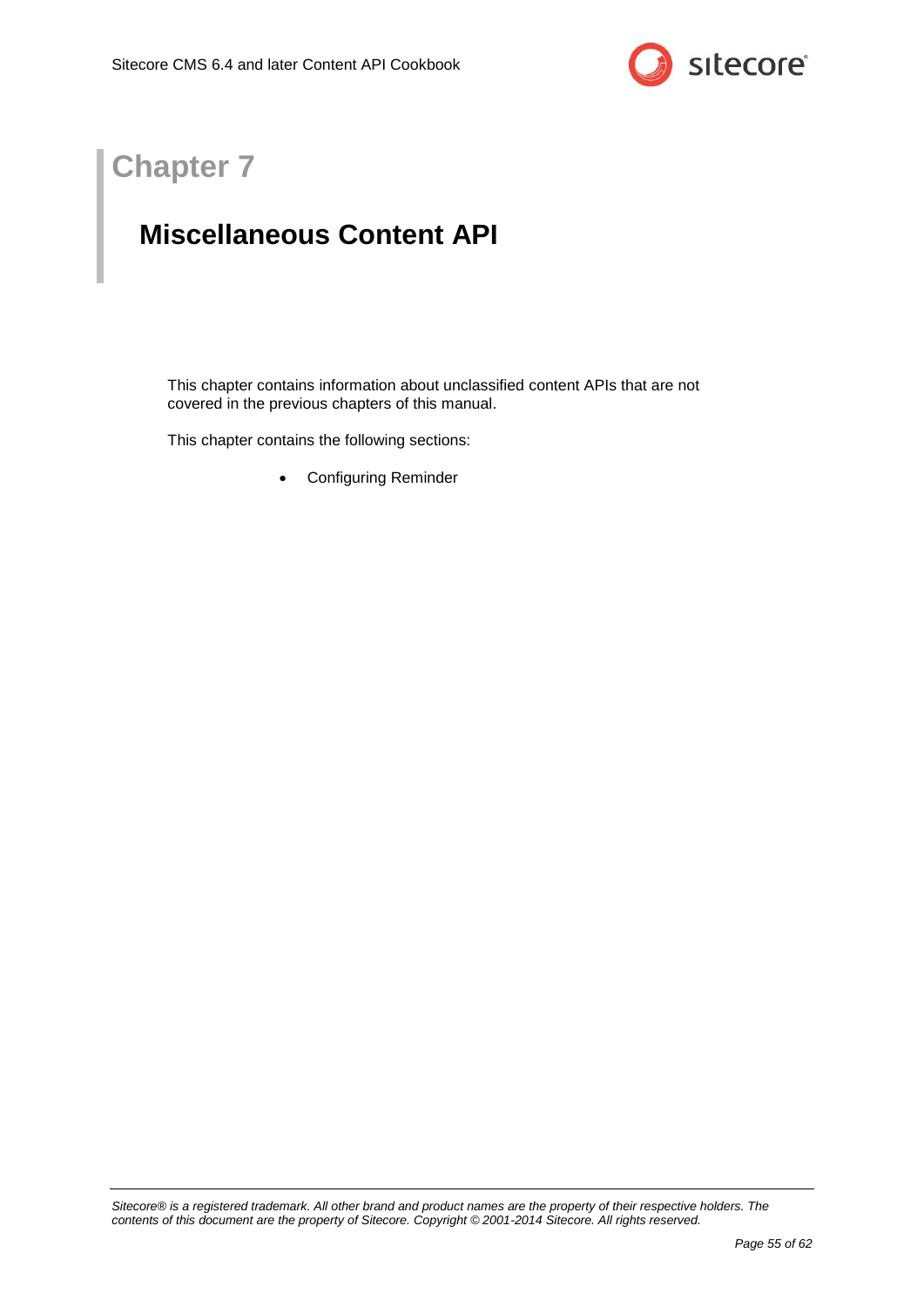# Chapter 7

## Miscellaneous Content API

This chapter contains information about unclassified content APIs that are not covered in the previous chapters of this manual.

This chapter contains the following sections:

- Configuring Reminder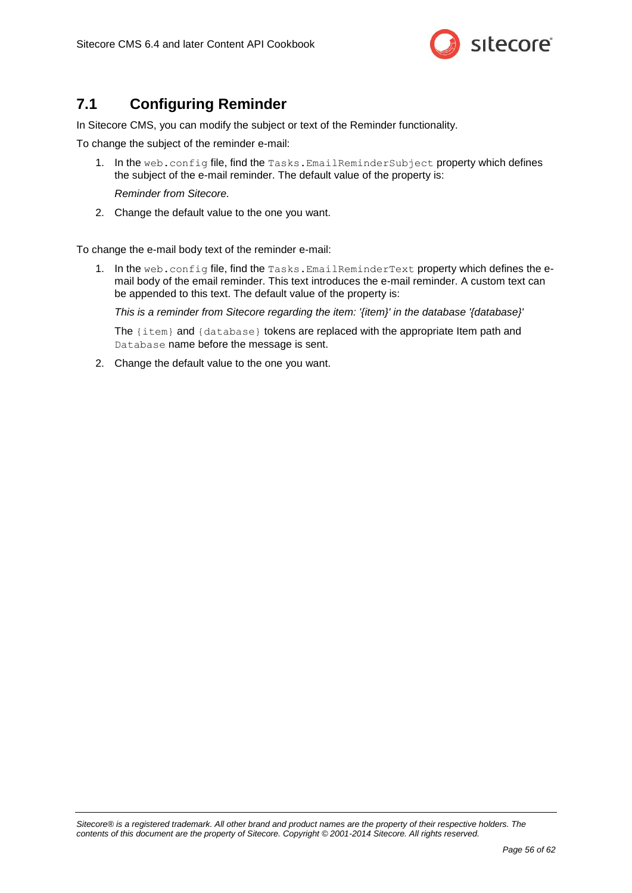## 7.1 Configuring Reminder

In Sitecore CMS, you can modify the subject or text of the Reminder functionality.

To change the subject of the reminder e-mail:

1. In the `web.config` file, find the `Tasks.EmailReminderSubject` property which defines the subject of the e-mail reminder. The default value of the property is:

   *Reminder from Sitecore.*

2. Change the default value to the one you want.

To change the e-mail body text of the reminder e-mail:

1. In the `web.config` file, find the `Tasks.EmailReminderText` property which defines the e-mail body of the email reminder. This text introduces the e-mail reminder. A custom text can be appended to this text. The default value of the property is:

   *This is a reminder from Sitecore regarding the item: '{item}' in the database '{database}'*

   The `{item}` and `{database}` tokens are replaced with the appropriate Item path and `Database` name before the message is sent.

2. Change the default value to the one you want.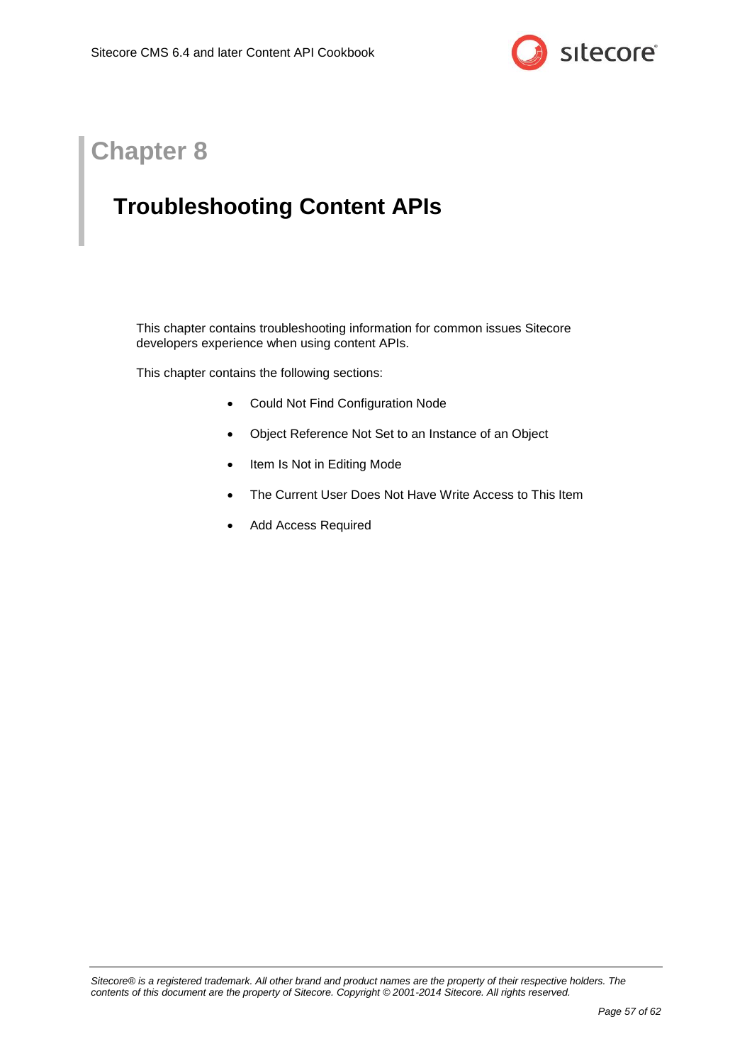# Chapter 8

## Troubleshooting Content APIs

This chapter contains troubleshooting information for common issues Sitecore developers experience when using content APIs.

This chapter contains the following sections:

- Could Not Find Configuration Node
- Object Reference Not Set to an Instance of an Object
- Item Is Not in Editing Mode
- The Current User Does Not Have Write Access to This Item
- Add Access Required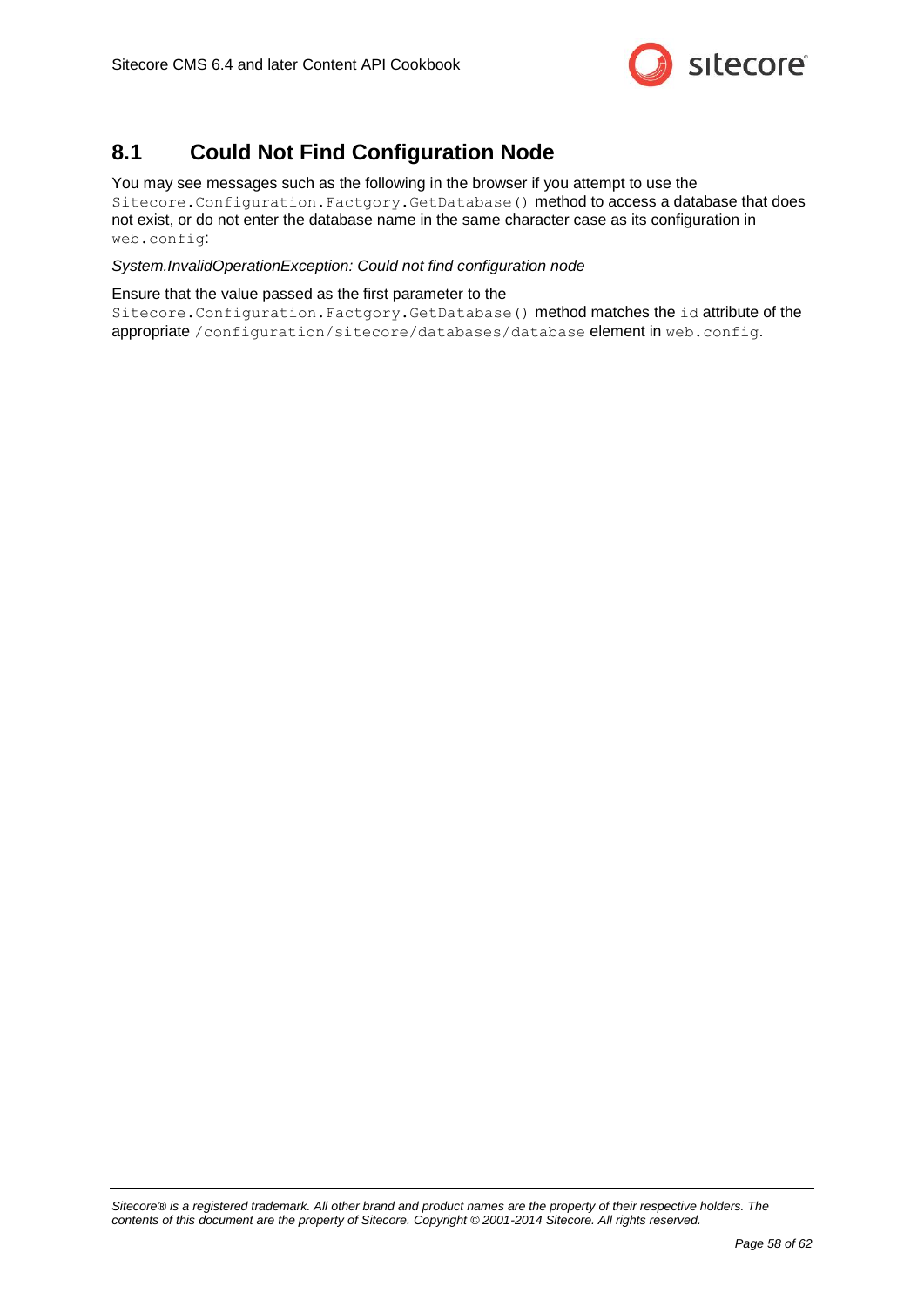## 8.1 Could Not Find Configuration Node

You may see messages such as the following in the browser if you attempt to use the `Sitecore.Configuration.Factgory.GetDatabase()` method to access a database that does not exist, or do not enter the database name in the same character case as its configuration in `web.config`:

*System.InvalidOperationException: Could not find configuration node*

Ensure that the value passed as the first parameter to the `Sitecore.Configuration.Factgory.GetDatabase()` method matches the `id` attribute of the appropriate `/configuration/sitecore/databases/database` element in `web.config`.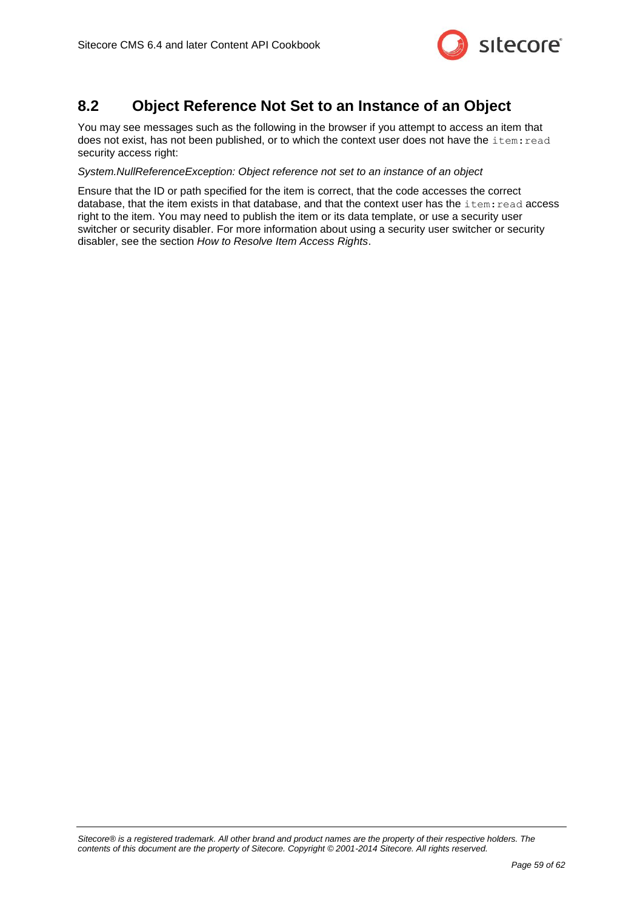## 8.2 Object Reference Not Set to an Instance of an Object

You may see messages such as the following in the browser if you attempt to access an item that does not exist, has not been published, or to which the context user does not have the `item:read` security access right:

*System.NullReferenceException: Object reference not set to an instance of an object*

Ensure that the ID or path specified for the item is correct, that the code accesses the correct database, that the item exists in that database, and that the context user has the `item:read` access right to the item. You may need to publish the item or its data template, or use a security user switcher or security disabler. For more information about using a security user switcher or security disabler, see the section *How to Resolve Item Access Rights*.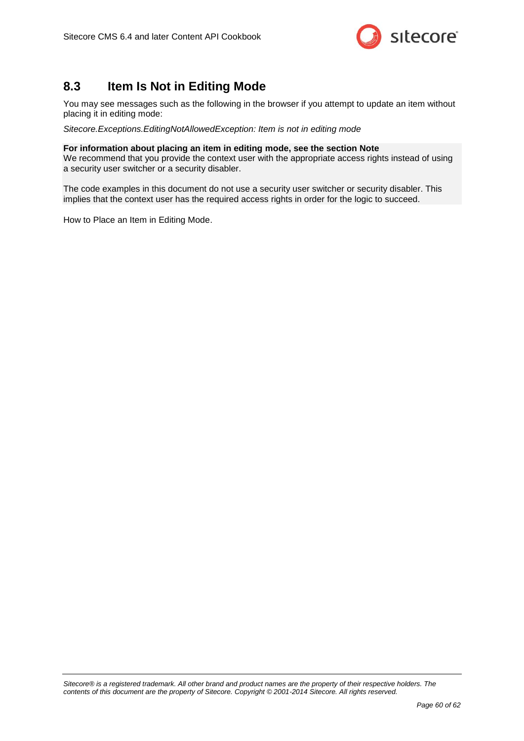## 8.3 Item Is Not in Editing Mode

You may see messages such as the following in the browser if you attempt to update an item without placing it in editing mode:

*Sitecore.Exceptions.EditingNotAllowedException: Item is not in editing mode*

**For information about placing an item in editing mode, see the section Note**
We recommend that you provide the context user with the appropriate access rights instead of using a security user switcher or a security disabler.

The code examples in this document do not use a security user switcher or security disabler. This implies that the context user has the required access rights in order for the logic to succeed.

How to Place an Item in Editing Mode.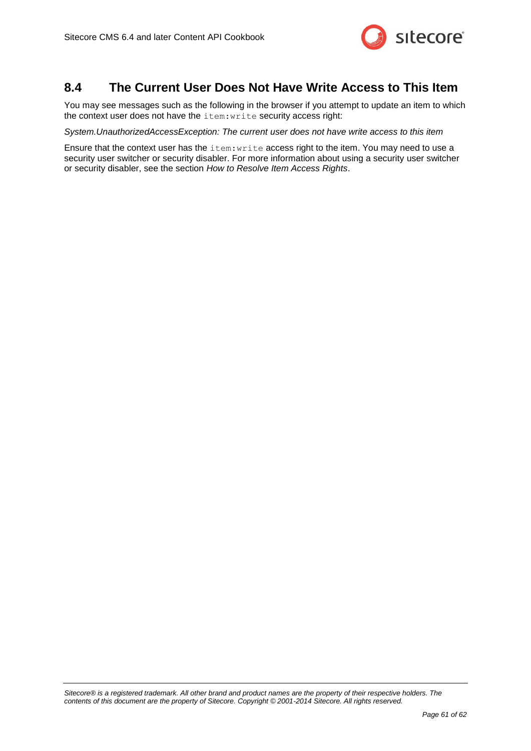## 8.4 The Current User Does Not Have Write Access to This Item

You may see messages such as the following in the browser if you attempt to update an item to which the context user does not have the `item:write` security access right:

*System.UnauthorizedAccessException: The current user does not have write access to this item*

Ensure that the context user has the `item:write` access right to the item. You may need to use a security user switcher or security disabler. For more information about using a security user switcher or security disabler, see the section *How to Resolve Item Access Rights*.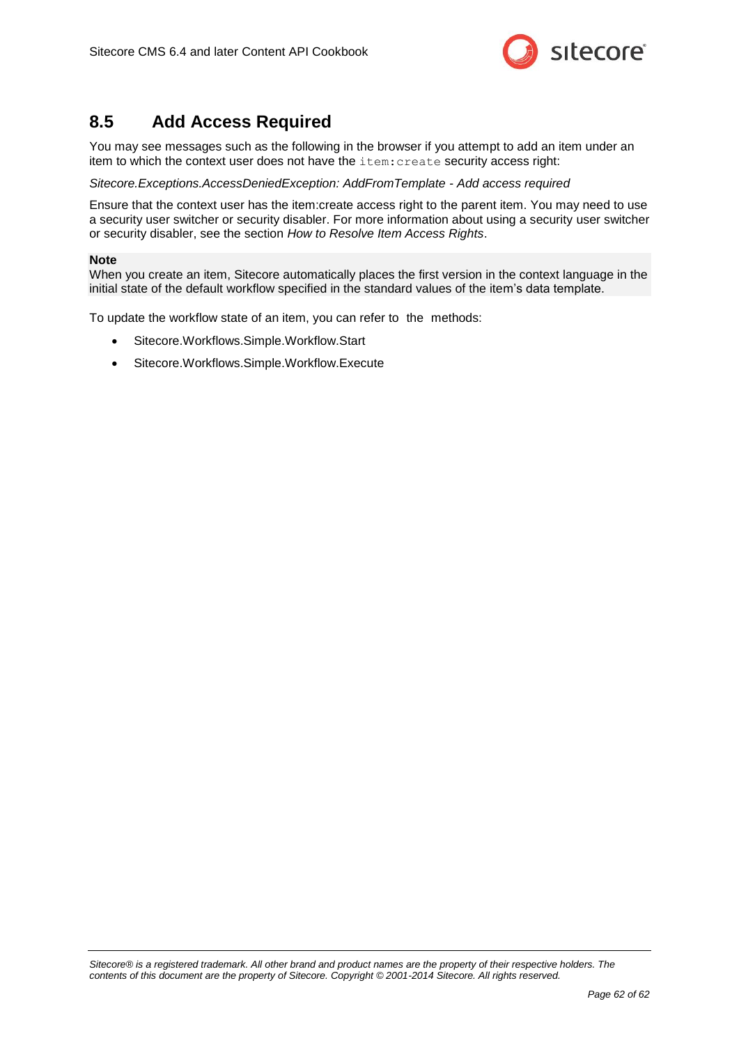## 8.5 Add Access Required

You may see messages such as the following in the browser if you attempt to add an item under an item to which the context user does not have the `item:create` security access right:

*Sitecore.Exceptions.AccessDeniedException: AddFromTemplate - Add access required*

Ensure that the context user has the item:create access right to the parent item. You may need to use a security user switcher or security disabler. For more information about using a security user switcher or security disabler, see the section *How to Resolve Item Access Rights*.

**Note**

When you create an item, Sitecore automatically places the first version in the context language in the initial state of the default workflow specified in the standard values of the item's data template.

To update the workflow state of an item, you can refer to the methods:

- Sitecore.Workflows.Simple.Workflow.Start
- Sitecore.Workflows.Simple.Workflow.Execute

*Sitecore® is a registered trademark. All other brand and product names are the property of their respective holders. The contents of this document are the property of Sitecore. Copyright © 2001-2014 Sitecore. All rights reserved.*